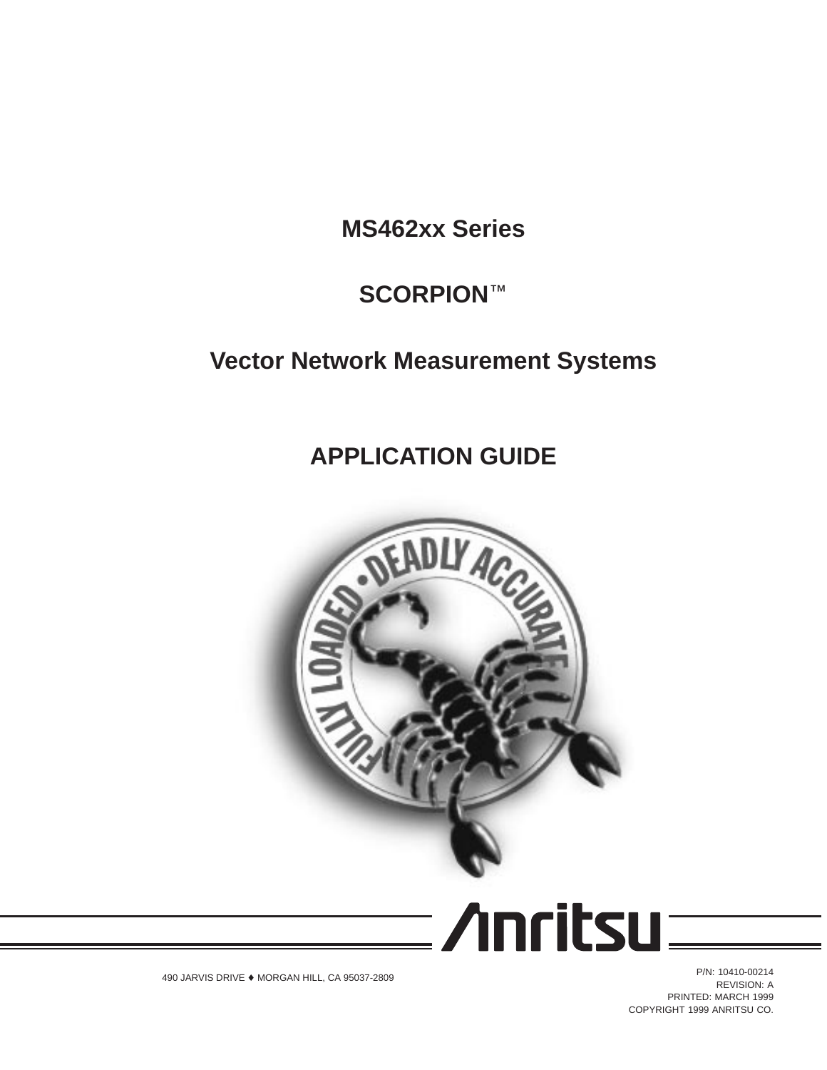# MS462xx Series

# SCORPION™

# Vector Network Measurement Systems

# APPLICATION GUIDE

490 JARVIS DRIVE ♦ MORGAN HILL, CA 95037-2809

P/N: 10410-00214
REVISION: A
PRINTED: MARCH 1999
COPYRIGHT 1999 ANRITSU CO.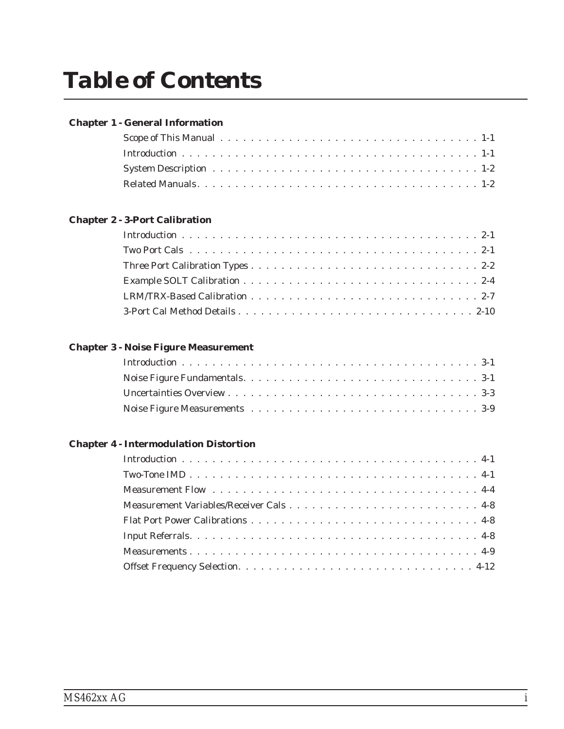# Table of Contents

**Chapter 1 - General Information**

Scope of This Manual . . . . . . . . . . . . . . . . . . . . . . . . . . . . . . . . . . . . 1-1

Introduction . . . . . . . . . . . . . . . . . . . . . . . . . . . . . . . . . . . . . . . . . 1-1

System Description . . . . . . . . . . . . . . . . . . . . . . . . . . . . . . . . . . . . 1-2

Related Manuals. . . . . . . . . . . . . . . . . . . . . . . . . . . . . . . . . . . . . . . 1-2

**Chapter 2 - 3-Port Calibration**

Introduction . . . . . . . . . . . . . . . . . . . . . . . . . . . . . . . . . . . . . . . . . 2-1

Two Port Cals . . . . . . . . . . . . . . . . . . . . . . . . . . . . . . . . . . . . . . . 2-1

Three Port Calibration Types . . . . . . . . . . . . . . . . . . . . . . . . . . . . . . 2-2

Example SOLT Calibration . . . . . . . . . . . . . . . . . . . . . . . . . . . . . . . 2-4

LRM/TRX-Based Calibration . . . . . . . . . . . . . . . . . . . . . . . . . . . . . . 2-7

3-Port Cal Method Details . . . . . . . . . . . . . . . . . . . . . . . . . . . . . . . 2-10

**Chapter 3 - Noise Figure Measurement**

Introduction . . . . . . . . . . . . . . . . . . . . . . . . . . . . . . . . . . . . . . . . . 3-1

Noise Figure Fundamentals. . . . . . . . . . . . . . . . . . . . . . . . . . . . . . . 3-1

Uncertainties Overview . . . . . . . . . . . . . . . . . . . . . . . . . . . . . . . . . 3-3

Noise Figure Measurements . . . . . . . . . . . . . . . . . . . . . . . . . . . . . . 3-9

**Chapter 4 - Intermodulation Distortion**

Introduction . . . . . . . . . . . . . . . . . . . . . . . . . . . . . . . . . . . . . . . . . 4-1

Two-Tone IMD . . . . . . . . . . . . . . . . . . . . . . . . . . . . . . . . . . . . . . . 4-1

Measurement Flow . . . . . . . . . . . . . . . . . . . . . . . . . . . . . . . . . . . . 4-4

Measurement Variables/Receiver Cals . . . . . . . . . . . . . . . . . . . . . . . . 4-8

Flat Port Power Calibrations . . . . . . . . . . . . . . . . . . . . . . . . . . . . . . 4-8

Input Referrals. . . . . . . . . . . . . . . . . . . . . . . . . . . . . . . . . . . . . . . . 4-8

Measurements . . . . . . . . . . . . . . . . . . . . . . . . . . . . . . . . . . . . . . . . 4-9

Offset Frequency Selection. . . . . . . . . . . . . . . . . . . . . . . . . . . . . . . 4-12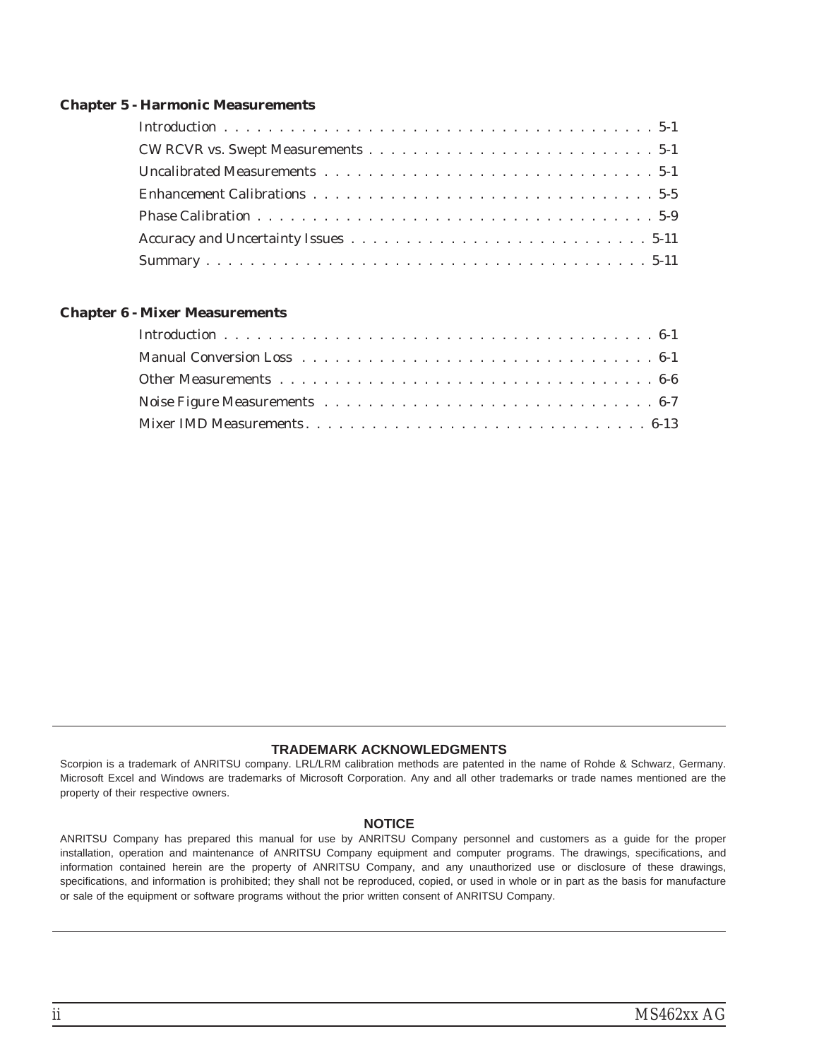**Chapter 5 - Harmonic Measurements**

Introduction . . . . . . . . . . . . . . . . . . . . . . . . . . . . . . . . . . . . . . . 5-1

CW RCVR vs. Swept Measurements . . . . . . . . . . . . . . . . . . . . . . . . . 5-1

Uncalibrated Measurements . . . . . . . . . . . . . . . . . . . . . . . . . . . . . . 5-1

Enhancement Calibrations . . . . . . . . . . . . . . . . . . . . . . . . . . . . . . . 5-5

Phase Calibration . . . . . . . . . . . . . . . . . . . . . . . . . . . . . . . . . . . . 5-9

Accuracy and Uncertainty Issues . . . . . . . . . . . . . . . . . . . . . . . . . . 5-11

Summary . . . . . . . . . . . . . . . . . . . . . . . . . . . . . . . . . . . . . . . . 5-11

**Chapter 6 - Mixer Measurements**

Introduction . . . . . . . . . . . . . . . . . . . . . . . . . . . . . . . . . . . . . . . 6-1

Manual Conversion Loss . . . . . . . . . . . . . . . . . . . . . . . . . . . . . . . . 6-1

Other Measurements . . . . . . . . . . . . . . . . . . . . . . . . . . . . . . . . . . 6-6

Noise Figure Measurements . . . . . . . . . . . . . . . . . . . . . . . . . . . . . . 6-7

Mixer IMD Measurements. . . . . . . . . . . . . . . . . . . . . . . . . . . . . . . 6-13

**TRADEMARK ACKNOWLEDGMENTS**

Scorpion is a trademark of ANRITSU company. LRL/LRM calibration methods are patented in the name of Rohde & Schwarz, Germany. Microsoft Excel and Windows are trademarks of Microsoft Corporation. Any and all other trademarks or trade names mentioned are the property of their respective owners.

**NOTICE**

ANRITSU Company has prepared this manual for use by ANRITSU Company personnel and customers as a guide for the proper installation, operation and maintenance of ANRITSU Company equipment and computer programs. The drawings, specifications, and information contained herein are the property of ANRITSU Company, and any unauthorized use or disclosure of these drawings, specifications, and information is prohibited; they shall not be reproduced, copied, or used in whole or in part as the basis for manufacture or sale of the equipment or software programs without the prior written consent of ANRITSU Company.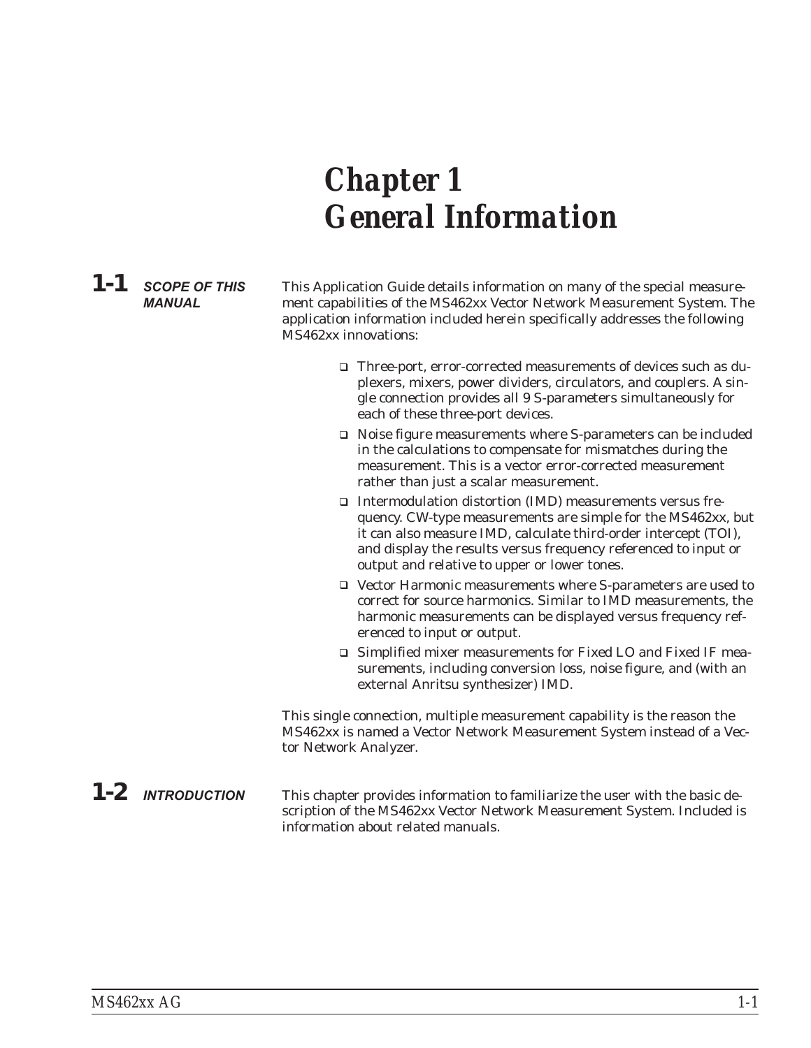# Chapter 1 General Information

## 1-1 SCOPE OF THIS MANUAL

This Application Guide details information on many of the special measurement capabilities of the MS462xx Vector Network Measurement System. The application information included herein specifically addresses the following MS462xx innovations:

- Three-port, error-corrected measurements of devices such as duplexers, mixers, power dividers, circulators, and couplers. A single connection provides all 9 S-parameters simultaneously for each of these three-port devices.
- Noise figure measurements where S-parameters can be included in the calculations to compensate for mismatches during the measurement. This is a vector error-corrected measurement rather than just a scalar measurement.
- Intermodulation distortion (IMD) measurements versus frequency. CW-type measurements are simple for the MS462xx, but it can also measure IMD, calculate third-order intercept (TOI), and display the results versus frequency referenced to input or output and relative to upper or lower tones.
- Vector Harmonic measurements where S-parameters are used to correct for source harmonics. Similar to IMD measurements, the harmonic measurements can be displayed versus frequency referenced to input or output.
- Simplified mixer measurements for Fixed LO and Fixed IF measurements, including conversion loss, noise figure, and (with an external Anritsu synthesizer) IMD.

This single connection, multiple measurement capability is the reason the MS462xx is named a Vector Network Measurement System instead of a Vector Network Analyzer.

## 1-2 INTRODUCTION

This chapter provides information to familiarize the user with the basic description of the MS462xx Vector Network Measurement System. Included is information about related manuals.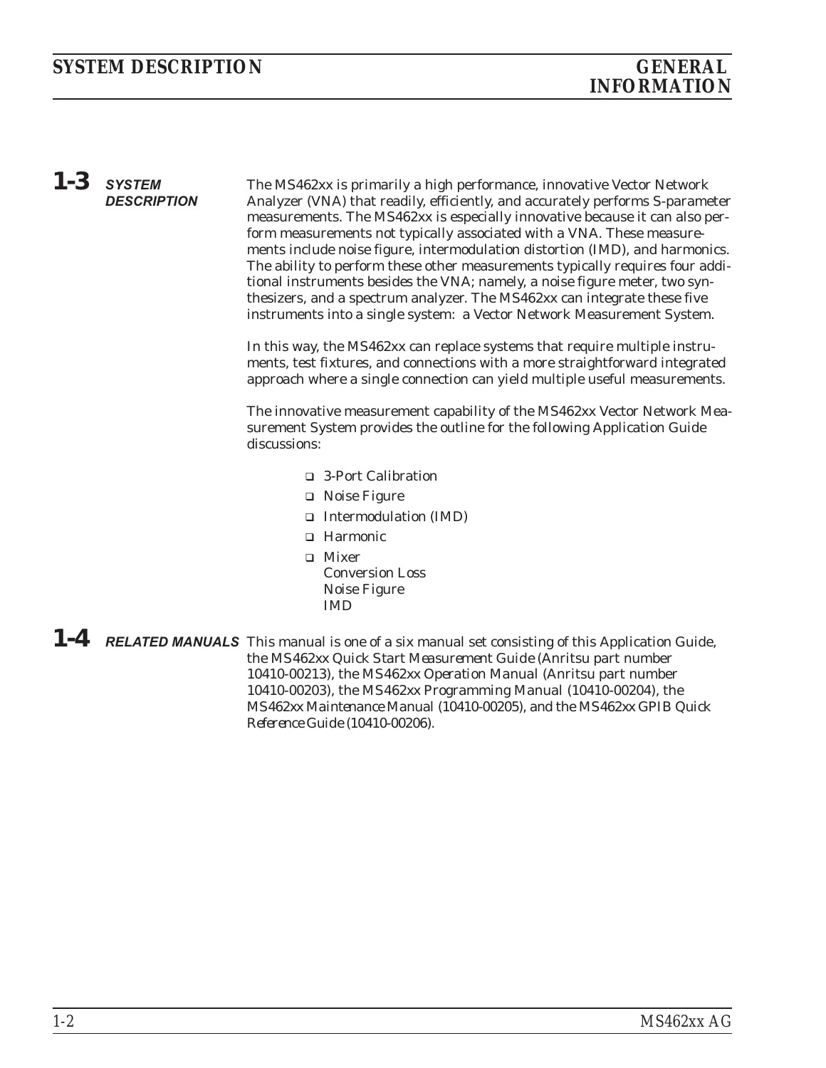## 1-3 SYSTEM DESCRIPTION

The MS462xx is primarily a high performance, innovative Vector Network Analyzer (VNA) that readily, efficiently, and accurately performs S-parameter measurements. The MS462xx is especially innovative because it can also perform measurements not typically associated with a VNA. These measurements include noise figure, intermodulation distortion (IMD), and harmonics. The ability to perform these other measurements typically requires four additional instruments besides the VNA; namely, a noise figure meter, two synthesizers, and a spectrum analyzer. The MS462xx can integrate these five instruments into a single system: a Vector Network Measurement System.

In this way, the MS462xx can replace systems that require multiple instruments, test fixtures, and connections with a more straightforward integrated approach where a single connection can yield multiple useful measurements.

The innovative measurement capability of the MS462xx Vector Network Measurement System provides the outline for the following Application Guide discussions:

- 3-Port Calibration
- Noise Figure
- Intermodulation (IMD)
- Harmonic
- Mixer
  - Conversion Loss
  - Noise Figure
  - IMD

## 1-4 RELATED MANUALS

This manual is one of a six manual set consisting of this Application Guide, the *MS462xx Quick Start Measurement Guide* (Anritsu part number 10410-00213), the *MS462xx Operation Manual* (Anritsu part number 10410-00203), the *MS462xx Programming Manual* (10410-00204), the *MS462xx Maintenance Manual* (10410-00205), and the *MS462xx GPIB Quick Reference Guide* (10410-00206).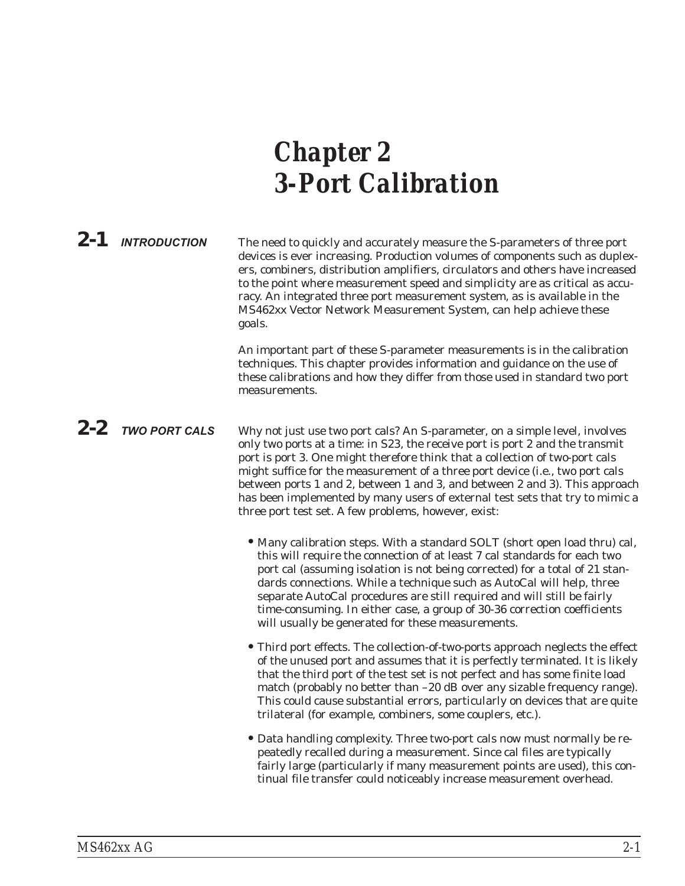# Chapter 2
# 3-Port Calibration

## 2-1 INTRODUCTION

The need to quickly and accurately measure the S-parameters of three port devices is ever increasing. Production volumes of components such as duplexers, combiners, distribution amplifiers, circulators and others have increased to the point where measurement speed and simplicity are as critical as accuracy. An integrated three port measurement system, as is available in the MS462xx Vector Network Measurement System, can help achieve these goals.

An important part of these S-parameter measurements is in the calibration techniques. This chapter provides information and guidance on the use of these calibrations and how they differ from those used in standard two port measurements.

## 2-2 TWO PORT CALS

Why not just use two port cals? An S-parameter, on a simple level, involves only two ports at a time: in S23, the receive port is port 2 and the transmit port is port 3. One might therefore think that a collection of two-port cals might suffice for the measurement of a three port device (i.e., two port cals between ports 1 and 2, between 1 and 3, and between 2 and 3). This approach has been implemented by many users of external test sets that try to mimic a three port test set. A few problems, however, exist:

- Many calibration steps. With a standard SOLT (short open load thru) cal, this will require the connection of at least 7 cal standards for each two port cal (assuming isolation is not being corrected) for a total of 21 standards connections. While a technique such as AutoCal will help, three separate AutoCal procedures are still required and will still be fairly time-consuming. In either case, a group of 30-36 correction coefficients will usually be generated for these measurements.
- Third port effects. The collection-of-two-ports approach neglects the effect of the unused port and assumes that it is perfectly terminated. It is likely that the third port of the test set is not perfect and has some finite load match (probably no better than –20 dB over any sizable frequency range). This could cause substantial errors, particularly on devices that are quite trilateral (for example, combiners, some couplers, etc.).
- Data handling complexity. Three two-port cals now must normally be repeatedly recalled during a measurement. Since cal files are typically fairly large (particularly if many measurement points are used), this continual file transfer could noticeably increase measurement overhead.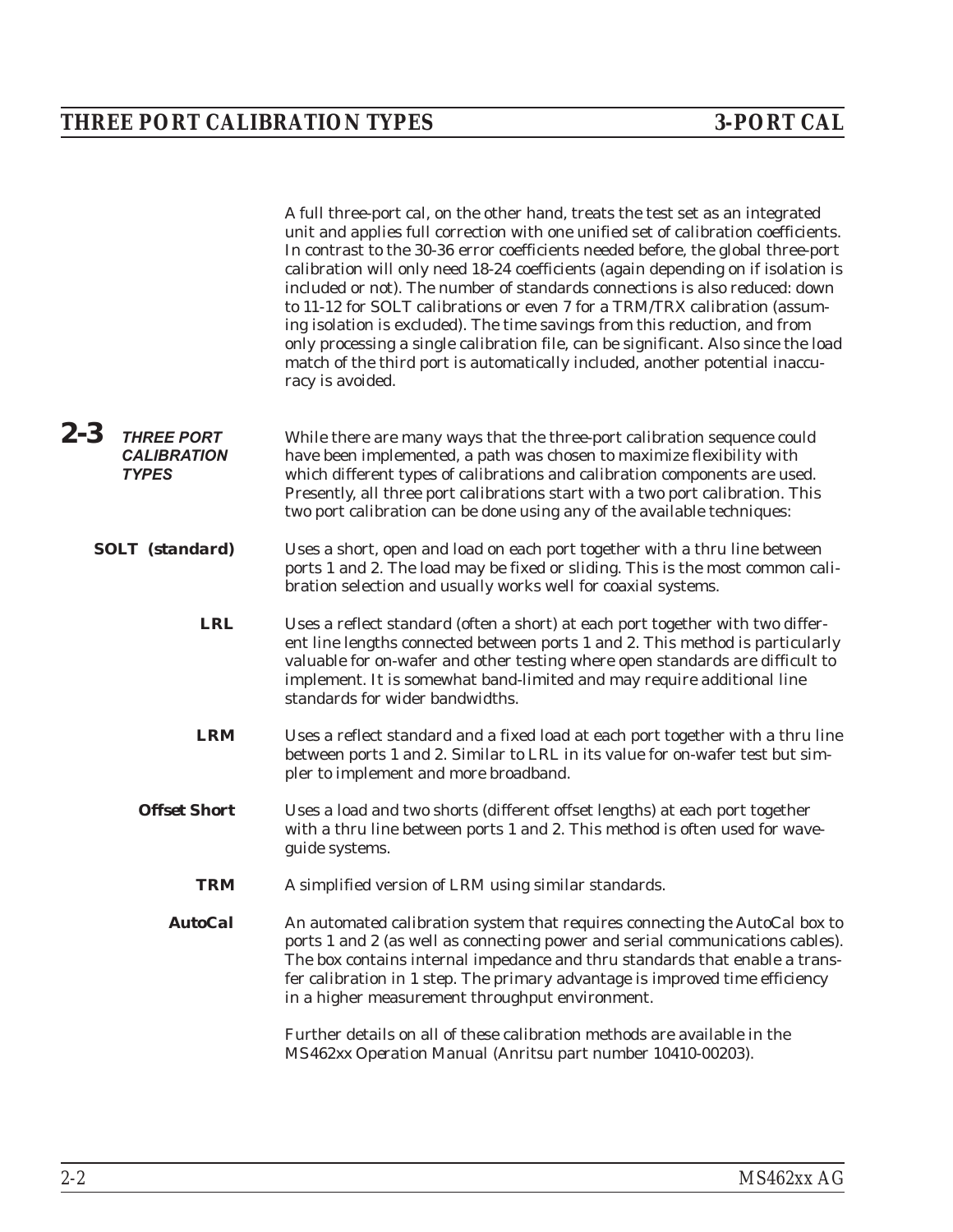A full three-port cal, on the other hand, treats the test set as an integrated unit and applies full correction with one unified set of calibration coefficients. In contrast to the 30-36 error coefficients needed before, the global three-port calibration will only need 18-24 coefficients (again depending on if isolation is included or not). The number of standards connections is also reduced: down to 11-12 for SOLT calibrations or even 7 for a TRM/TRX calibration (assuming isolation is excluded). The time savings from this reduction, and from only processing a single calibration file, can be significant. Also since the load match of the third port is automatically included, another potential inaccuracy is avoided.

## 2-3 THREE PORT CALIBRATION TYPES

While there are many ways that the three-port calibration sequence could have been implemented, a path was chosen to maximize flexibility with which different types of calibrations and calibration components are used. Presently, all three port calibrations start with a two port calibration. This two port calibration can be done using any of the available techniques:

**SOLT (standard)** Uses a short, open and load on each port together with a thru line between ports 1 and 2. The load may be fixed or sliding. This is the most common calibration selection and usually works well for coaxial systems.

**LRL** Uses a reflect standard (often a short) at each port together with two different line lengths connected between ports 1 and 2. This method is particularly valuable for on-wafer and other testing where open standards are difficult to implement. It is somewhat band-limited and may require additional line standards for wider bandwidths.

**LRM** Uses a reflect standard and a fixed load at each port together with a thru line between ports 1 and 2. Similar to LRL in its value for on-wafer test but simpler to implement and more broadband.

**Offset Short** Uses a load and two shorts (different offset lengths) at each port together with a thru line between ports 1 and 2. This method is often used for waveguide systems.

**TRM** A simplified version of LRM using similar standards.

**AutoCal** An automated calibration system that requires connecting the AutoCal box to ports 1 and 2 (as well as connecting power and serial communications cables). The box contains internal impedance and thru standards that enable a transfer calibration in 1 step. The primary advantage is improved time efficiency in a higher measurement throughput environment.

Further details on all of these calibration methods are available in the MS462xx Operation Manual (Anritsu part number 10410-00203).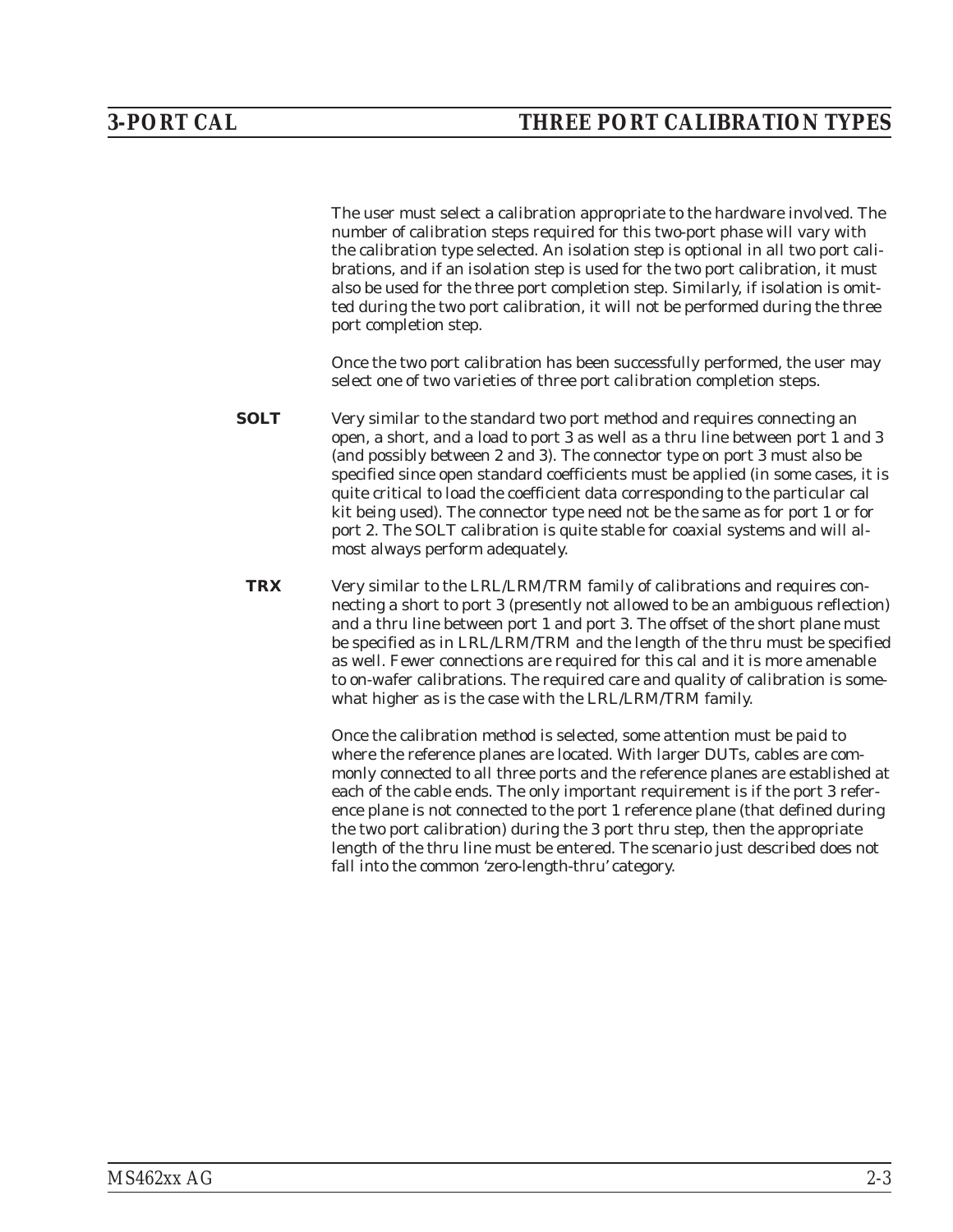The user must select a calibration appropriate to the hardware involved. The number of calibration steps required for this two-port phase will vary with the calibration type selected. An isolation step is optional in all two port calibrations, and if an isolation step is used for the two port calibration, it must also be used for the three port completion step. Similarly, if isolation is omitted during the two port calibration, it will not be performed during the three port completion step.

Once the two port calibration has been successfully performed, the user may select one of two varieties of three port calibration completion steps.

**SOLT** Very similar to the standard two port method and requires connecting an open, a short, and a load to port 3 as well as a thru line between port 1 and 3 (and possibly between 2 and 3). The connector type on port 3 must also be specified since open standard coefficients must be applied (in some cases, it is quite critical to load the coefficient data corresponding to the particular cal kit being used). The connector type need not be the same as for port 1 or for port 2. The SOLT calibration is quite stable for coaxial systems and will almost always perform adequately.

**TRX** Very similar to the LRL/LRM/TRM family of calibrations and requires connecting a short to port 3 (presently not allowed to be an ambiguous reflection) and a thru line between port 1 and port 3. The offset of the short plane must be specified as in LRL/LRM/TRM and the length of the thru must be specified as well. Fewer connections are required for this cal and it is more amenable to on-wafer calibrations. The required care and quality of calibration is somewhat higher as is the case with the LRL/LRM/TRM family.

Once the calibration method is selected, some attention must be paid to where the reference planes are located. With larger DUTs, cables are commonly connected to all three ports and the reference planes are established at each of the cable ends. The only important requirement is if the port 3 reference plane is not connected to the port 1 reference plane (that defined during the two port calibration) during the 3 port thru step, then the appropriate length of the thru line must be entered. The scenario just described does not fall into the common 'zero-length-thru' category.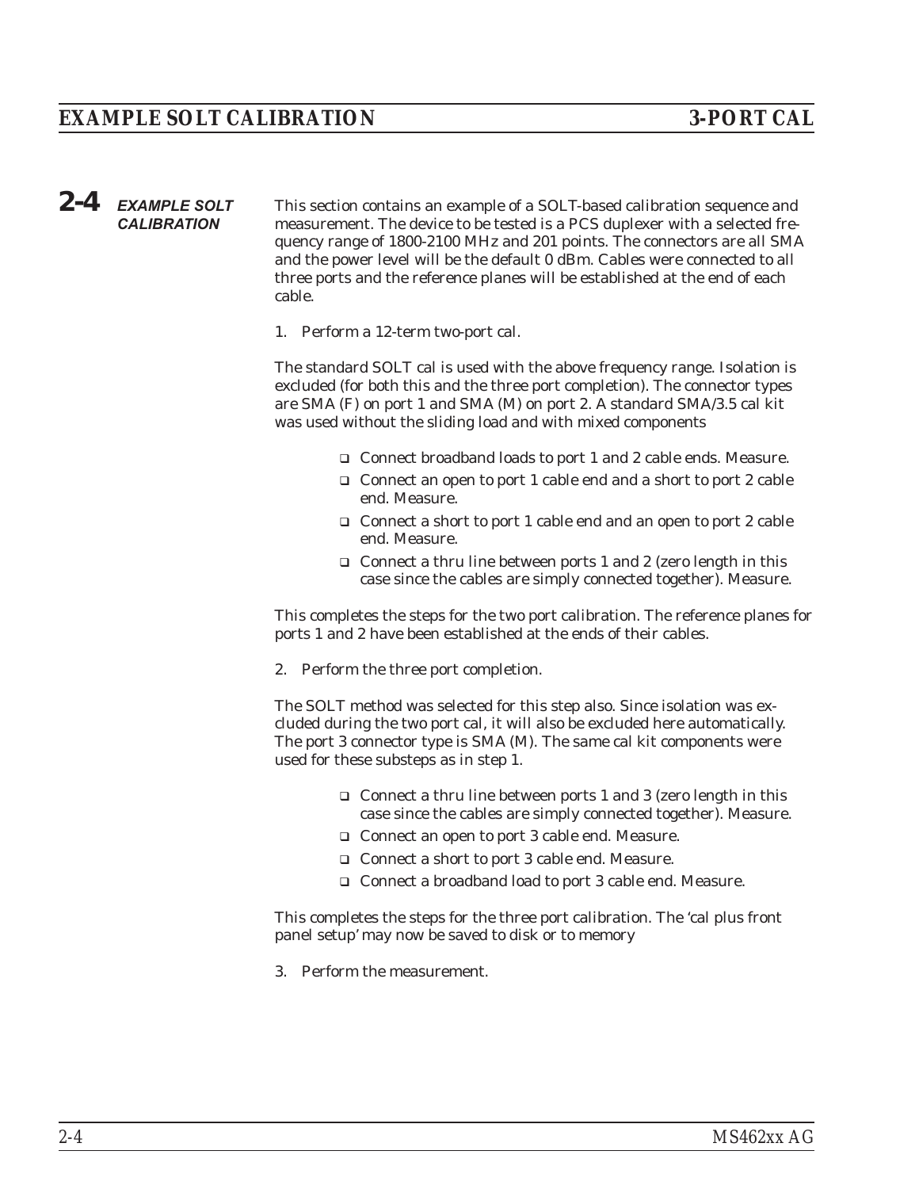## 2-4 EXAMPLE SOLT CALIBRATION

This section contains an example of a SOLT-based calibration sequence and measurement. The device to be tested is a PCS duplexer with a selected frequency range of 1800-2100 MHz and 201 points. The connectors are all SMA and the power level will be the default 0 dBm. Cables were connected to all three ports and the reference planes will be established at the end of each cable.

1. Perform a 12-term two-port cal.

The standard SOLT cal is used with the above frequency range. Isolation is excluded (for both this and the three port completion). The connector types are SMA (F) on port 1 and SMA (M) on port 2. A standard SMA/3.5 cal kit was used without the sliding load and with mixed components

- ❑ Connect broadband loads to port 1 and 2 cable ends. Measure.
- ❑ Connect an open to port 1 cable end and a short to port 2 cable end. Measure.
- ❑ Connect a short to port 1 cable end and an open to port 2 cable end. Measure.
- ❑ Connect a thru line between ports 1 and 2 (zero length in this case since the cables are simply connected together). Measure.

This completes the steps for the two port calibration. The reference planes for ports 1 and 2 have been established at the ends of their cables.

2. Perform the three port completion.

The SOLT method was selected for this step also. Since isolation was excluded during the two port cal, it will also be excluded here automatically. The port 3 connector type is SMA (M). The same cal kit components were used for these substeps as in step 1.

- ❑ Connect a thru line between ports 1 and 3 (zero length in this case since the cables are simply connected together). Measure.
- ❑ Connect an open to port 3 cable end. Measure.
- ❑ Connect a short to port 3 cable end. Measure.
- ❑ Connect a broadband load to port 3 cable end. Measure.

This completes the steps for the three port calibration. The 'cal plus front panel setup' may now be saved to disk or to memory

3. Perform the measurement.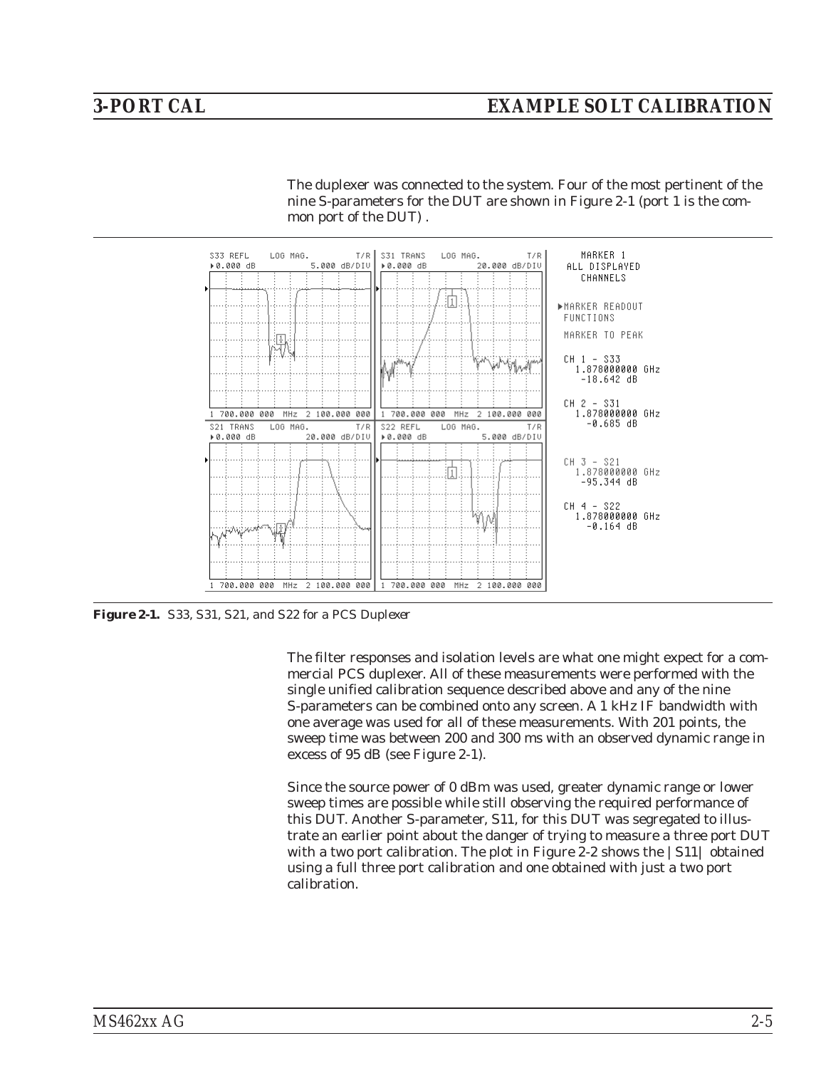The duplexer was connected to the system. Four of the most pertinent of the nine S-parameters for the DUT are shown in Figure 2-1 (port 1 is the common port of the DUT) .

**Figure 2-1.** *S33, S31, S21, and S22 for a PCS Duplexer*

The filter responses and isolation levels are what one might expect for a commercial PCS duplexer. All of these measurements were performed with the single unified calibration sequence described above and any of the nine S-parameters can be combined onto any screen. A 1 kHz IF bandwidth with one average was used for all of these measurements. With 201 points, the sweep time was between 200 and 300 ms with an observed dynamic range in excess of 95 dB (see Figure 2-1).

Since the source power of 0 dBm was used, greater dynamic range or lower sweep times are possible while still observing the required performance of this DUT. Another S-parameter, S11, for this DUT was segregated to illustrate an earlier point about the danger of trying to measure a three port DUT with a two port calibration. The plot in Figure 2-2 shows the |S11| obtained using a full three port calibration and one obtained with just a two port calibration.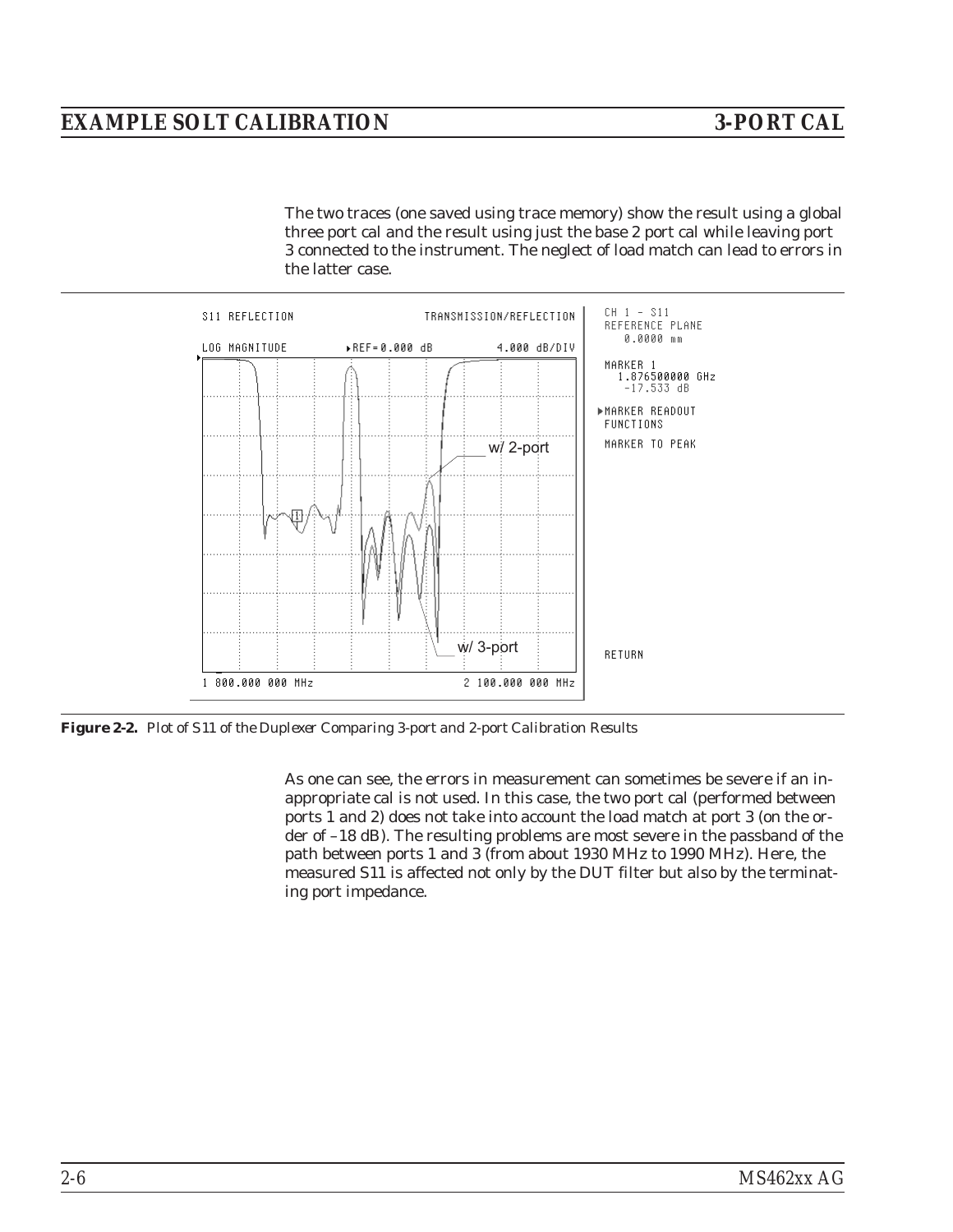The two traces (one saved using trace memory) show the result using a global three port cal and the result using just the base 2 port cal while leaving port 3 connected to the instrument. The neglect of load match can lead to errors in the latter case.

**Figure 2-2.** *Plot of S11 of the Duplexer Comparing 3-port and 2-port Calibration Results*

As one can see, the errors in measurement can sometimes be severe if an inappropriate cal is not used. In this case, the two port cal (performed between ports 1 and 2) does not take into account the load match at port 3 (on the order of –18 dB). The resulting problems are most severe in the passband of the path between ports 1 and 3 (from about 1930 MHz to 1990 MHz). Here, the measured S11 is affected not only by the DUT filter but also by the terminating port impedance.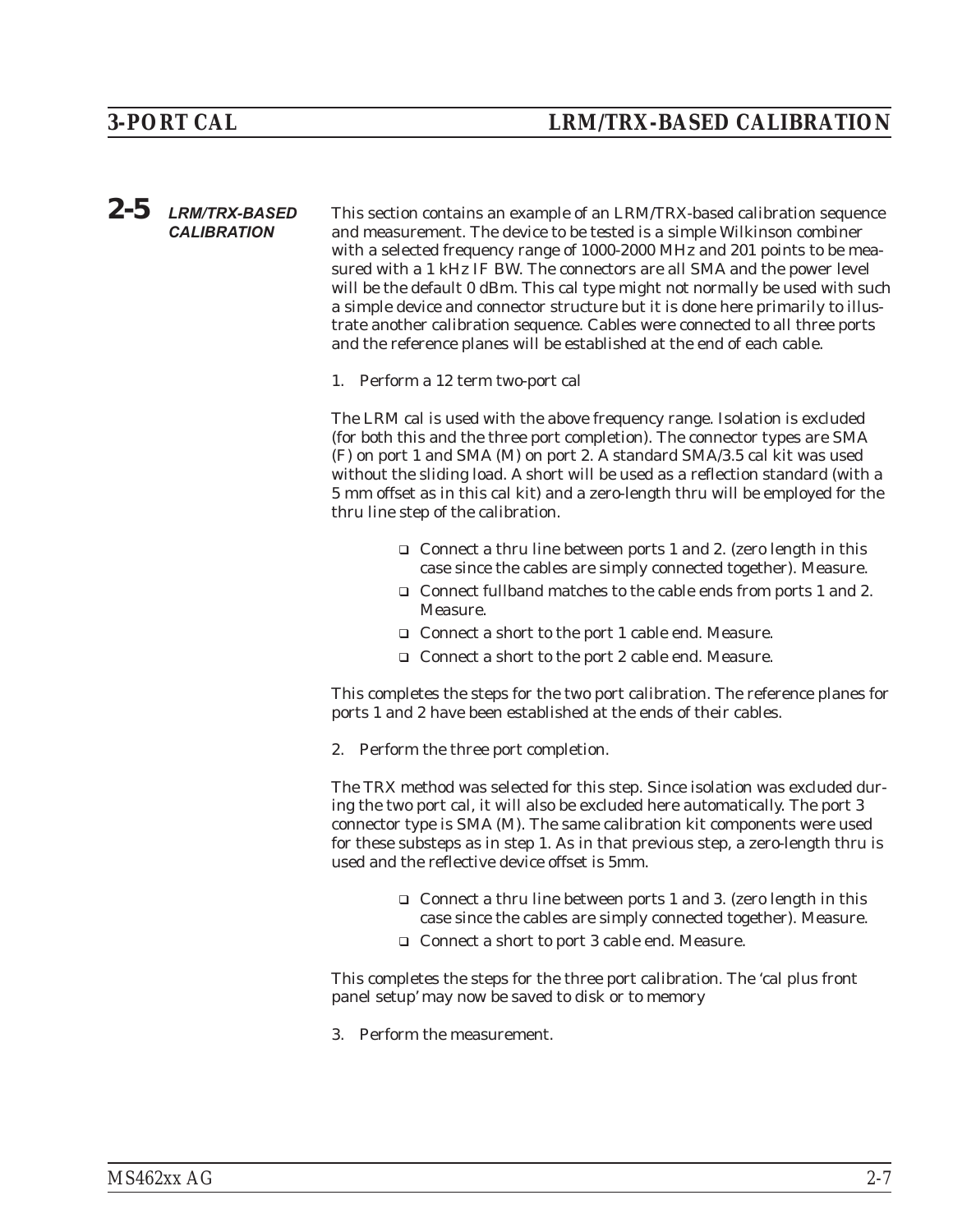## 2-5 LRM/TRX-BASED CALIBRATION

This section contains an example of an LRM/TRX-based calibration sequence and measurement. The device to be tested is a simple Wilkinson combiner with a selected frequency range of 1000-2000 MHz and 201 points to be measured with a 1 kHz IF BW. The connectors are all SMA and the power level will be the default 0 dBm. This cal type might not normally be used with such a simple device and connector structure but it is done here primarily to illustrate another calibration sequence. Cables were connected to all three ports and the reference planes will be established at the end of each cable.

1. Perform a 12 term two-port cal

The LRM cal is used with the above frequency range. Isolation is excluded (for both this and the three port completion). The connector types are SMA (F) on port 1 and SMA (M) on port 2. A standard SMA/3.5 cal kit was used without the sliding load. A short will be used as a reflection standard (with a 5 mm offset as in this cal kit) and a zero-length thru will be employed for the thru line step of the calibration.

- ❑ Connect a thru line between ports 1 and 2. (zero length in this case since the cables are simply connected together). Measure.
- ❑ Connect fullband matches to the cable ends from ports 1 and 2. Measure.
- ❑ Connect a short to the port 1 cable end. Measure.
- ❑ Connect a short to the port 2 cable end. Measure.

This completes the steps for the two port calibration. The reference planes for ports 1 and 2 have been established at the ends of their cables.

2. Perform the three port completion.

The TRX method was selected for this step. Since isolation was excluded during the two port cal, it will also be excluded here automatically. The port 3 connector type is SMA (M). The same calibration kit components were used for these substeps as in step 1. As in that previous step, a zero-length thru is used and the reflective device offset is 5mm.

- ❑ Connect a thru line between ports 1 and 3. (zero length in this case since the cables are simply connected together). Measure.
- ❑ Connect a short to port 3 cable end. Measure.

This completes the steps for the three port calibration. The 'cal plus front panel setup' may now be saved to disk or to memory

3. Perform the measurement.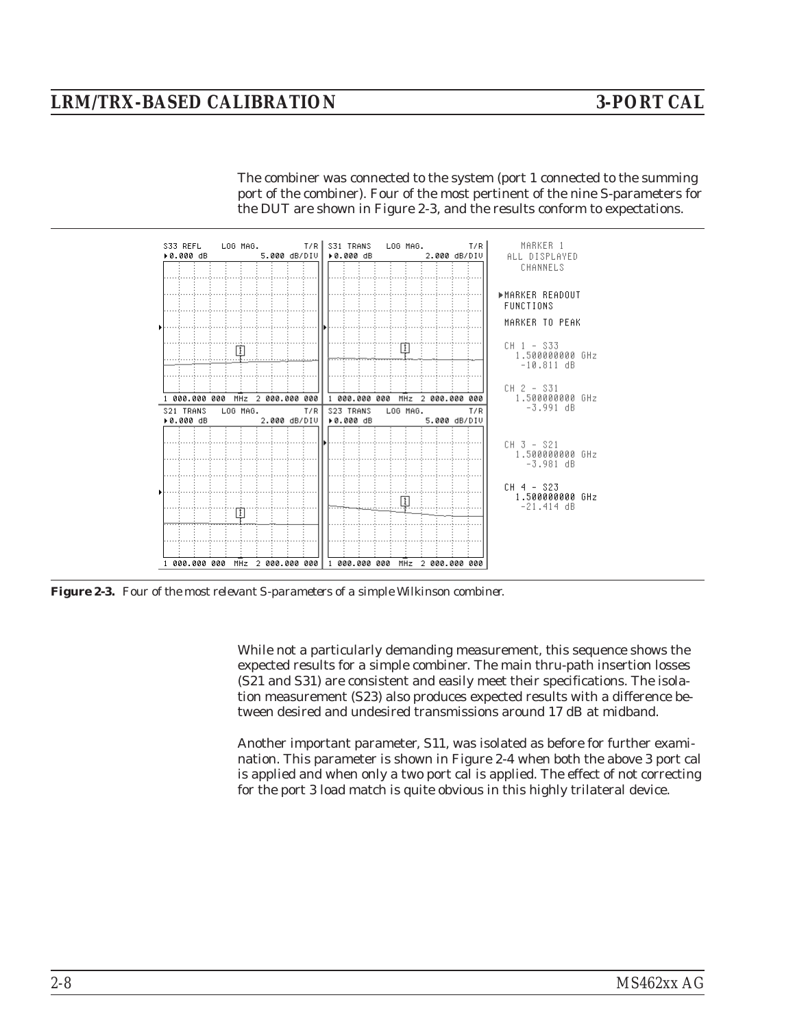The combiner was connected to the system (port 1 connected to the summing port of the combiner). Four of the most pertinent of the nine S-parameters for the DUT are shown in Figure 2-3, and the results conform to expectations.

**Figure 2-3.** *Four of the most relevant S-parameters of a simple Wilkinson combiner.*

While not a particularly demanding measurement, this sequence shows the expected results for a simple combiner. The main thru-path insertion losses (S21 and S31) are consistent and easily meet their specifications. The isolation measurement (S23) also produces expected results with a difference between desired and undesired transmissions around 17 dB at midband.

Another important parameter, S11, was isolated as before for further examination. This parameter is shown in Figure 2-4 when both the above 3 port cal is applied and when only a two port cal is applied. The effect of not correcting for the port 3 load match is quite obvious in this highly trilateral device.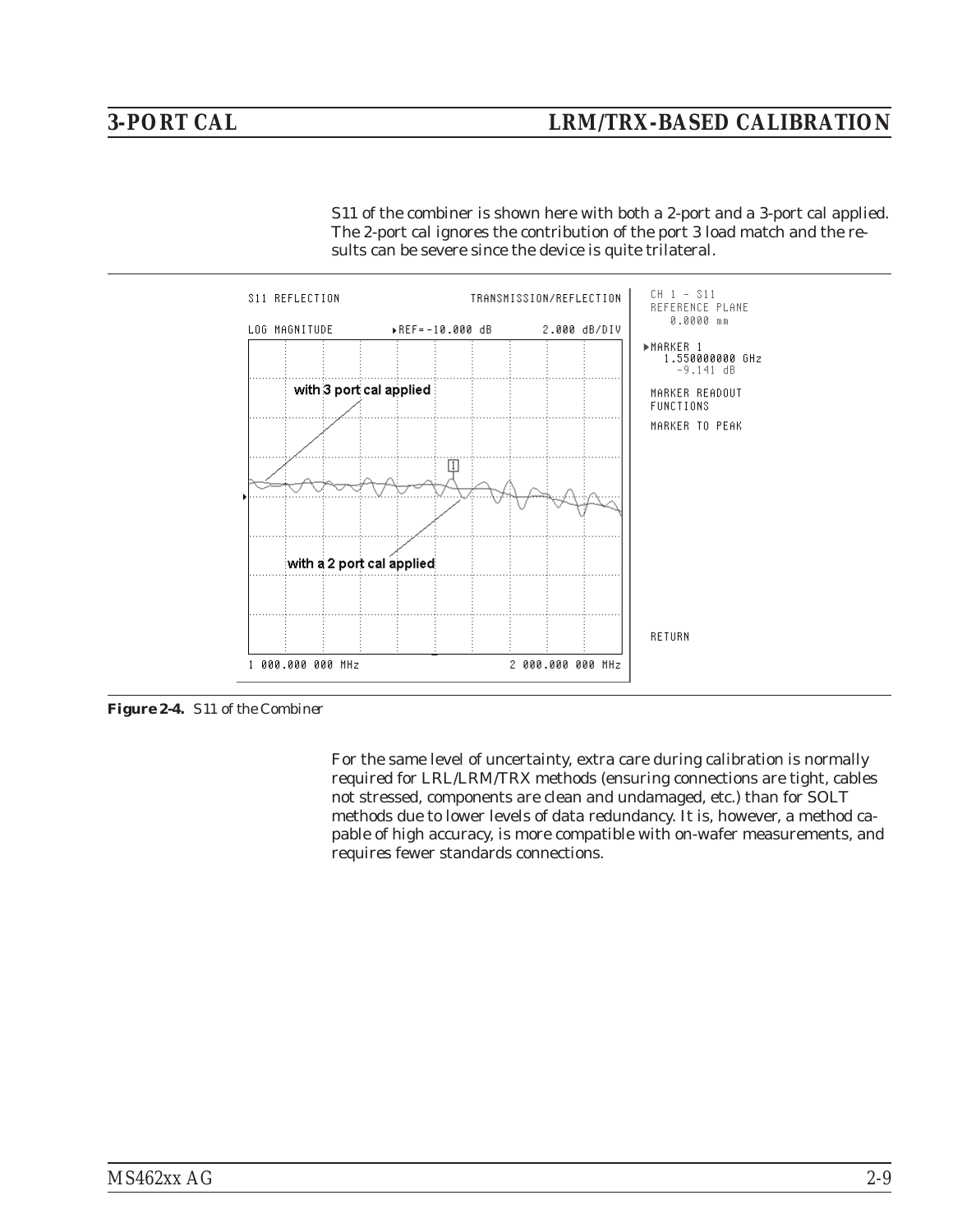S11 of the combiner is shown here with both a 2-port and a 3-port cal applied. The 2-port cal ignores the contribution of the port 3 load match and the results can be severe since the device is quite trilateral.

**Figure 2-4.** *S11 of the Combiner*

For the same level of uncertainty, extra care during calibration is normally required for LRL/LRM/TRX methods (ensuring connections are tight, cables not stressed, components are clean and undamaged, etc.) than for SOLT methods due to lower levels of data redundancy. It is, however, a method capable of high accuracy, is more compatible with on-wafer measurements, and requires fewer standards connections.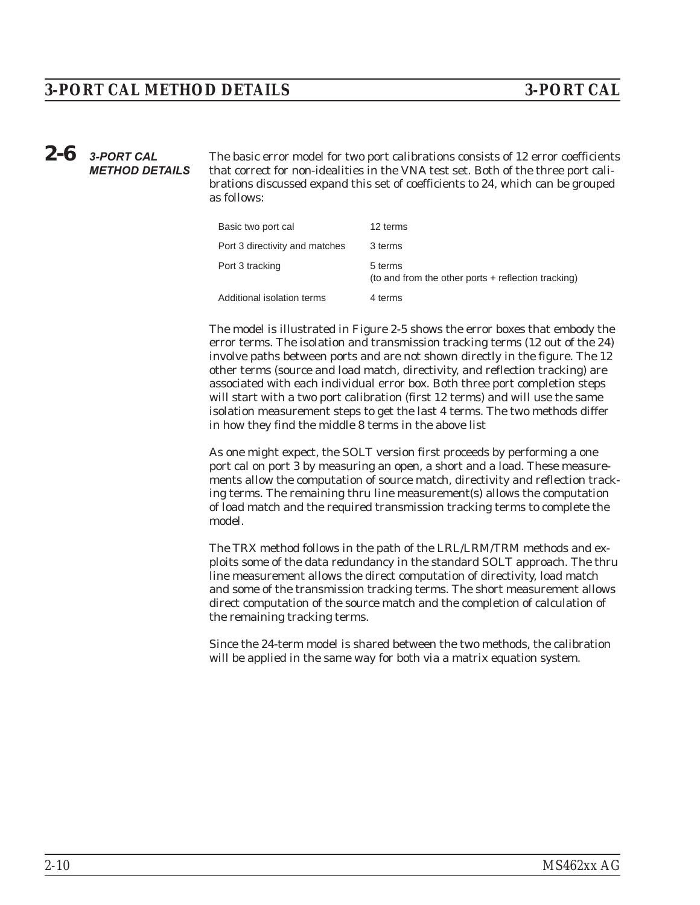## 2-6 3-PORT CAL METHOD DETAILS

The basic error model for two port calibrations consists of 12 error coefficients that correct for non-idealities in the VNA test set. Both of the three port calibrations discussed expand this set of coefficients to 24, which can be grouped as follows:

| | |
|---|---|
| Basic two port cal | 12 terms |
| Port 3 directivity and matches | 3 terms |
| Port 3 tracking | 5 terms<br>(to and from the other ports + reflection tracking) |
| Additional isolation terms | 4 terms |

The model is illustrated in Figure 2-5 shows the error boxes that embody the error terms. The isolation and transmission tracking terms (12 out of the 24) involve paths between ports and are not shown directly in the figure. The 12 other terms (source and load match, directivity, and reflection tracking) are associated with each individual error box. Both three port completion steps will start with a two port calibration (first 12 terms) and will use the same isolation measurement steps to get the last 4 terms. The two methods differ in how they find the middle 8 terms in the above list

As one might expect, the SOLT version first proceeds by performing a one port cal on port 3 by measuring an open, a short and a load. These measurements allow the computation of source match, directivity and reflection tracking terms. The remaining thru line measurement(s) allows the computation of load match and the required transmission tracking terms to complete the model.

The TRX method follows in the path of the LRL/LRM/TRM methods and exploits some of the data redundancy in the standard SOLT approach. The thru line measurement allows the direct computation of directivity, load match and some of the transmission tracking terms. The short measurement allows direct computation of the source match and the completion of calculation of the remaining tracking terms.

Since the 24-term model is shared between the two methods, the calibration will be applied in the same way for both via a matrix equation system.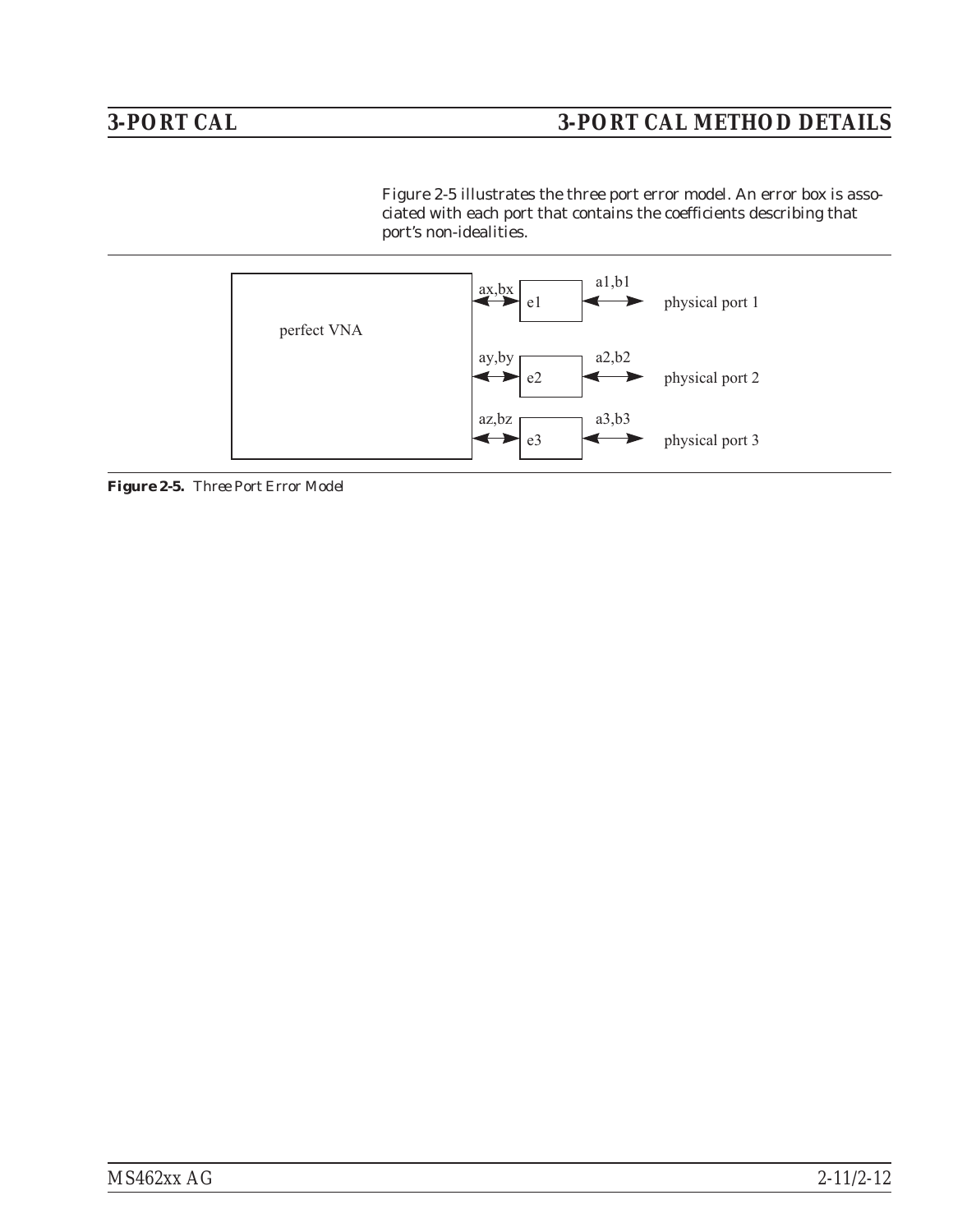Figure 2-5 illustrates the three port error model. An error box is associated with each port that contains the coefficients describing that port's non-idealities.

**Figure 2-5.** *Three Port Error Model*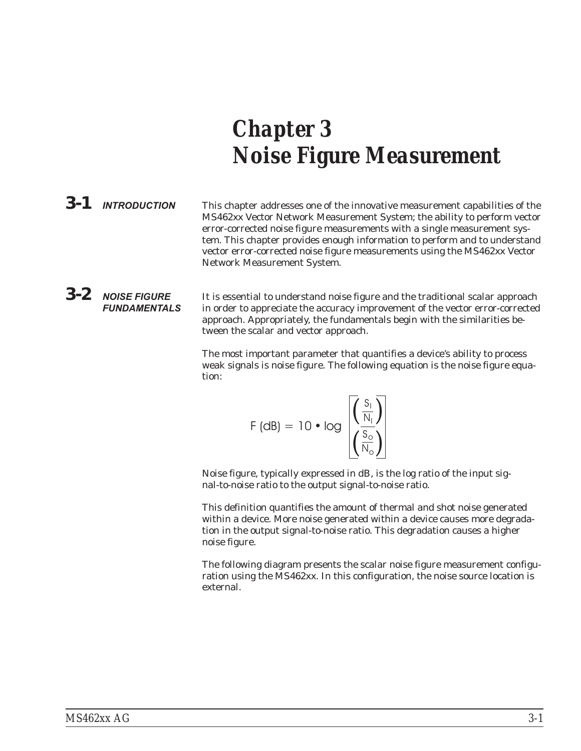# Chapter 3 Noise Figure Measurement

## 3-1 INTRODUCTION

This chapter addresses one of the innovative measurement capabilities of the MS462xx Vector Network Measurement System; the ability to perform vector error-corrected noise figure measurements with a single measurement system. This chapter provides enough information to perform and to understand vector error-corrected noise figure measurements using the MS462xx Vector Network Measurement System.

## 3-2 NOISE FIGURE FUNDAMENTALS

It is essential to understand noise figure and the traditional scalar approach in order to appreciate the accuracy improvement of the vector error-corrected approach. Appropriately, the fundamentals begin with the similarities between the scalar and vector approach.

The most important parameter that quantifies a device's ability to process weak signals is noise figure. The following equation is the noise figure equation:

$$F\ (dB) = 10 \bullet \log \left[ \frac{\left(\frac{S_I}{N_I}\right)}{\left(\frac{S_O}{N_O}\right)} \right]$$

Noise figure, typically expressed in dB, is the log ratio of the input signal-to-noise ratio to the output signal-to-noise ratio.

This definition quantifies the amount of thermal and shot noise generated within a device. More noise generated within a device causes more degradation in the output signal-to-noise ratio. This degradation causes a higher noise figure.

The following diagram presents the scalar noise figure measurement configuration using the MS462xx. In this configuration, the noise source location is external.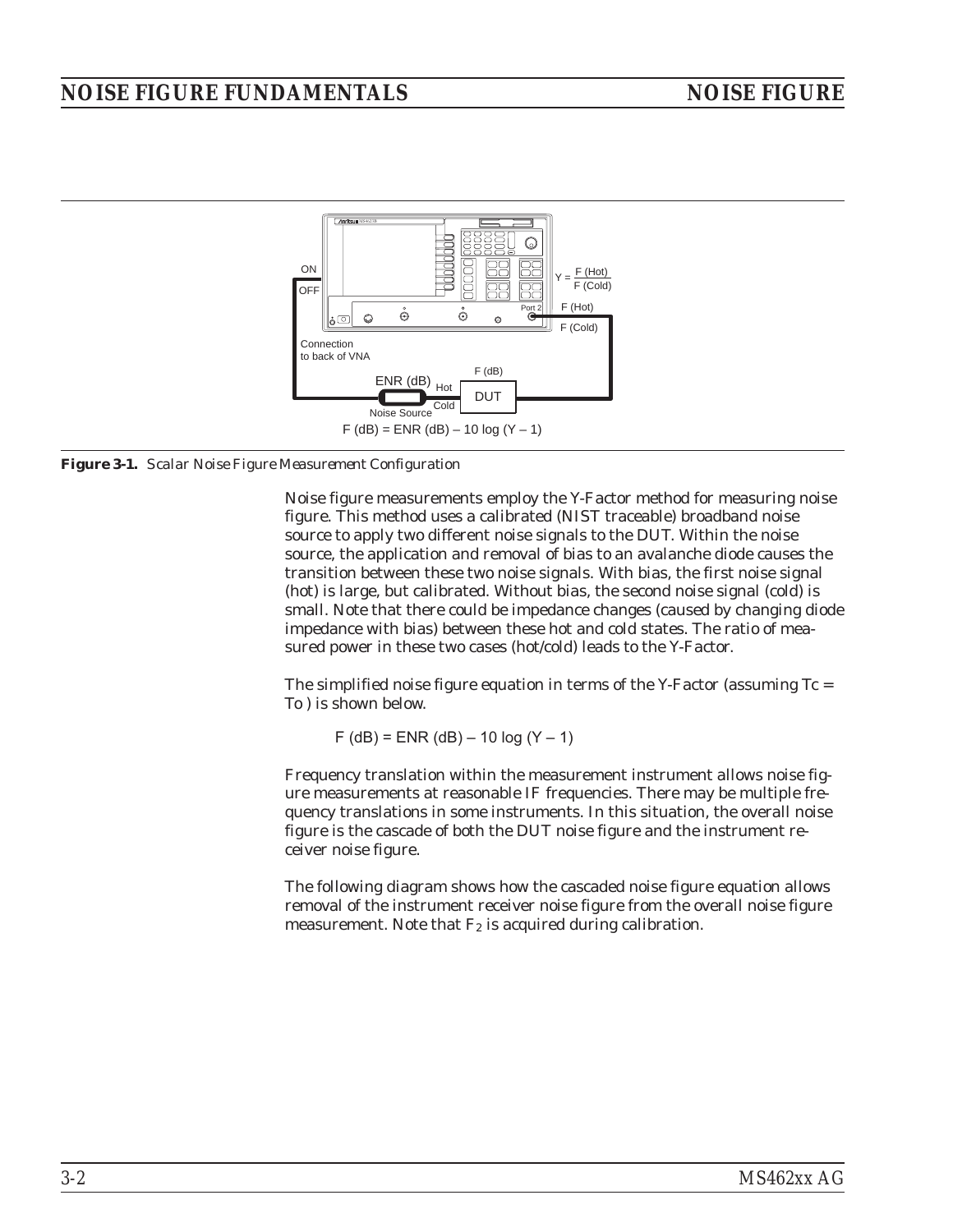**Figure 3-1.** *Scalar Noise Figure Measurement Configuration*

Noise figure measurements employ the Y-Factor method for measuring noise figure. This method uses a calibrated (NIST traceable) broadband noise source to apply two different noise signals to the DUT. Within the noise source, the application and removal of bias to an avalanche diode causes the transition between these two noise signals. With bias, the first noise signal (hot) is large, but calibrated. Without bias, the second noise signal (cold) is small. Note that there could be impedance changes (caused by changing diode impedance with bias) between these hot and cold states. The ratio of measured power in these two cases (hot/cold) leads to the Y-Factor.

The simplified noise figure equation in terms of the Y-Factor (assuming Tc = To ) is shown below.

$$F\ (dB) = ENR\ (dB) - 10 \log (Y - 1)$$

Frequency translation within the measurement instrument allows noise figure measurements at reasonable IF frequencies. There may be multiple frequency translations in some instruments. In this situation, the overall noise figure is the cascade of both the DUT noise figure and the instrument receiver noise figure.

The following diagram shows how the cascaded noise figure equation allows removal of the instrument receiver noise figure from the overall noise figure measurement. Note that $F_2$ is acquired during calibration.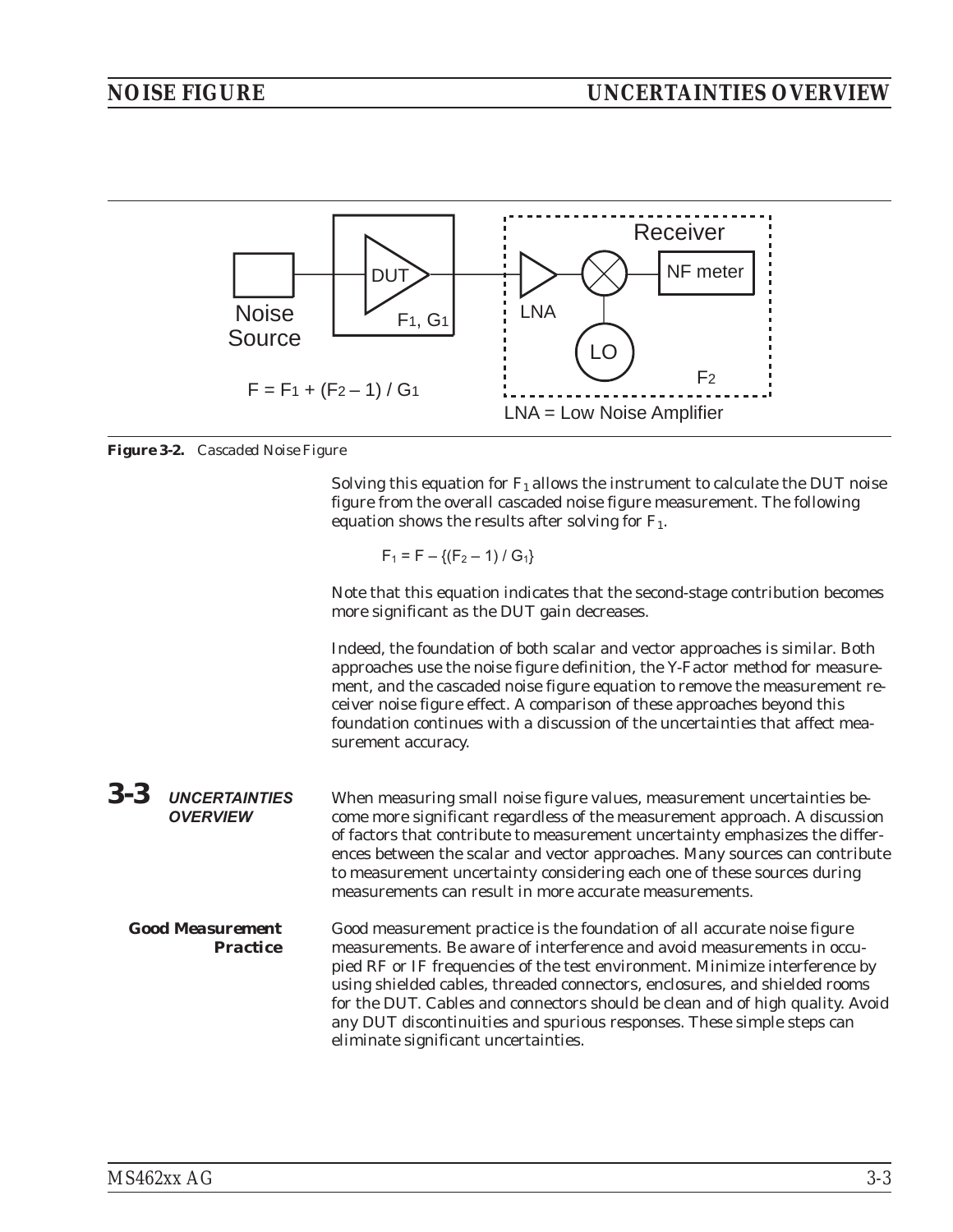Figure 3-2. Cascaded Noise Figure

Solving this equation for $F_1$ allows the instrument to calculate the DUT noise figure from the overall cascaded noise figure measurement. The following equation shows the results after solving for $F_1$.

$$F_1 = F - \{(F_2 - 1) / G_1\}$$

Note that this equation indicates that the second-stage contribution becomes more significant as the DUT gain decreases.

Indeed, the foundation of both scalar and vector approaches is similar. Both approaches use the noise figure definition, the Y-Factor method for measurement, and the cascaded noise figure equation to remove the measurement receiver noise figure effect. A comparison of these approaches beyond this foundation continues with a discussion of the uncertainties that affect measurement accuracy.

## 3-3 UNCERTAINTIES OVERVIEW

When measuring small noise figure values, measurement uncertainties become more significant regardless of the measurement approach. A discussion of factors that contribute to measurement uncertainty emphasizes the differences between the scalar and vector approaches. Many sources can contribute to measurement uncertainty considering each one of these sources during measurements can result in more accurate measurements.

### Good Measurement Practice

Good measurement practice is the foundation of all accurate noise figure measurements. Be aware of interference and avoid measurements in occupied RF or IF frequencies of the test environment. Minimize interference by using shielded cables, threaded connectors, enclosures, and shielded rooms for the DUT. Cables and connectors should be clean and of high quality. Avoid any DUT discontinuities and spurious responses. These simple steps can eliminate significant uncertainties.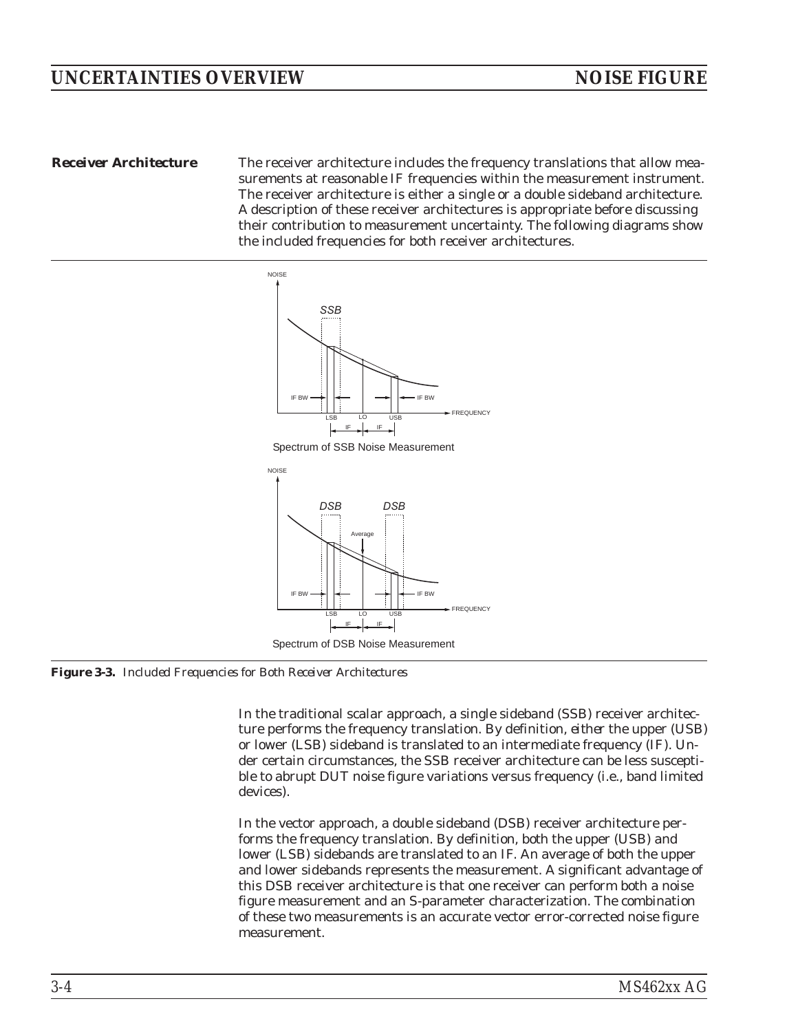## Receiver Architecture

The receiver architecture includes the frequency translations that allow measurements at reasonable IF frequencies within the measurement instrument. The receiver architecture is either a single or a double sideband architecture. A description of these receiver architectures is appropriate before discussing their contribution to measurement uncertainty. The following diagrams show the included frequencies for both receiver architectures.

Spectrum of SSB Noise Measurement

Spectrum of DSB Noise Measurement

***Figure 3-3.*** *Included Frequencies for Both Receiver Architectures*

In the traditional scalar approach, a single sideband (SSB) receiver architecture performs the frequency translation. By definition, *either* the upper (USB) or lower (LSB) sideband is translated to an intermediate frequency (IF). Under certain circumstances, the SSB receiver architecture can be less susceptible to abrupt DUT noise figure variations versus frequency (i.e., band limited devices).

In the vector approach, a double sideband (DSB) receiver architecture performs the frequency translation. By definition, both the upper (USB) and lower (LSB) sidebands are translated to an IF. An average of both the upper and lower sidebands represents the measurement. A significant advantage of this DSB receiver architecture is that one receiver can perform both a noise figure measurement and an S-parameter characterization. The combination of these two measurements is an accurate vector error-corrected noise figure measurement.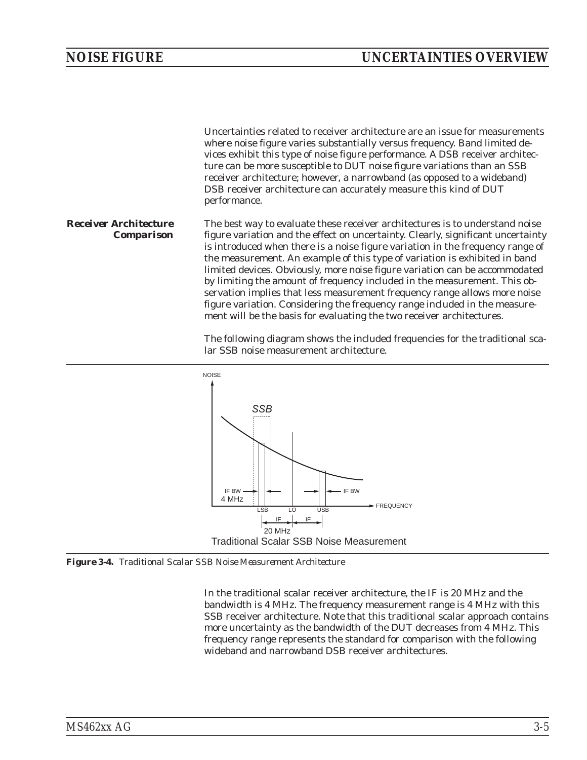Uncertainties related to receiver architecture are an issue for measurements where noise figure varies substantially versus frequency. Band limited devices exhibit this type of noise figure performance. A DSB receiver architecture can be more susceptible to DUT noise figure variations than an SSB receiver architecture; however, a narrowband (as opposed to a wideband) DSB receiver architecture can accurately measure this kind of DUT performance.

### *Receiver Architecture Comparison*

The best way to evaluate these receiver architectures is to understand noise figure variation and the effect on uncertainty. Clearly, significant uncertainty is introduced when there is a noise figure variation in the frequency range of the measurement. An example of this type of variation is exhibited in band limited devices. Obviously, more noise figure variation can be accommodated by limiting the amount of frequency included in the measurement. This observation implies that less measurement frequency range allows more noise figure variation. Considering the frequency range included in the measurement will be the basis for evaluating the two receiver architectures.

The following diagram shows the included frequencies for the traditional scalar SSB noise measurement architecture.

**Figure 3-4.** *Traditional Scalar SSB Noise Measurement Architecture*

In the traditional scalar receiver architecture, the IF is 20 MHz and the bandwidth is 4 MHz. The frequency measurement range is 4 MHz with this SSB receiver architecture. Note that this traditional scalar approach contains more uncertainty as the bandwidth of the DUT decreases from 4 MHz. This frequency range represents the standard for comparison with the following wideband and narrowband DSB receiver architectures.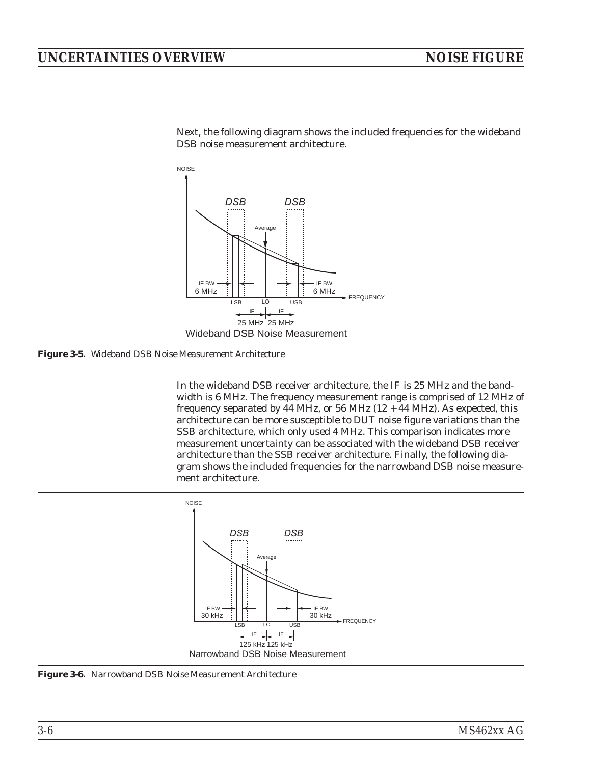Next, the following diagram shows the included frequencies for the wideband DSB noise measurement architecture.

**Figure 3-5.** *Wideband DSB Noise Measurement Architecture*

In the wideband DSB receiver architecture, the IF is 25 MHz and the bandwidth is 6 MHz. The frequency measurement range is comprised of 12 MHz of frequency separated by 44 MHz, or 56 MHz (12 + 44 MHz). As expected, this architecture can be more susceptible to DUT noise figure variations than the SSB architecture, which only used 4 MHz. This comparison indicates more measurement uncertainty can be associated with the wideband DSB receiver architecture than the SSB receiver architecture. Finally, the following diagram shows the included frequencies for the narrowband DSB noise measurement architecture.

**Figure 3-6.** *Narrowband DSB Noise Measurement Architecture*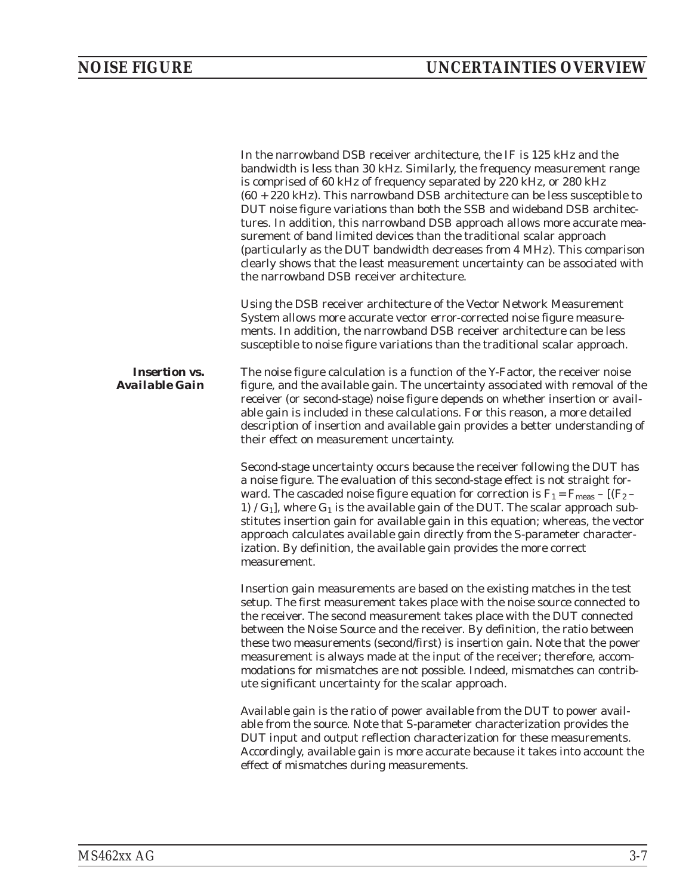In the narrowband DSB receiver architecture, the IF is 125 kHz and the bandwidth is less than 30 kHz. Similarly, the frequency measurement range is comprised of 60 kHz of frequency separated by 220 kHz, or 280 kHz (60 + 220 kHz). This narrowband DSB architecture can be less susceptible to DUT noise figure variations than both the SSB and wideband DSB architectures. In addition, this narrowband DSB approach allows more accurate measurement of band limited devices than the traditional scalar approach (particularly as the DUT bandwidth decreases from 4 MHz). This comparison clearly shows that the least measurement uncertainty can be associated with the narrowband DSB receiver architecture.

Using the DSB receiver architecture of the Vector Network Measurement System allows more accurate vector error-corrected noise figure measurements. In addition, the narrowband DSB receiver architecture can be less susceptible to noise figure variations than the traditional scalar approach.

### *Insertion vs. Available Gain*

The noise figure calculation is a function of the Y-Factor, the receiver noise figure, and the available gain. The uncertainty associated with removal of the receiver (or second-stage) noise figure depends on whether insertion or available gain is included in these calculations. For this reason, a more detailed description of insertion and available gain provides a better understanding of their effect on measurement uncertainty.

Second-stage uncertainty occurs because the receiver following the DUT has a noise figure. The evaluation of this second-stage effect is not straight forward. The cascaded noise figure equation for correction is $F_1 = F_{meas} - [(F_2 - 1) / G_1]$, where $G_1$ is the available gain of the DUT. The scalar approach substitutes insertion gain for available gain in this equation; whereas, the vector approach calculates available gain directly from the S-parameter characterization. By definition, the available gain provides the more correct measurement.

Insertion gain measurements are based on the existing matches in the test setup. The first measurement takes place with the noise source connected to the receiver. The second measurement takes place with the DUT connected between the Noise Source and the receiver. By definition, the ratio between these two measurements (second/first) is insertion gain. Note that the power measurement is always made at the input of the receiver; therefore, accommodations for mismatches are not possible. Indeed, mismatches can contribute significant uncertainty for the scalar approach.

Available gain is the ratio of power available from the DUT to power available from the source. Note that S-parameter characterization provides the DUT input and output reflection characterization for these measurements. Accordingly, available gain is more accurate because it takes into account the effect of mismatches during measurements.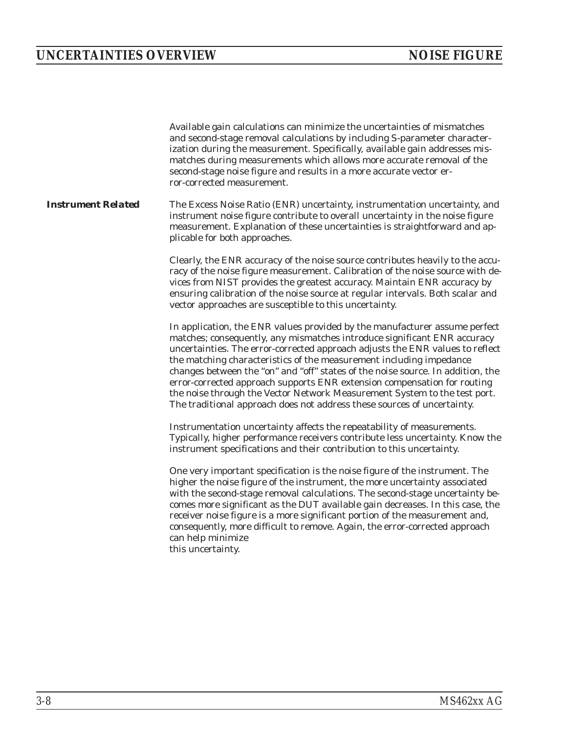Available gain calculations can minimize the uncertainties of mismatches and second-stage removal calculations by including S-parameter characterization during the measurement. Specifically, available gain addresses mismatches during measurements which allows more accurate removal of the second-stage noise figure and results in a more accurate vector error-corrected measurement.

***Instrument Related***

The Excess Noise Ratio (ENR) uncertainty, instrumentation uncertainty, and instrument noise figure contribute to overall uncertainty in the noise figure measurement. Explanation of these uncertainties is straightforward and applicable for both approaches.

Clearly, the ENR accuracy of the noise source contributes heavily to the accuracy of the noise figure measurement. Calibration of the noise source with devices from NIST provides the greatest accuracy. Maintain ENR accuracy by ensuring calibration of the noise source at regular intervals. Both scalar and vector approaches are susceptible to this uncertainty.

In application, the ENR values provided by the manufacturer assume perfect matches; consequently, any mismatches introduce significant ENR accuracy uncertainties. The error-corrected approach adjusts the ENR values to reflect the matching characteristics of the measurement including impedance changes between the "on" and "off" states of the noise source. In addition, the error-corrected approach supports ENR extension compensation for routing the noise through the Vector Network Measurement System to the test port. The traditional approach does not address these sources of uncertainty.

Instrumentation uncertainty affects the repeatability of measurements. Typically, higher performance receivers contribute less uncertainty. Know the instrument specifications and their contribution to this uncertainty.

One very important specification is the noise figure of the instrument. The higher the noise figure of the instrument, the more uncertainty associated with the second-stage removal calculations. The second-stage uncertainty becomes more significant as the DUT available gain decreases. In this case, the receiver noise figure is a more significant portion of the measurement and, consequently, more difficult to remove. Again, the error-corrected approach can help minimize this uncertainty.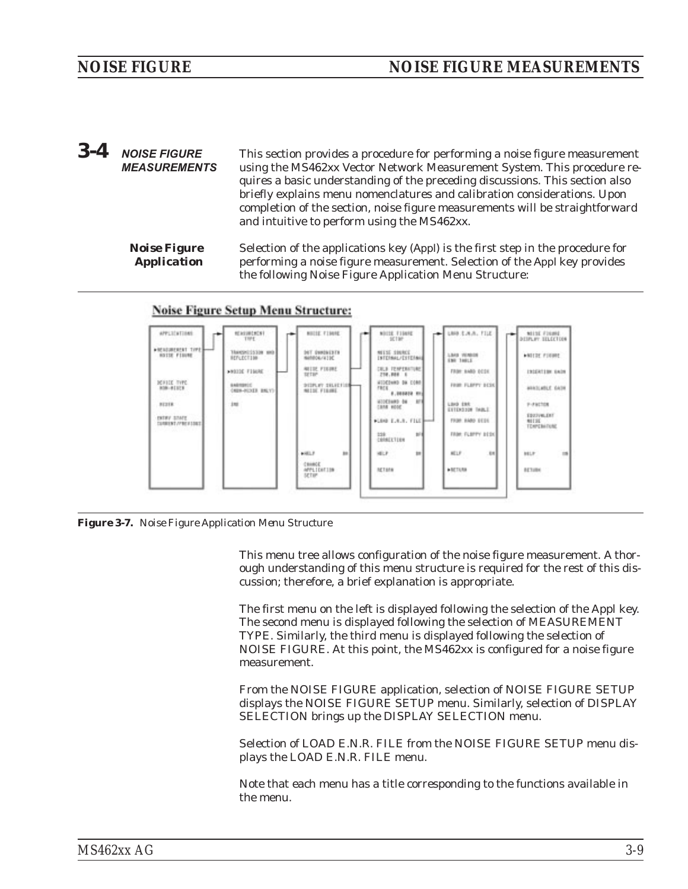## 3-4 NOISE FIGURE MEASUREMENTS

This section provides a procedure for performing a noise figure measurement using the MS462xx Vector Network Measurement System. This procedure requires a basic understanding of the preceding discussions. This section also briefly explains menu nomenclatures and calibration considerations. Upon completion of the section, noise figure measurements will be straightforward and intuitive to perform using the MS462xx.

### Noise Figure Application

Selection of the applications key (Appl) is the first step in the procedure for performing a noise figure measurement. Selection of the Appl key provides the following Noise Figure Application Menu Structure:

**Noise Figure Setup Menu Structure:**

**Figure 3-7.** *Noise Figure Application Menu Structure*

This menu tree allows configuration of the noise figure measurement. A thorough understanding of this menu structure is required for the rest of this discussion; therefore, a brief explanation is appropriate.

The first menu on the left is displayed following the selection of the Appl key. The second menu is displayed following the selection of MEASUREMENT TYPE. Similarly, the third menu is displayed following the selection of NOISE FIGURE. At this point, the MS462xx is configured for a noise figure measurement.

From the NOISE FIGURE application, selection of NOISE FIGURE SETUP displays the NOISE FIGURE SETUP menu. Similarly, selection of DISPLAY SELECTION brings up the DISPLAY SELECTION menu.

Selection of LOAD E.N.R. FILE from the NOISE FIGURE SETUP menu displays the LOAD E.N.R. FILE menu.

Note that each menu has a title corresponding to the functions available in the menu.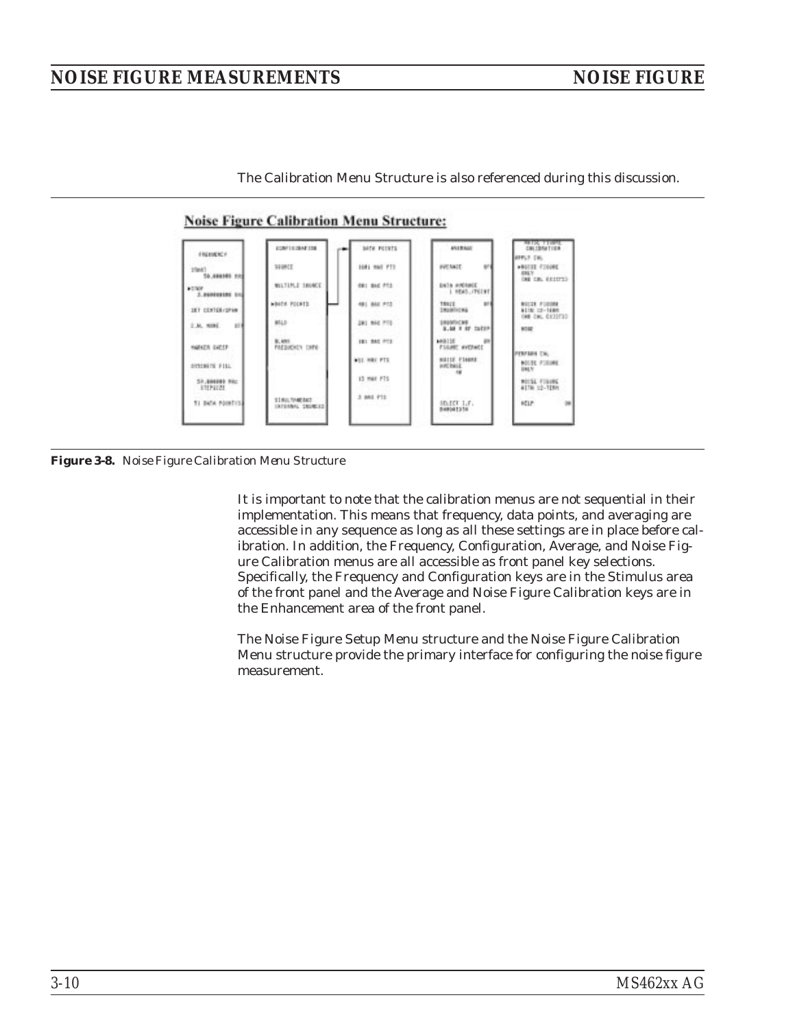The Calibration Menu Structure is also referenced during this discussion.

**Noise Figure Calibration Menu Structure:**

*Figure 3-8. Noise Figure Calibration Menu Structure*

It is important to note that the calibration menus are not sequential in their implementation. This means that frequency, data points, and averaging are accessible in any sequence as long as all these settings are in place before calibration. In addition, the Frequency, Configuration, Average, and Noise Figure Calibration menus are all accessible as front panel key selections. Specifically, the Frequency and Configuration keys are in the Stimulus area of the front panel and the Average and Noise Figure Calibration keys are in the Enhancement area of the front panel.

The Noise Figure Setup Menu structure and the Noise Figure Calibration Menu structure provide the primary interface for configuring the noise figure measurement.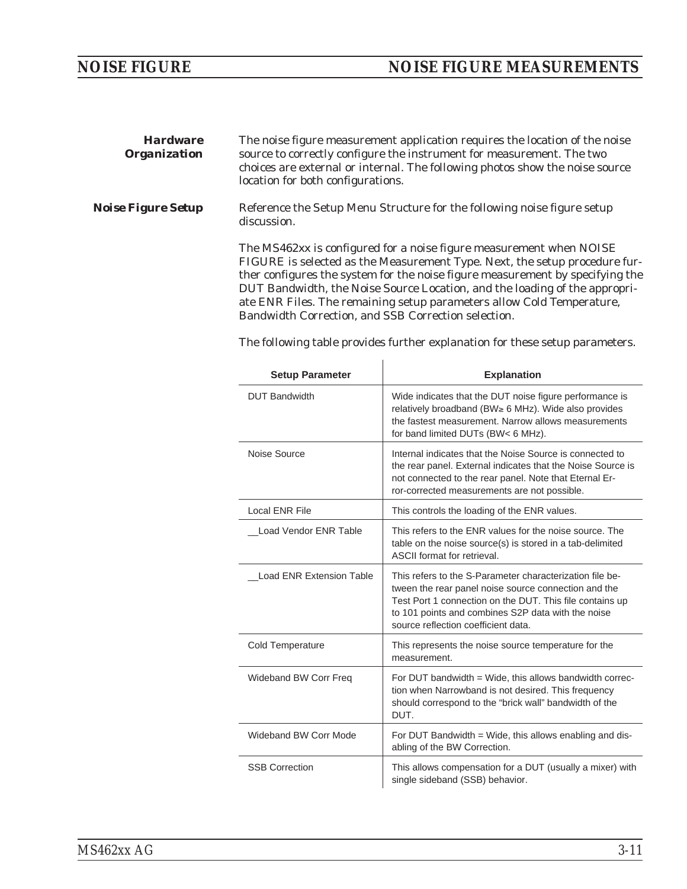### Hardware Organization

The noise figure measurement application requires the location of the noise source to correctly configure the instrument for measurement. The two choices are external or internal. The following photos show the noise source location for both configurations.

### Noise Figure Setup

Reference the Setup Menu Structure for the following noise figure setup discussion.

The MS462xx is configured for a noise figure measurement when NOISE FIGURE is selected as the Measurement Type. Next, the setup procedure further configures the system for the noise figure measurement by specifying the DUT Bandwidth, the Noise Source Location, and the loading of the appropriate ENR Files. The remaining setup parameters allow Cold Temperature, Bandwidth Correction, and SSB Correction selection.

The following table provides further explanation for these setup parameters.

| Setup Parameter | Explanation |
|---|---|
| DUT Bandwidth | Wide indicates that the DUT noise figure performance is relatively broadband (BW≥ 6 MHz). Wide also provides the fastest measurement. Narrow allows measurements for band limited DUTs (BW< 6 MHz). |
| Noise Source | Internal indicates that the Noise Source is connected to the rear panel. External indicates that the Noise Source is not connected to the rear panel. Note that Eternal Error-corrected measurements are not possible. |
| Local ENR File | This controls the loading of the ENR values. |
| __Load Vendor ENR Table | This refers to the ENR values for the noise source. The table on the noise source(s) is stored in a tab-delimited ASCII format for retrieval. |
| __Load ENR Extension Table | This refers to the S-Parameter characterization file between the rear panel noise source connection and the Test Port 1 connection on the DUT. This file contains up to 101 points and combines S2P data with the noise source reflection coefficient data. |
| Cold Temperature | This represents the noise source temperature for the measurement. |
| Wideband BW Corr Freq | For DUT bandwidth = Wide, this allows bandwidth correction when Narrowband is not desired. This frequency should correspond to the “brick wall” bandwidth of the DUT. |
| Wideband BW Corr Mode | For DUT Bandwidth = Wide, this allows enabling and disabling of the BW Correction. |
| SSB Correction | This allows compensation for a DUT (usually a mixer) with single sideband (SSB) behavior. |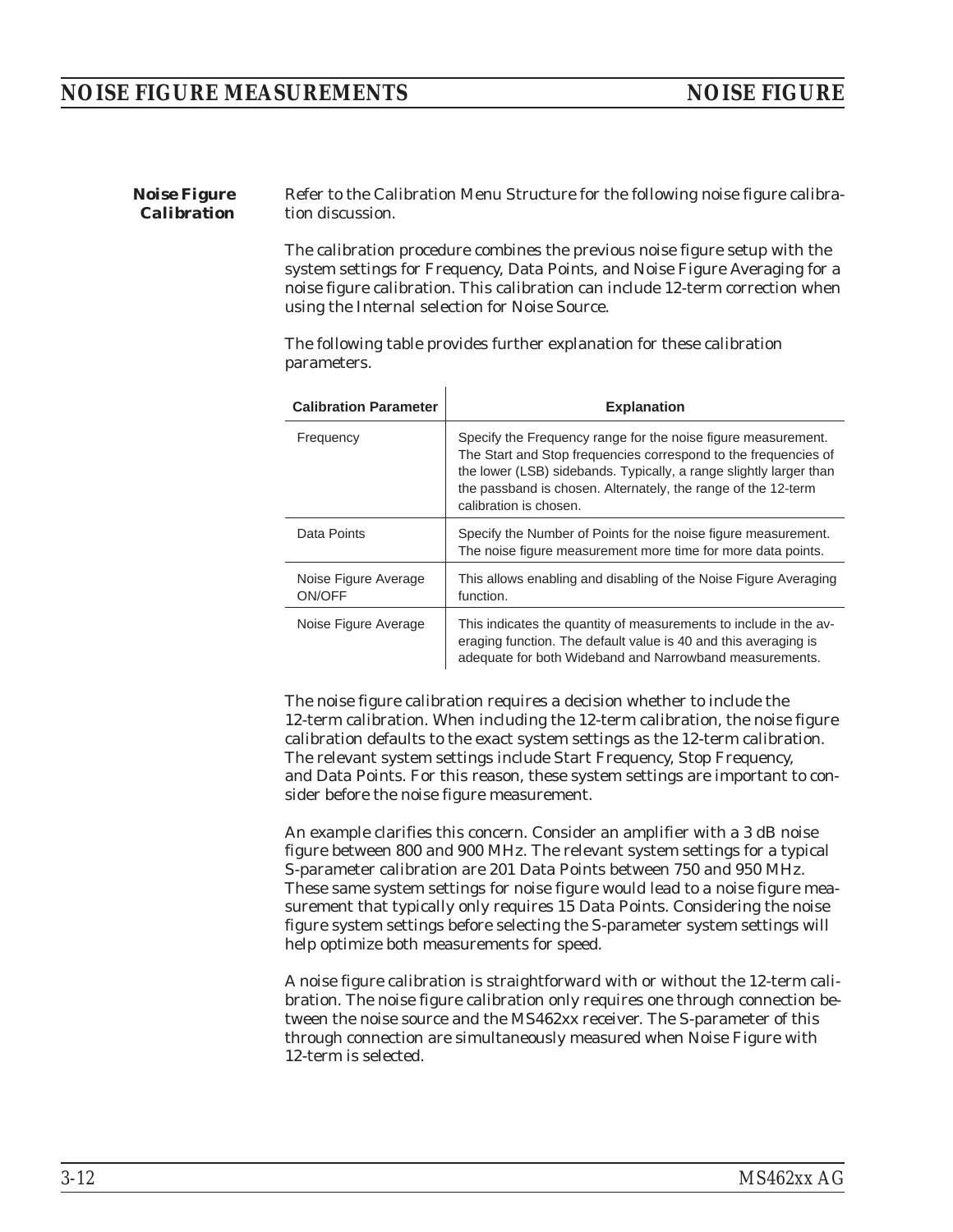## Noise Figure Calibration

Refer to the Calibration Menu Structure for the following noise figure calibration discussion.

The calibration procedure combines the previous noise figure setup with the system settings for Frequency, Data Points, and Noise Figure Averaging for a noise figure calibration. This calibration can include 12-term correction when using the Internal selection for Noise Source.

The following table provides further explanation for these calibration parameters.

| Calibration Parameter | Explanation |
|---|---|
| Frequency | Specify the Frequency range for the noise figure measurement. The Start and Stop frequencies correspond to the frequencies of the lower (LSB) sidebands. Typically, a range slightly larger than the passband is chosen. Alternately, the range of the 12-term calibration is chosen. |
| Data Points | Specify the Number of Points for the noise figure measurement. The noise figure measurement more time for more data points. |
| Noise Figure Average ON/OFF | This allows enabling and disabling of the Noise Figure Averaging function. |
| Noise Figure Average | This indicates the quantity of measurements to include in the averaging function. The default value is 40 and this averaging is adequate for both Wideband and Narrowband measurements. |

The noise figure calibration requires a decision whether to include the 12-term calibration. When including the 12-term calibration, the noise figure calibration defaults to the exact system settings as the 12-term calibration. The relevant system settings include Start Frequency, Stop Frequency, and Data Points. For this reason, these system settings are important to consider before the noise figure measurement.

An example clarifies this concern. Consider an amplifier with a 3 dB noise figure between 800 and 900 MHz. The relevant system settings for a typical S-parameter calibration are 201 Data Points between 750 and 950 MHz. These same system settings for noise figure would lead to a noise figure measurement that typically only requires 15 Data Points. Considering the noise figure system settings before selecting the S-parameter system settings will help optimize both measurements for speed.

A noise figure calibration is straightforward with or without the 12-term calibration. The noise figure calibration only requires one through connection between the noise source and the MS462xx receiver. The S-parameter of this through connection are simultaneously measured when Noise Figure with 12-term is selected.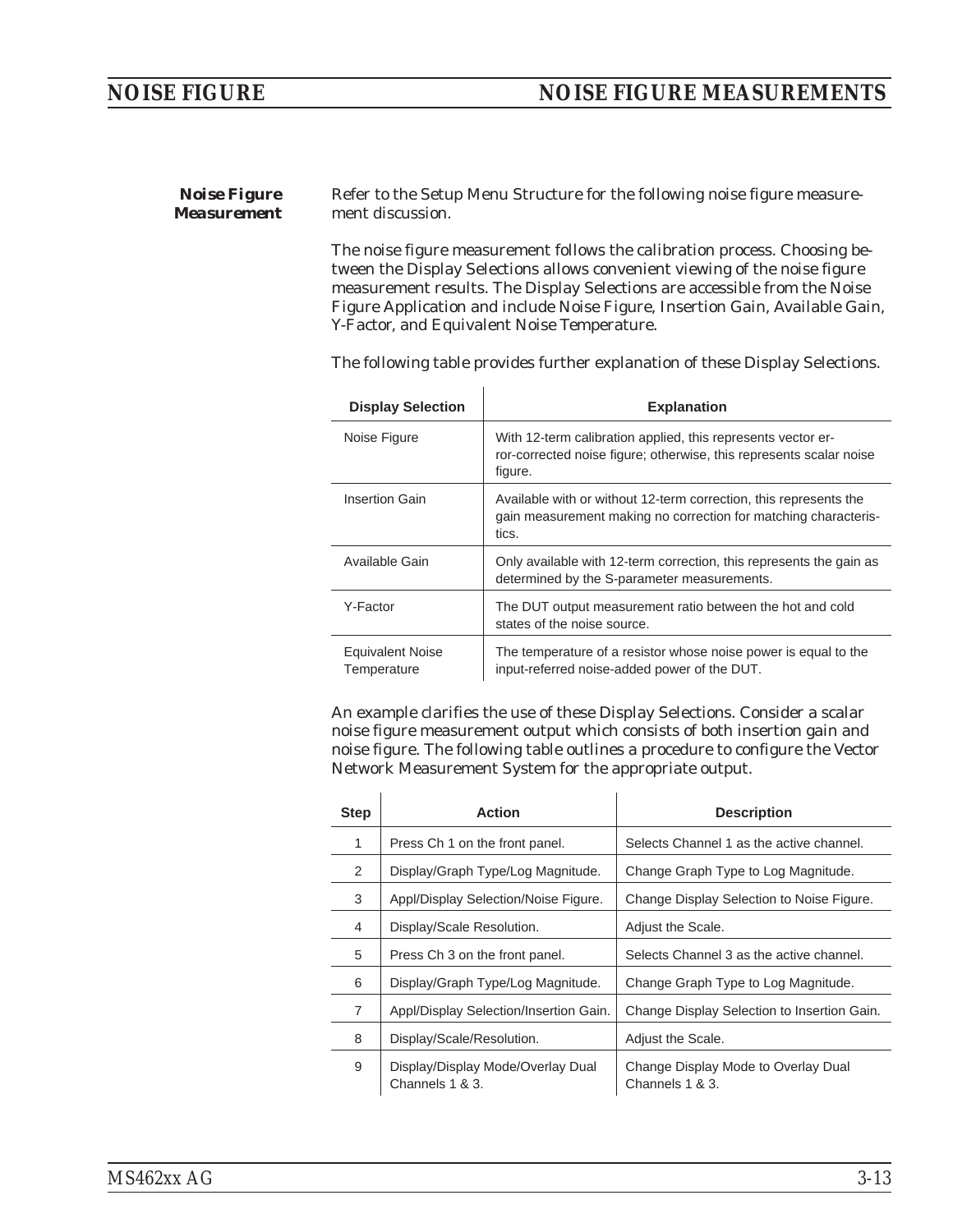### Noise Figure Measurement

Refer to the Setup Menu Structure for the following noise figure measurement discussion.

The noise figure measurement follows the calibration process. Choosing between the Display Selections allows convenient viewing of the noise figure measurement results. The Display Selections are accessible from the Noise Figure Application and include Noise Figure, Insertion Gain, Available Gain, Y-Factor, and Equivalent Noise Temperature.

The following table provides further explanation of these Display Selections.

| Display Selection | Explanation |
|---|---|
| Noise Figure | With 12-term calibration applied, this represents vector error-corrected noise figure; otherwise, this represents scalar noise figure. |
| Insertion Gain | Available with or without 12-term correction, this represents the gain measurement making no correction for matching characteristics. |
| Available Gain | Only available with 12-term correction, this represents the gain as determined by the S-parameter measurements. |
| Y-Factor | The DUT output measurement ratio between the hot and cold states of the noise source. |
| Equivalent Noise Temperature | The temperature of a resistor whose noise power is equal to the input-referred noise-added power of the DUT. |

An example clarifies the use of these Display Selections. Consider a scalar noise figure measurement output which consists of both insertion gain and noise figure. The following table outlines a procedure to configure the Vector Network Measurement System for the appropriate output.

| Step | Action | Description |
|---|---|---|
| 1 | Press Ch 1 on the front panel. | Selects Channel 1 as the active channel. |
| 2 | Display/Graph Type/Log Magnitude. | Change Graph Type to Log Magnitude. |
| 3 | Appl/Display Selection/Noise Figure. | Change Display Selection to Noise Figure. |
| 4 | Display/Scale Resolution. | Adjust the Scale. |
| 5 | Press Ch 3 on the front panel. | Selects Channel 3 as the active channel. |
| 6 | Display/Graph Type/Log Magnitude. | Change Graph Type to Log Magnitude. |
| 7 | Appl/Display Selection/Insertion Gain. | Change Display Selection to Insertion Gain. |
| 8 | Display/Scale/Resolution. | Adjust the Scale. |
| 9 | Display/Display Mode/Overlay Dual Channels 1 & 3. | Change Display Mode to Overlay Dual Channels 1 & 3. |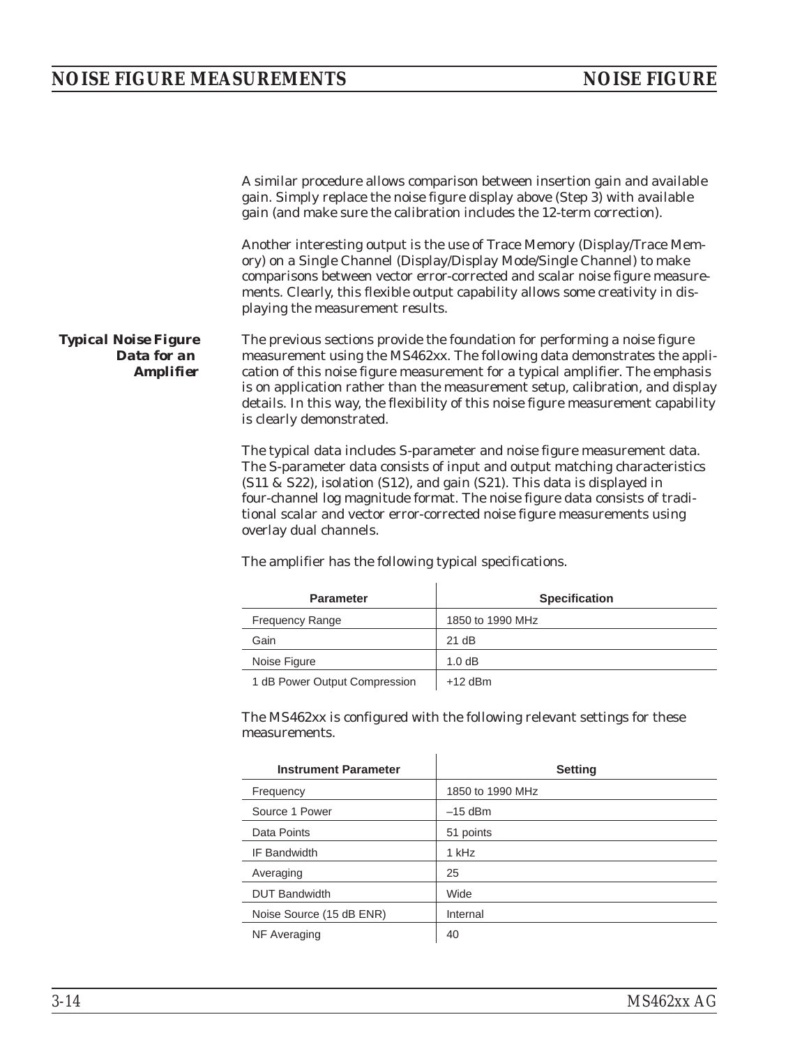A similar procedure allows comparison between insertion gain and available gain. Simply replace the noise figure display above (Step 3) with available gain (and make sure the calibration includes the 12-term correction).

Another interesting output is the use of Trace Memory (Display/Trace Memory) on a Single Channel (Display/Display Mode/Single Channel) to make comparisons between vector error-corrected and scalar noise figure measurements. Clearly, this flexible output capability allows some creativity in displaying the measurement results.

## *Typical Noise Figure Data for an Amplifier*

The previous sections provide the foundation for performing a noise figure measurement using the MS462xx. The following data demonstrates the application of this noise figure measurement for a typical amplifier. The emphasis is on application rather than the measurement setup, calibration, and display details. In this way, the flexibility of this noise figure measurement capability is clearly demonstrated.

The typical data includes S-parameter and noise figure measurement data. The S-parameter data consists of input and output matching characteristics (S11 & S22), isolation (S12), and gain (S21). This data is displayed in four-channel log magnitude format. The noise figure data consists of traditional scalar and vector error-corrected noise figure measurements using overlay dual channels.

The amplifier has the following typical specifications.

| Parameter | Specification |
|---|---|
| Frequency Range | 1850 to 1990 MHz |
| Gain | 21 dB |
| Noise Figure | 1.0 dB |
| 1 dB Power Output Compression | +12 dBm |

The MS462xx is configured with the following relevant settings for these measurements.

| Instrument Parameter | Setting |
|---|---|
| Frequency | 1850 to 1990 MHz |
| Source 1 Power | –15 dBm |
| Data Points | 51 points |
| IF Bandwidth | 1 kHz |
| Averaging | 25 |
| DUT Bandwidth | Wide |
| Noise Source (15 dB ENR) | Internal |
| NF Averaging | 40 |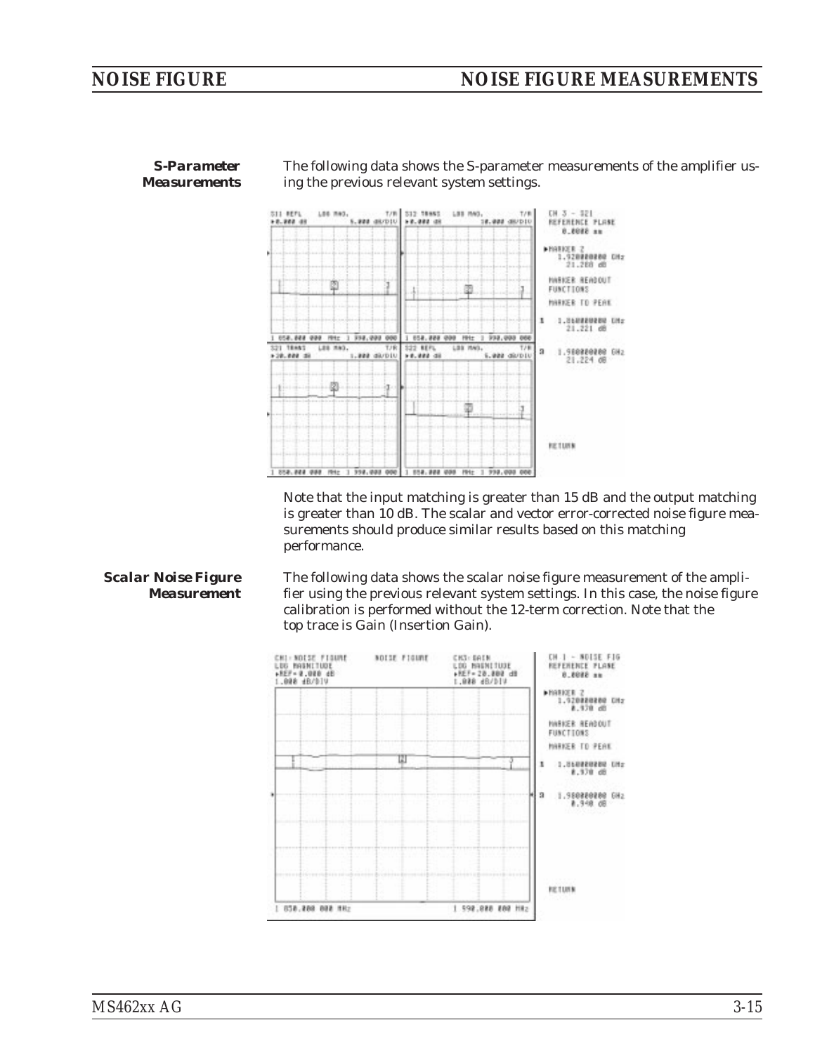#### S-Parameter Measurements

The following data shows the S-parameter measurements of the amplifier using the previous relevant system settings.

Note that the input matching is greater than 15 dB and the output matching is greater than 10 dB. The scalar and vector error-corrected noise figure measurements should produce similar results based on this matching performance.

#### Scalar Noise Figure Measurement

The following data shows the scalar noise figure measurement of the amplifier using the previous relevant system settings. In this case, the noise figure calibration is performed without the 12-term correction. Note that the top trace is Gain (Insertion Gain).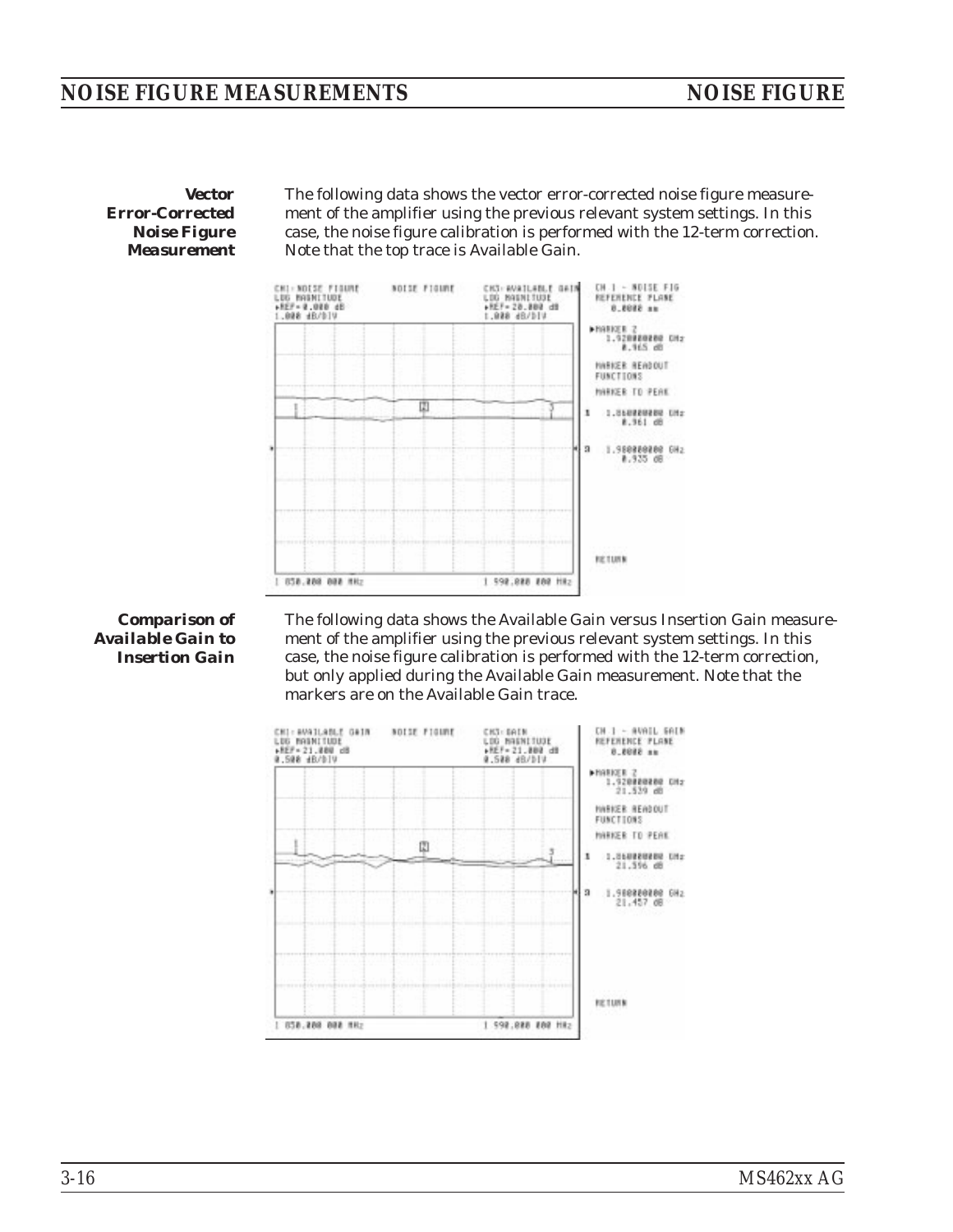**Vector Error-Corrected Noise Figure Measurement**

The following data shows the vector error-corrected noise figure measurement of the amplifier using the previous relevant system settings. In this case, the noise figure calibration is performed with the 12-term correction. Note that the top trace is Available Gain.

**Comparison of Available Gain to Insertion Gain**

The following data shows the Available Gain versus Insertion Gain measurement of the amplifier using the previous relevant system settings. In this case, the noise figure calibration is performed with the 12-term correction, but only applied during the Available Gain measurement. Note that the markers are on the Available Gain trace.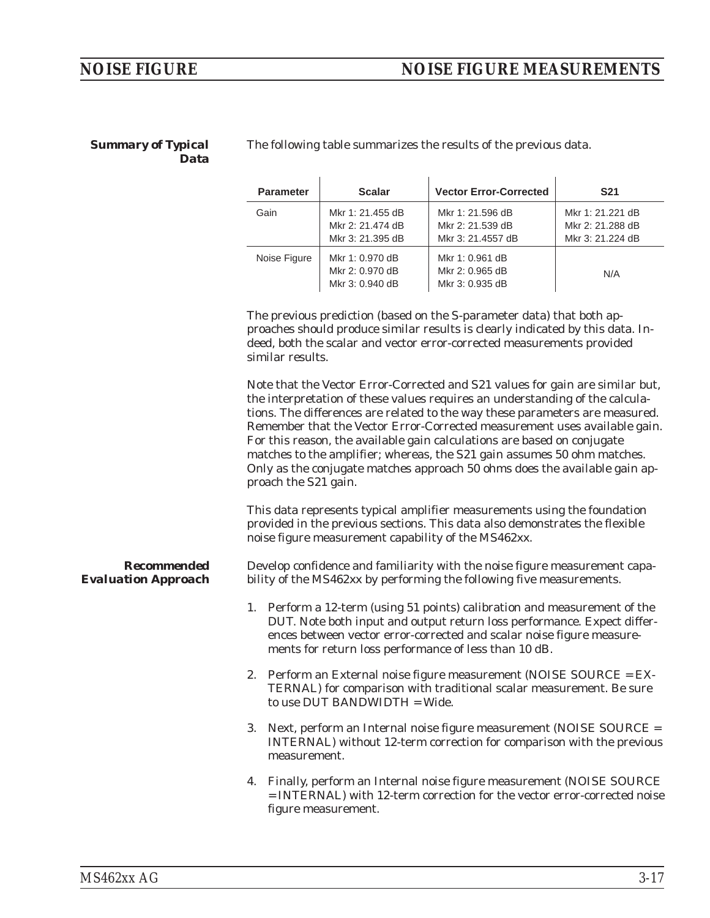### Summary of Typical Data

The following table summarizes the results of the previous data.

| Parameter | Scalar | Vector Error-Corrected | S21 |
|---|---|---|---|
| Gain | Mkr 1: 21.455 dB<br>Mkr 2: 21.474 dB<br>Mkr 3: 21.395 dB | Mkr 1: 21.596 dB<br>Mkr 2: 21.539 dB<br>Mkr 3: 21.4557 dB | Mkr 1: 21.221 dB<br>Mkr 2: 21.288 dB<br>Mkr 3: 21.224 dB |
| Noise Figure | Mkr 1: 0.970 dB<br>Mkr 2: 0.970 dB<br>Mkr 3: 0.940 dB | Mkr 1: 0.961 dB<br>Mkr 2: 0.965 dB<br>Mkr 3: 0.935 dB | N/A |

The previous prediction (based on the S-parameter data) that both approaches should produce similar results is clearly indicated by this data. Indeed, both the scalar and vector error-corrected measurements provided similar results.

Note that the Vector Error-Corrected and S21 values for gain are similar but, the interpretation of these values requires an understanding of the calculations. The differences are related to the way these parameters are measured. Remember that the Vector Error-Corrected measurement uses available gain. For this reason, the available gain calculations are based on conjugate matches to the amplifier; whereas, the S21 gain assumes 50 ohm matches. Only as the conjugate matches approach 50 ohms does the available gain approach the S21 gain.

This data represents typical amplifier measurements using the foundation provided in the previous sections. This data also demonstrates the flexible noise figure measurement capability of the MS462xx.

### Recommended Evaluation Approach

Develop confidence and familiarity with the noise figure measurement capability of the MS462xx by performing the following five measurements.

1. Perform a 12-term (using 51 points) calibration and measurement of the DUT. Note both input and output return loss performance. Expect differences between vector error-corrected and scalar noise figure measurements for return loss performance of less than 10 dB.

2. Perform an External noise figure measurement (NOISE SOURCE = EXTERNAL) for comparison with traditional scalar measurement. Be sure to use DUT BANDWIDTH = Wide.

3. Next, perform an Internal noise figure measurement (NOISE SOURCE = INTERNAL) without 12-term correction for comparison with the previous measurement.

4. Finally, perform an Internal noise figure measurement (NOISE SOURCE = INTERNAL) with 12-term correction for the vector error-corrected noise figure measurement.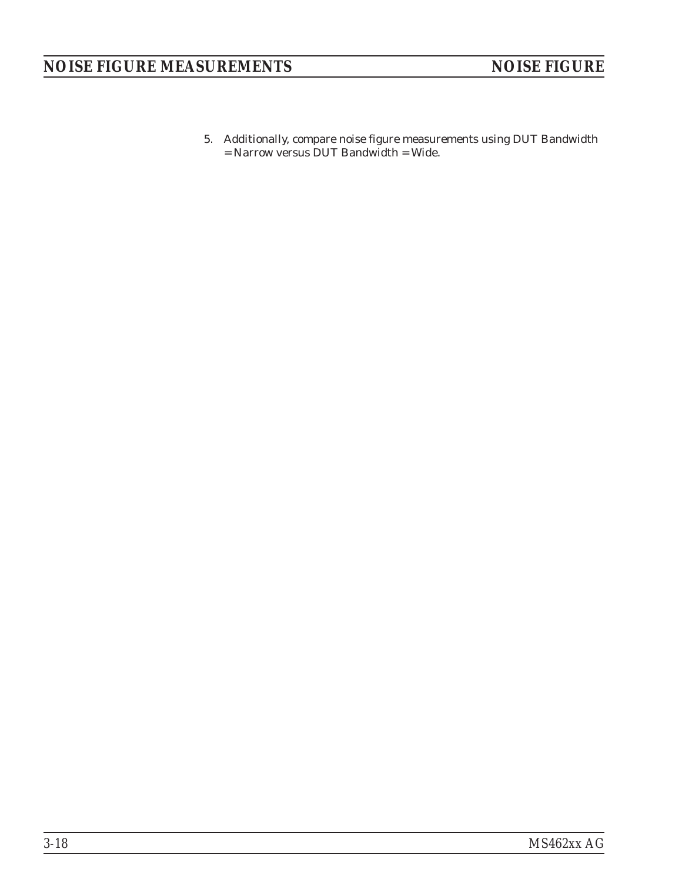5. Additionally, compare noise figure measurements using DUT Bandwidth = Narrow versus DUT Bandwidth = Wide.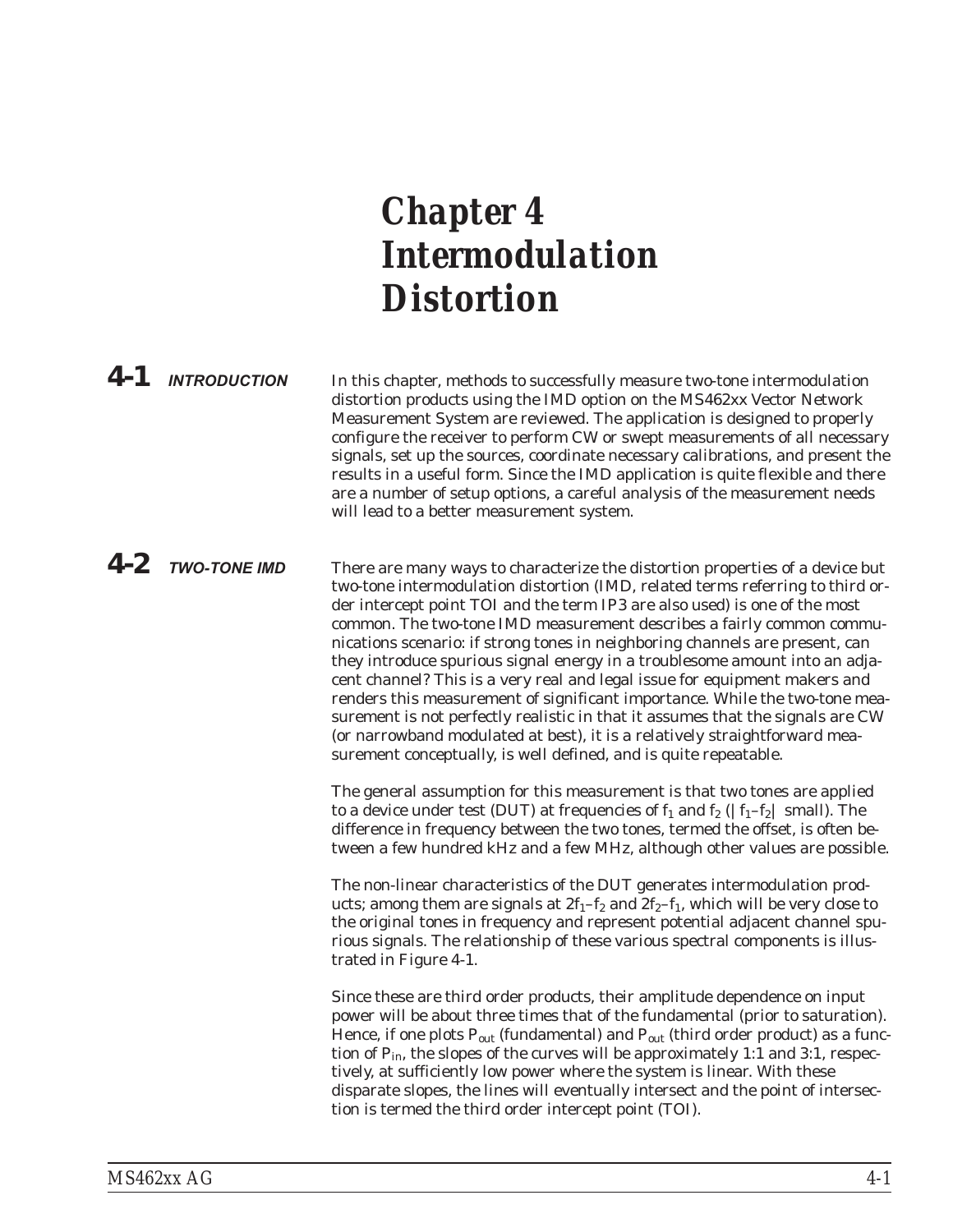# Chapter 4 Intermodulation Distortion

## 4-1 INTRODUCTION

In this chapter, methods to successfully measure two-tone intermodulation distortion products using the IMD option on the MS462xx Vector Network Measurement System are reviewed. The application is designed to properly configure the receiver to perform CW or swept measurements of all necessary signals, set up the sources, coordinate necessary calibrations, and present the results in a useful form. Since the IMD application is quite flexible and there are a number of setup options, a careful analysis of the measurement needs will lead to a better measurement system.

## 4-2 TWO-TONE IMD

There are many ways to characterize the distortion properties of a device but two-tone intermodulation distortion (IMD, related terms referring to third order intercept point TOI and the term IP3 are also used) is one of the most common. The two-tone IMD measurement describes a fairly common communications scenario: if strong tones in neighboring channels are present, can they introduce spurious signal energy in a troublesome amount into an adjacent channel? This is a very real and legal issue for equipment makers and renders this measurement of significant importance. While the two-tone measurement is not perfectly realistic in that it assumes that the signals are CW (or narrowband modulated at best), it is a relatively straightforward measurement conceptually, is well defined, and is quite repeatable.

The general assumption for this measurement is that two tones are applied to a device under test (DUT) at frequencies of $f_1$ and $f_2$ ($|f_1–f_2|$ small). The difference in frequency between the two tones, termed the offset, is often between a few hundred kHz and a few MHz, although other values are possible.

The non-linear characteristics of the DUT generates intermodulation products; among them are signals at $2f_1–f_2$ and $2f_2–f_1$, which will be very close to the original tones in frequency and represent potential adjacent channel spurious signals. The relationship of these various spectral components is illustrated in Figure 4-1.

Since these are third order products, their amplitude dependence on input power will be about three times that of the fundamental (prior to saturation). Hence, if one plots $P_{out}$ (fundamental) and $P_{out}$ (third order product) as a function of $P_{in}$, the slopes of the curves will be approximately 1:1 and 3:1, respectively, at sufficiently low power where the system is linear. With these disparate slopes, the lines will eventually intersect and the point of intersection is termed the third order intercept point (TOI).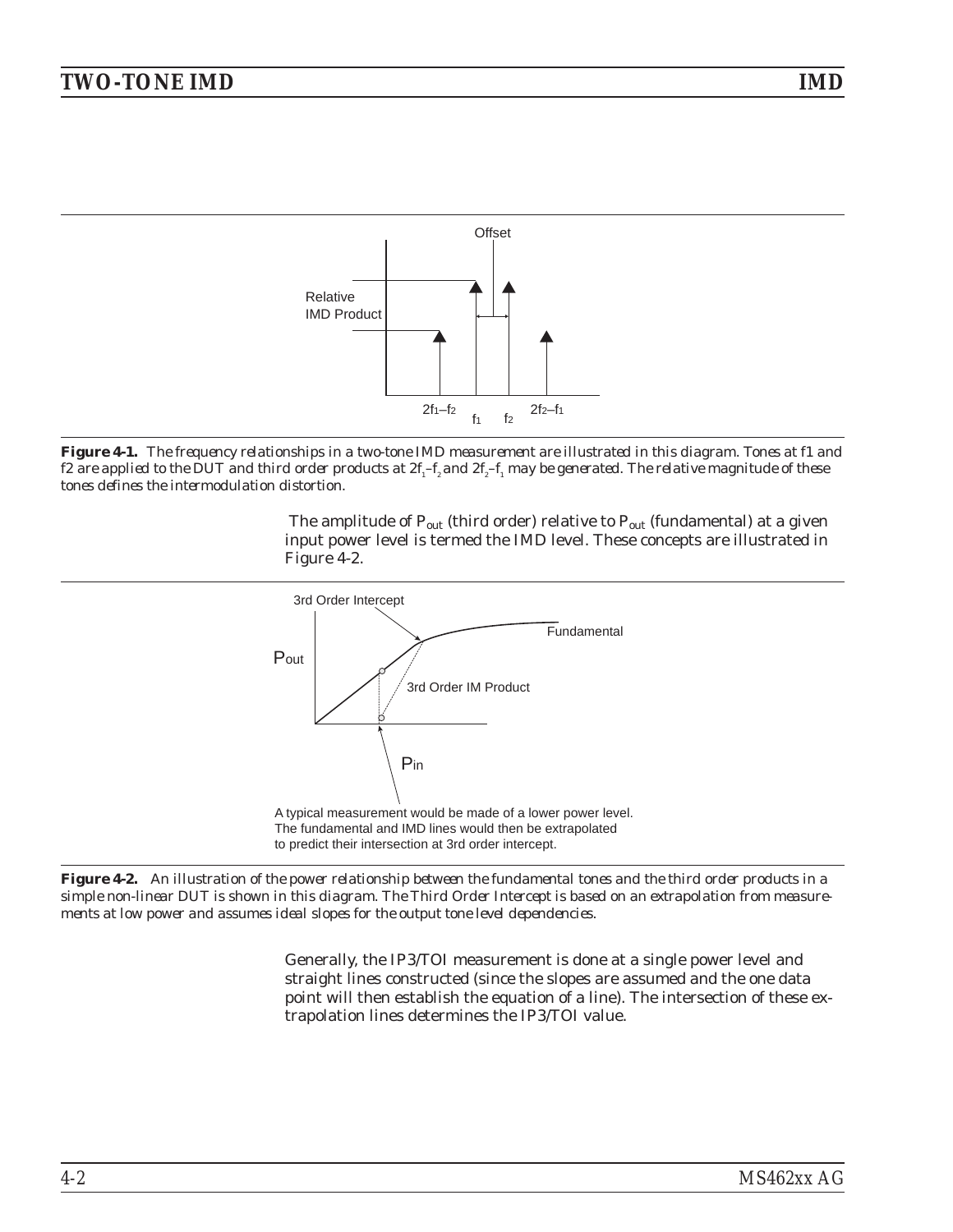Figure 4-1. The frequency relationships in a two-tone IMD measurement are illustrated in this diagram. Tones at f1 and f2 are applied to the DUT and third order products at $2f_1-f_2$ and $2f_2-f_1$ may be generated. The relative magnitude of these tones defines the intermodulation distortion.

The amplitude of $P_{out}$ (third order) relative to $P_{out}$ (fundamental) at a given input power level is termed the IMD level. These concepts are illustrated in Figure 4-2.

Figure 4-2. An illustration of the power relationship between the fundamental tones and the third order products in a simple non-linear DUT is shown in this diagram. The Third Order Intercept is based on an extrapolation from measurements at low power and assumes ideal slopes for the output tone level dependencies.

Generally, the IP3/TOI measurement is done at a single power level and straight lines constructed (since the slopes are assumed and the one data point will then establish the equation of a line). The intersection of these extrapolation lines determines the IP3/TOI value.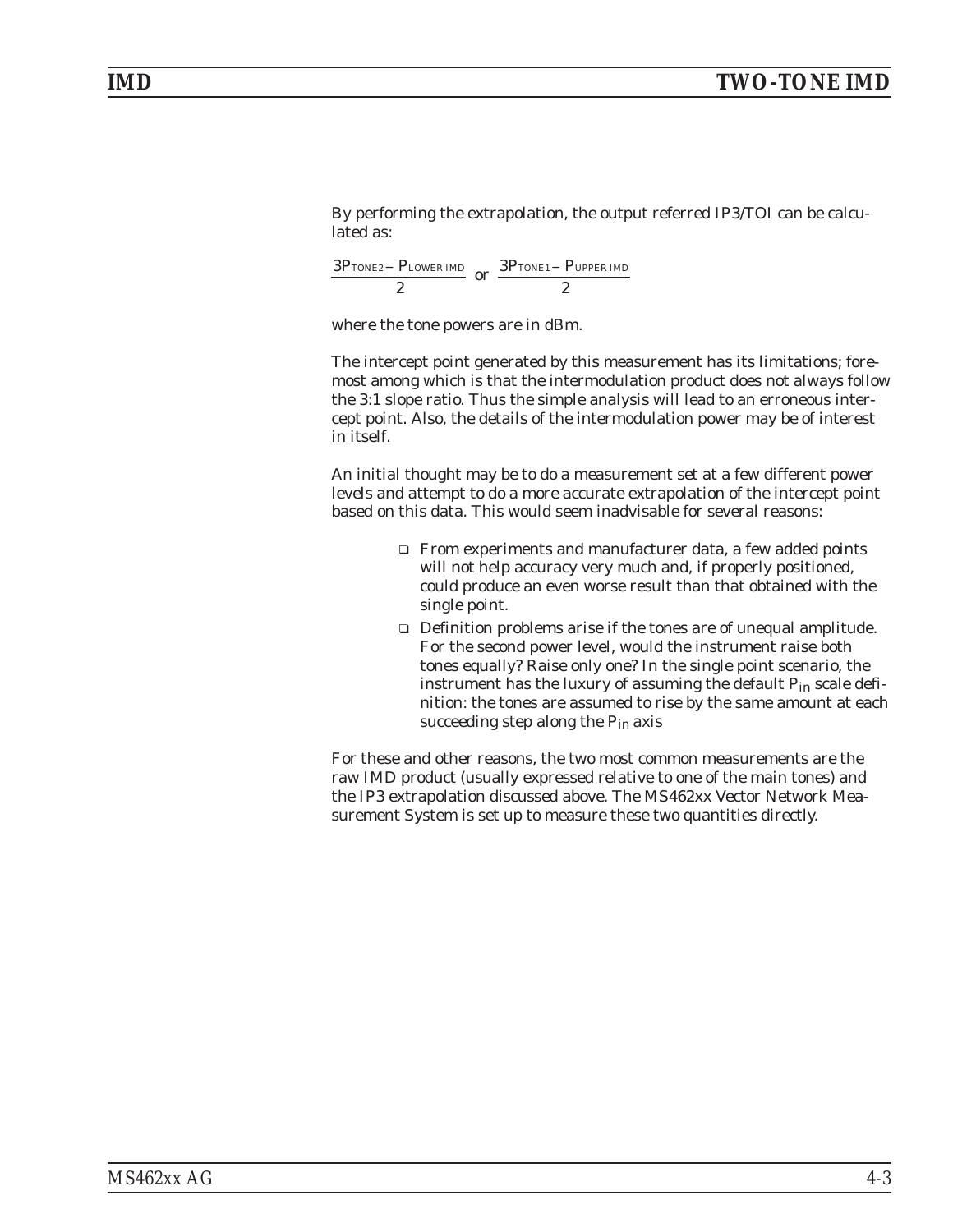By performing the extrapolation, the output referred IP3/TOI can be calculated as:

$$\frac{3P_{TONE2} - P_{LOWER\ IMD}}{2} \text{ or } \frac{3P_{TONE1} - P_{UPPER\ IMD}}{2}$$

where the tone powers are in dBm.

The intercept point generated by this measurement has its limitations; foremost among which is that the intermodulation product does not always follow the 3:1 slope ratio. Thus the simple analysis will lead to an erroneous intercept point. Also, the details of the intermodulation power may be of interest in itself.

An initial thought may be to do a measurement set at a few different power levels and attempt to do a more accurate extrapolation of the intercept point based on this data. This would seem inadvisable for several reasons:

- From experiments and manufacturer data, a few added points will not help accuracy very much and, if properly positioned, could produce an even worse result than that obtained with the single point.
- Definition problems arise if the tones are of unequal amplitude. For the second power level, would the instrument raise both tones equally? Raise only one? In the single point scenario, the instrument has the luxury of assuming the default $P_{in}$ scale definition: the tones are assumed to rise by the same amount at each succeeding step along the $P_{in}$ axis

For these and other reasons, the two most common measurements are the raw IMD product (usually expressed relative to one of the main tones) and the IP3 extrapolation discussed above. The MS462xx Vector Network Measurement System is set up to measure these two quantities directly.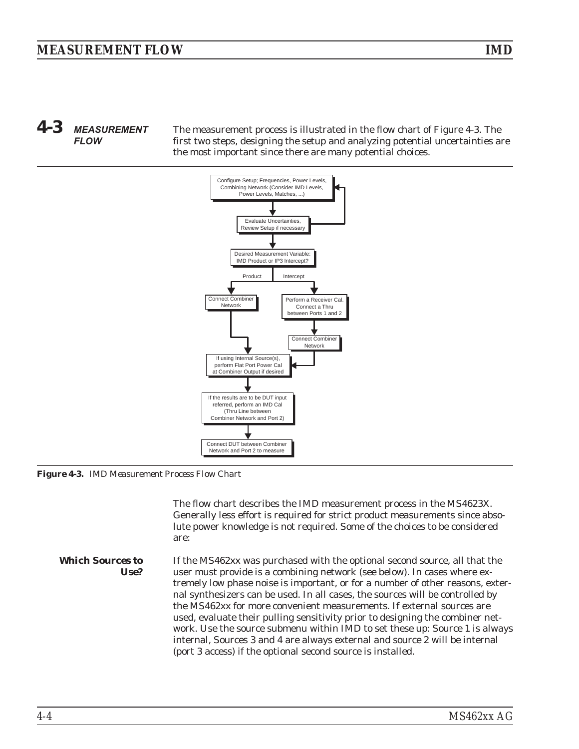## 4-3 MEASUREMENT FLOW

The measurement process is illustrated in the flow chart of Figure 4-3. The first two steps, designing the setup and analyzing potential uncertainties are the most important since there are many potential choices.

Configure Setup; Frequencies, Power Levels, Combining Network (Consider IMD Levels, Power Levels, Matches, ...)

Evaluate Uncertainties, Review Setup if necessary

Desired Measurement Variable: IMD Product or IP3 Intercept?

Product

Intercept

Connect Combiner Network

Perform a Receiver Cal. Connect a Thru between Ports 1 and 2

Connect Combiner Network

If using Internal Source(s), perform Flat Port Power Cal at Combiner Output if desired

If the results are to be DUT input referred, perform an IMD Cal (Thru Line between Combiner Network and Port 2)

Connect DUT between Combiner Network and Port 2 to measure

***Figure 4-3.*** *IMD Measurement Process Flow Chart*

The flow chart describes the IMD measurement process in the MS4623X. Generally less effort is required for strict product measurements since absolute power knowledge is not required. Some of the choices to be considered are:

**Which Sources to Use?**

If the MS462xx was purchased with the optional second source, all that the user must provide is a combining network (see below). In cases where extremely low phase noise is important, or for a number of other reasons, external synthesizers can be used. In all cases, the sources will be controlled by the MS462xx for more convenient measurements. If external sources are used, evaluate their pulling sensitivity prior to designing the combiner network. Use the source submenu within IMD to set these up: Source 1 is always internal, Sources 3 and 4 are always external and source 2 will be internal (port 3 access) if the optional second source is installed.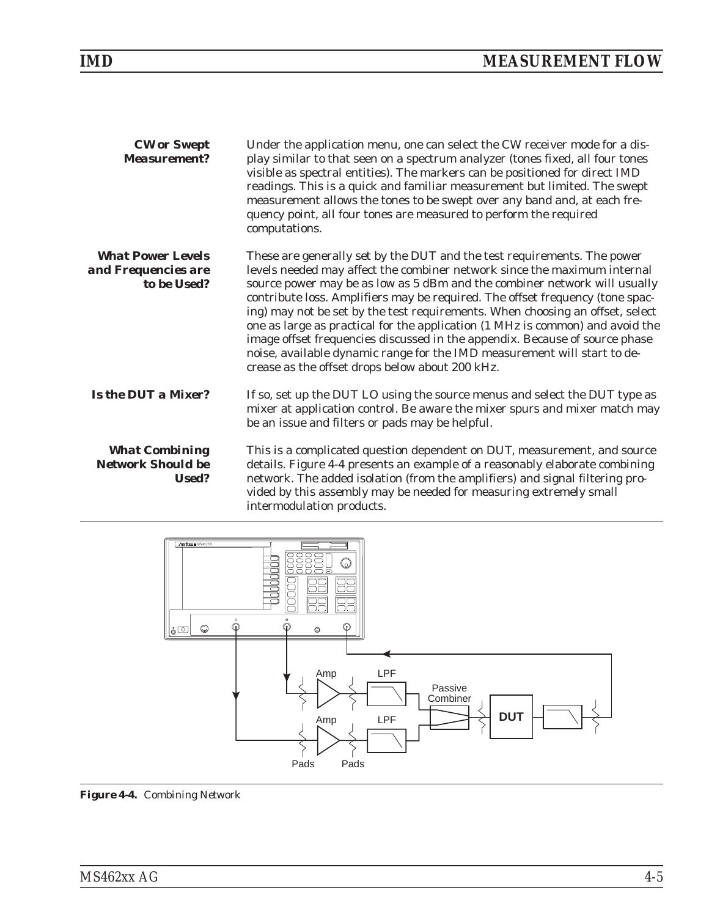**CW or Swept Measurement?**

Under the application menu, one can select the CW receiver mode for a display similar to that seen on a spectrum analyzer (tones fixed, all four tones visible as spectral entities). The markers can be positioned for direct IMD readings. This is a quick and familiar measurement but limited. The swept measurement allows the tones to be swept over any band and, at each frequency point, all four tones are measured to perform the required computations.

**What Power Levels and Frequencies are to be Used?**

These are generally set by the DUT and the test requirements. The power levels needed may affect the combiner network since the maximum internal source power may be as low as 5 dBm and the combiner network will usually contribute loss. Amplifiers may be required. The offset frequency (tone spacing) may not be set by the test requirements. When choosing an offset, select one as large as practical for the application (1 MHz is common) and avoid the image offset frequencies discussed in the appendix. Because of source phase noise, available dynamic range for the IMD measurement will start to decrease as the offset drops below about 200 kHz.

**Is the DUT a Mixer?**

If so, set up the DUT LO using the source menus and select the DUT type as mixer at application control. Be aware the mixer spurs and mixer match may be an issue and filters or pads may be helpful.

**What Combining Network Should be Used?**

This is a complicated question dependent on DUT, measurement, and source details. Figure 4-4 presents an example of a reasonably elaborate combining network. The added isolation (from the amplifiers) and signal filtering provided by this assembly may be needed for measuring extremely small intermodulation products.

**Figure 4-4.** Combining Network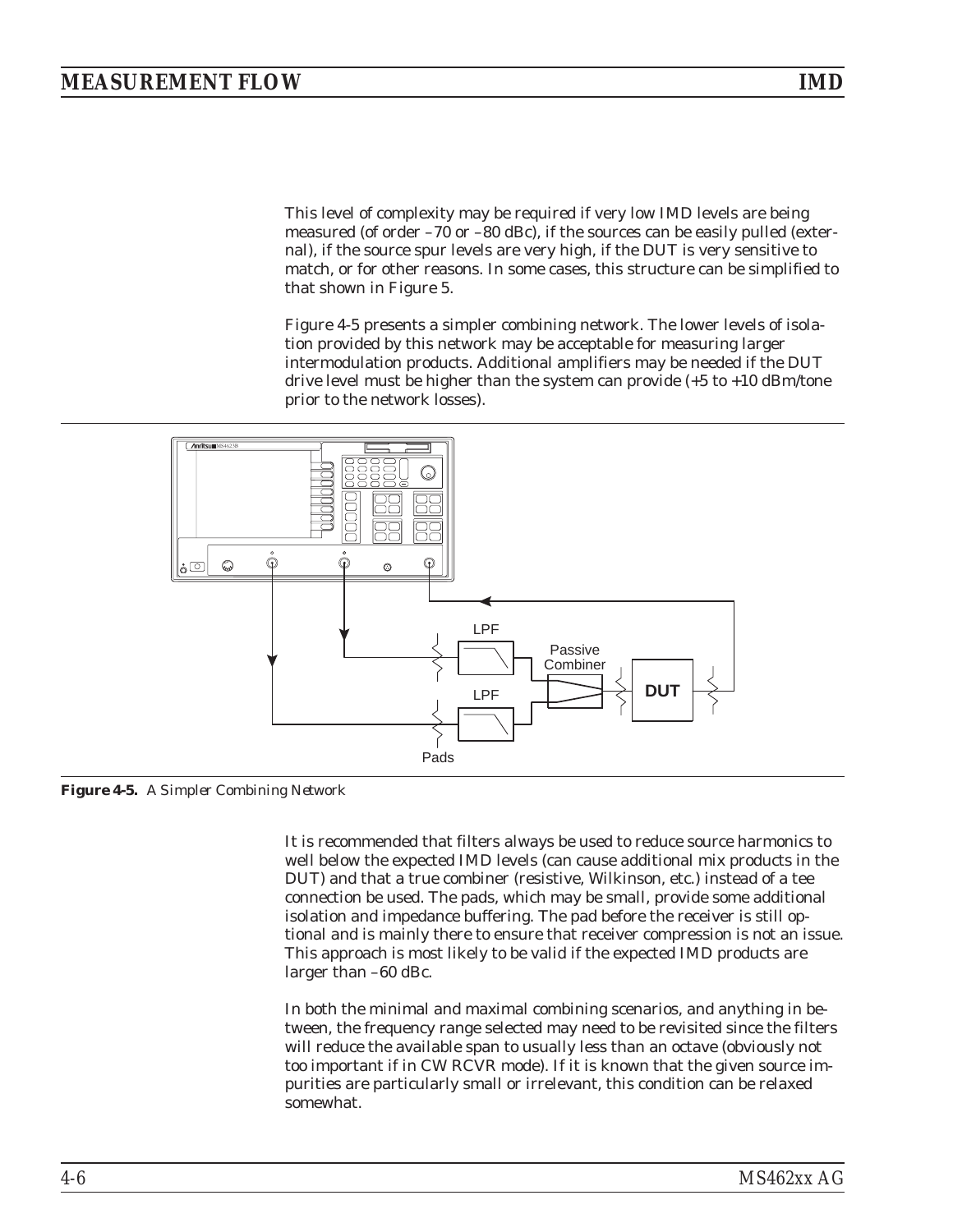This level of complexity may be required if very low IMD levels are being measured (of order –70 or –80 dBc), if the sources can be easily pulled (external), if the source spur levels are very high, if the DUT is very sensitive to match, or for other reasons. In some cases, this structure can be simplified to that shown in Figure 5.

Figure 4-5 presents a simpler combining network. The lower levels of isolation provided by this network may be acceptable for measuring larger intermodulation products. Additional amplifiers may be needed if the DUT drive level must be higher than the system can provide (+5 to +10 dBm/tone prior to the network losses).

**Figure 4-5.** *A Simpler Combining Network*

It is recommended that filters always be used to reduce source harmonics to well below the expected IMD levels (can cause additional mix products in the DUT) and that a true combiner (resistive, Wilkinson, etc.) instead of a tee connection be used. The pads, which may be small, provide some additional isolation and impedance buffering. The pad before the receiver is still optional and is mainly there to ensure that receiver compression is not an issue. This approach is most likely to be valid if the expected IMD products are larger than –60 dBc.

In both the minimal and maximal combining scenarios, and anything in between, the frequency range selected may need to be revisited since the filters will reduce the available span to usually less than an octave (obviously not too important if in CW RCVR mode). If it is known that the given source impurities are particularly small or irrelevant, this condition can be relaxed somewhat.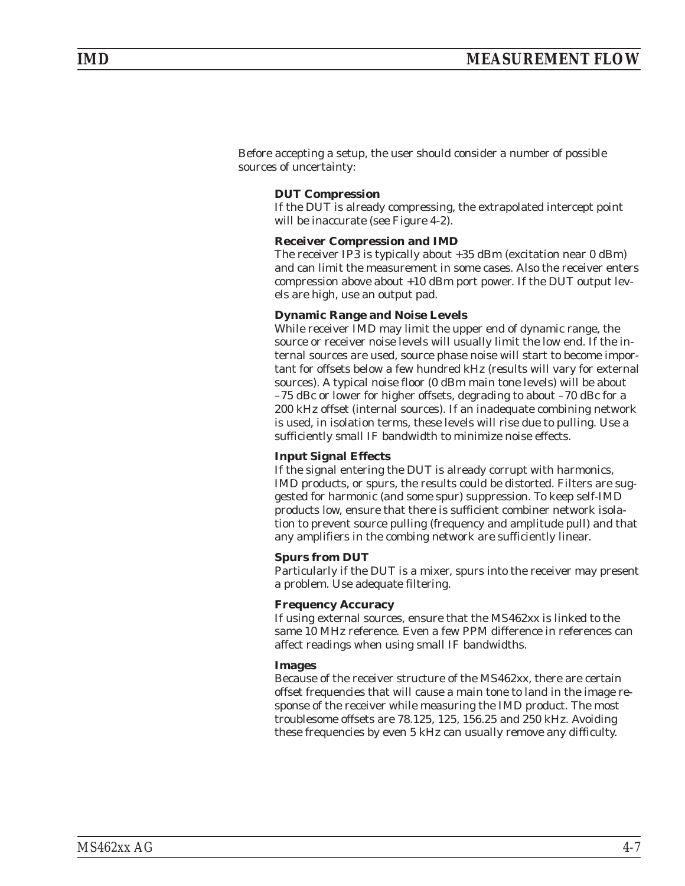Before accepting a setup, the user should consider a number of possible sources of uncertainty:

**DUT Compression**
If the DUT is already compressing, the extrapolated intercept point will be inaccurate (see Figure 4-2).

**Receiver Compression and IMD**
The receiver IP3 is typically about +35 dBm (excitation near 0 dBm) and can limit the measurement in some cases. Also the receiver enters compression above about +10 dBm port power. If the DUT output levels are high, use an output pad.

**Dynamic Range and Noise Levels**
While receiver IMD may limit the upper end of dynamic range, the source or receiver noise levels will usually limit the low end. If the internal sources are used, source phase noise will start to become important for offsets below a few hundred kHz (results will vary for external sources). A typical noise floor (0 dBm main tone levels) will be about –75 dBc or lower for higher offsets, degrading to about –70 dBc for a 200 kHz offset (internal sources). If an inadequate combining network is used, in isolation terms, these levels will rise due to pulling. Use a sufficiently small IF bandwidth to minimize noise effects.

**Input Signal Effects**
If the signal entering the DUT is already corrupt with harmonics, IMD products, or spurs, the results could be distorted. Filters are suggested for harmonic (and some spur) suppression. To keep self-IMD products low, ensure that there is sufficient combiner network isolation to prevent source pulling (frequency and amplitude pull) and that any amplifiers in the combing network are sufficiently linear.

**Spurs from DUT**
Particularly if the DUT is a mixer, spurs into the receiver may present a problem. Use adequate filtering.

**Frequency Accuracy**
If using external sources, ensure that the MS462xx is linked to the same 10 MHz reference. Even a few PPM difference in references can affect readings when using small IF bandwidths.

**Images**
Because of the receiver structure of the MS462xx, there are certain offset frequencies that will cause a main tone to land in the image response of the receiver while measuring the IMD product. The most troublesome offsets are 78.125, 125, 156.25 and 250 kHz. Avoiding these frequencies by even 5 kHz can usually remove any difficulty.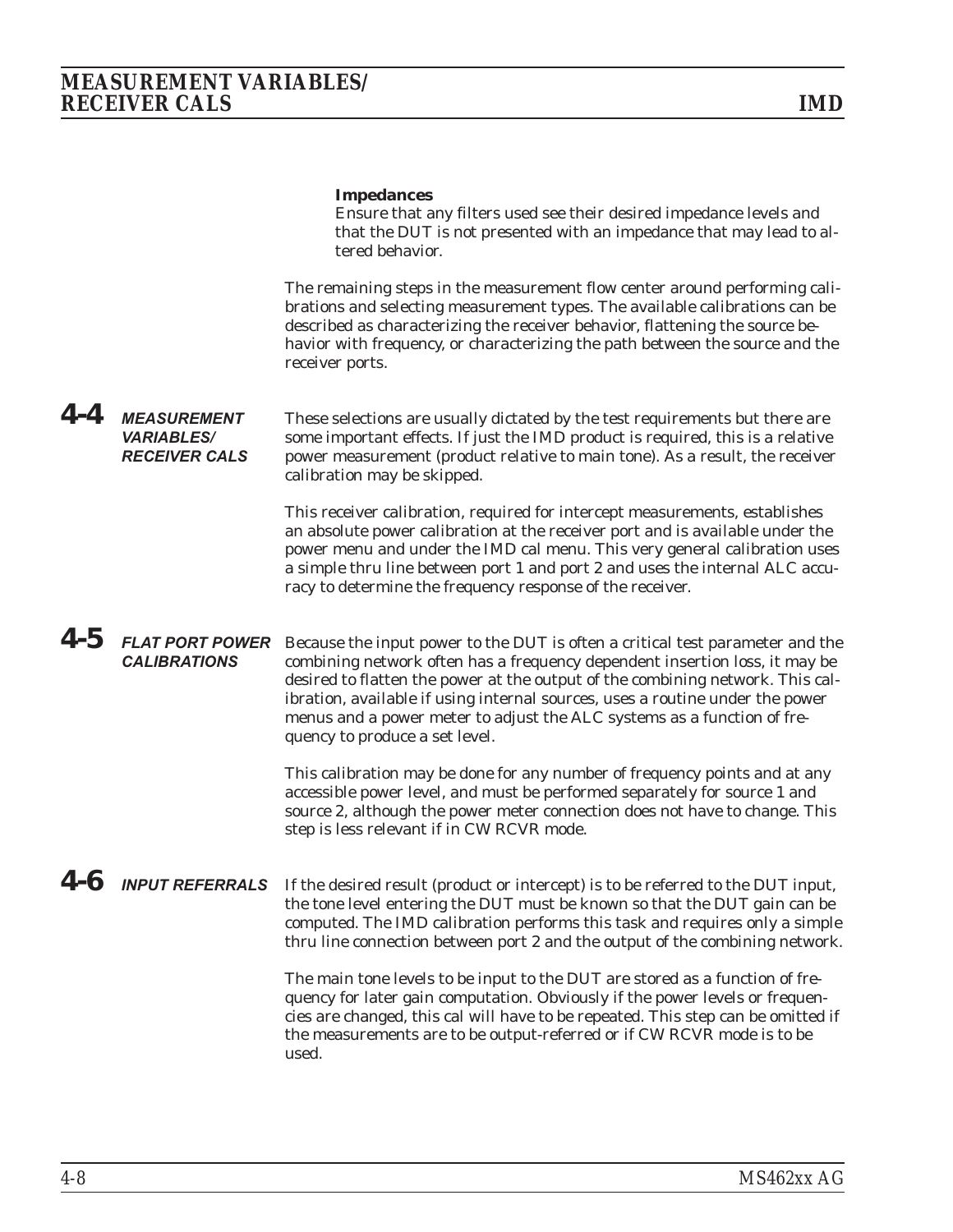**Impedances**
Ensure that any filters used see their desired impedance levels and that the DUT is not presented with an impedance that may lead to altered behavior.

The remaining steps in the measurement flow center around performing calibrations and selecting measurement types. The available calibrations can be described as characterizing the receiver behavior, flattening the source behavior with frequency, or characterizing the path between the source and the receiver ports.

## 4-4 MEASUREMENT VARIABLES/ RECEIVER CALS

These selections are usually dictated by the test requirements but there are some important effects. If just the IMD product is required, this is a relative power measurement (product relative to main tone). As a result, the receiver calibration may be skipped.

This receiver calibration, required for intercept measurements, establishes an absolute power calibration at the receiver port and is available under the power menu and under the IMD cal menu. This very general calibration uses a simple thru line between port 1 and port 2 and uses the internal ALC accuracy to determine the frequency response of the receiver.

## 4-5 FLAT PORT POWER CALIBRATIONS

Because the input power to the DUT is often a critical test parameter and the combining network often has a frequency dependent insertion loss, it may be desired to flatten the power at the output of the combining network. This calibration, available if using internal sources, uses a routine under the power menus and a power meter to adjust the ALC systems as a function of frequency to produce a set level.

This calibration may be done for any number of frequency points and at any accessible power level, and must be performed separately for source 1 and source 2, although the power meter connection does not have to change. This step is less relevant if in CW RCVR mode.

## 4-6 INPUT REFERRALS

If the desired result (product or intercept) is to be referred to the DUT input, the tone level entering the DUT must be known so that the DUT gain can be computed. The IMD calibration performs this task and requires only a simple thru line connection between port 2 and the output of the combining network.

The main tone levels to be input to the DUT are stored as a function of frequency for later gain computation. Obviously if the power levels or frequencies are changed, this cal will have to be repeated. This step can be omitted if the measurements are to be output-referred or if CW RCVR mode is to be used.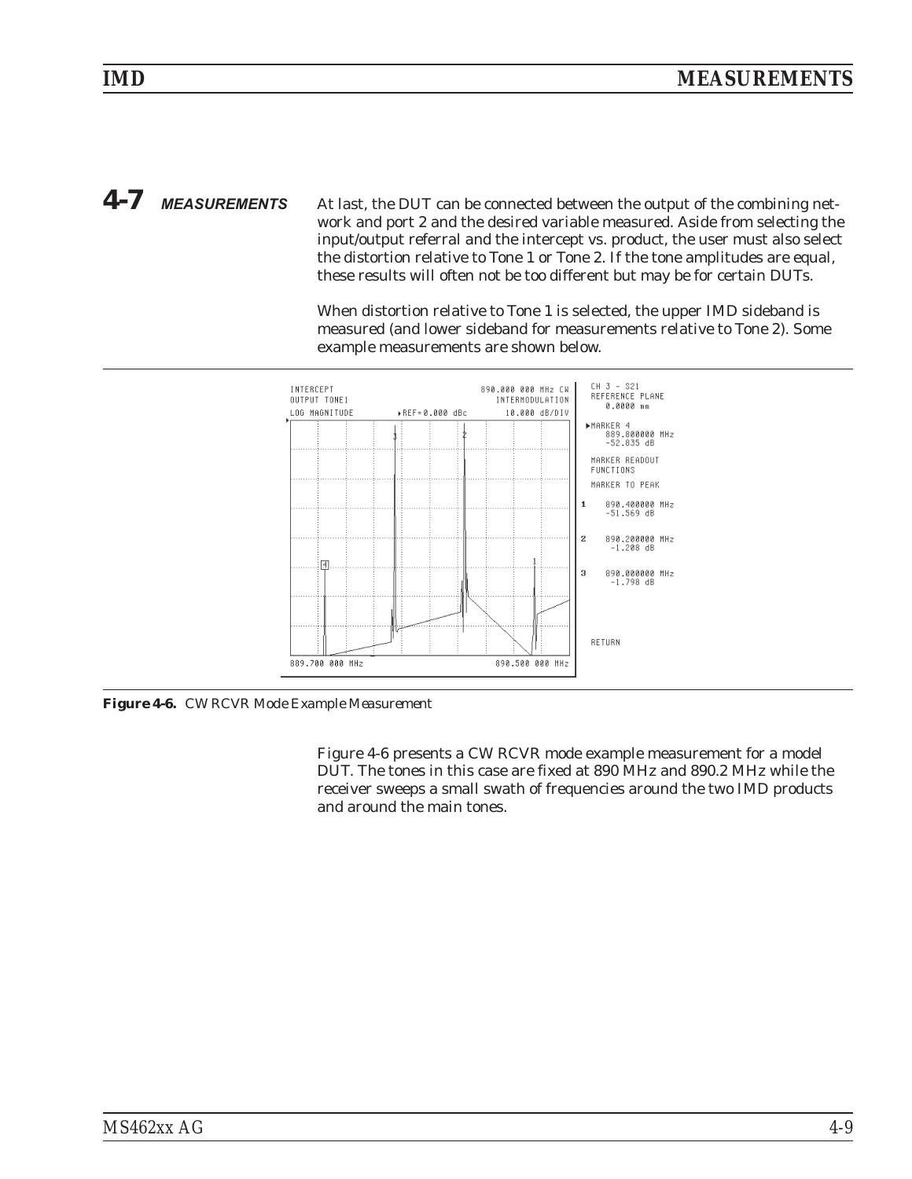## 4-7 MEASUREMENTS

At last, the DUT can be connected between the output of the combining network and port 2 and the desired variable measured. Aside from selecting the input/output referral and the intercept vs. product, the user must also select the distortion relative to Tone 1 or Tone 2. If the tone amplitudes are equal, these results will often not be too different but may be for certain DUTs.

When distortion relative to Tone 1 is selected, the upper IMD sideband is measured (and lower sideband for measurements relative to Tone 2). Some example measurements are shown below.

**Figure 4-6.** *CW RCVR Mode Example Measurement*

Figure 4-6 presents a CW RCVR mode example measurement for a model DUT. The tones in this case are fixed at 890 MHz and 890.2 MHz while the receiver sweeps a small swath of frequencies around the two IMD products and around the main tones.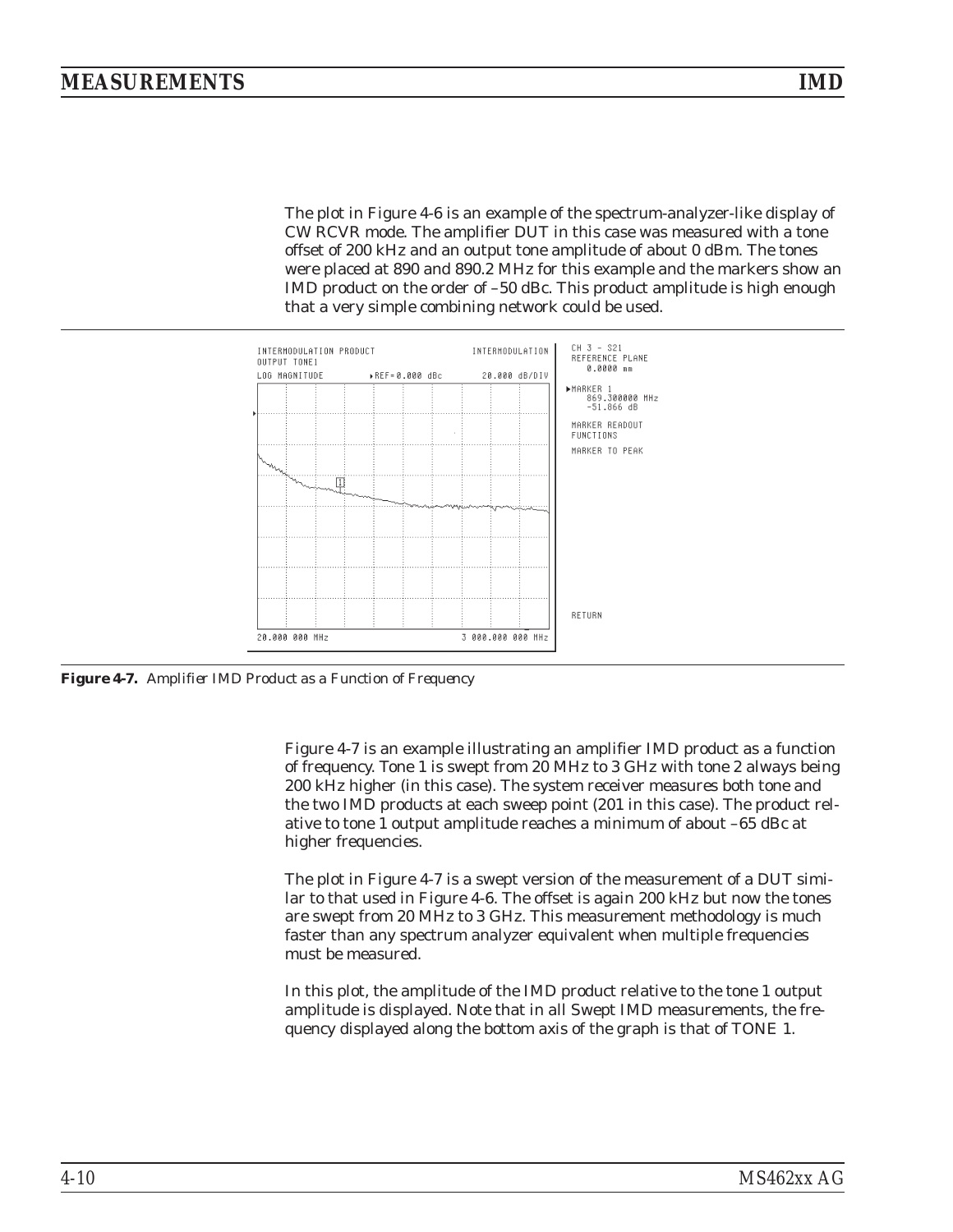The plot in Figure 4-6 is an example of the spectrum-analyzer-like display of CW RCVR mode. The amplifier DUT in this case was measured with a tone offset of 200 kHz and an output tone amplitude of about 0 dBm. The tones were placed at 890 and 890.2 MHz for this example and the markers show an IMD product on the order of –50 dBc. This product amplitude is high enough that a very simple combining network could be used.

```
INTERMODULATION PRODUCT                  INTERMODULATION     CH 3 - S21
OUTPUT TONE1                                                 REFERENCE PLANE
LOG MAGNITUDE        ▸REF=0.000 dBc        20.000 dB/DIV       0.0000 mm

                                                             ▸MARKER 1
                                                               869.300000 MHz
                                                               -51.866 dB

                                                             MARKER READOUT
                                                             FUNCTIONS

                                                             MARKER TO PEAK

                                                             RETURN
20.000 000 MHz                         3 000.000 000 MHz
```

**Figure 4-7.** *Amplifier IMD Product as a Function of Frequency*

Figure 4-7 is an example illustrating an amplifier IMD product as a function of frequency. Tone 1 is swept from 20 MHz to 3 GHz with tone 2 always being 200 kHz higher (in this case). The system receiver measures both tone and the two IMD products at each sweep point (201 in this case). The product relative to tone 1 output amplitude reaches a minimum of about –65 dBc at higher frequencies.

The plot in Figure 4-7 is a swept version of the measurement of a DUT similar to that used in Figure 4-6. The offset is again 200 kHz but now the tones are swept from 20 MHz to 3 GHz. This measurement methodology is much faster than any spectrum analyzer equivalent when multiple frequencies must be measured.

In this plot, the amplitude of the IMD product relative to the tone 1 output amplitude is displayed. Note that in all Swept IMD measurements, the frequency displayed along the bottom axis of the graph is that of TONE 1.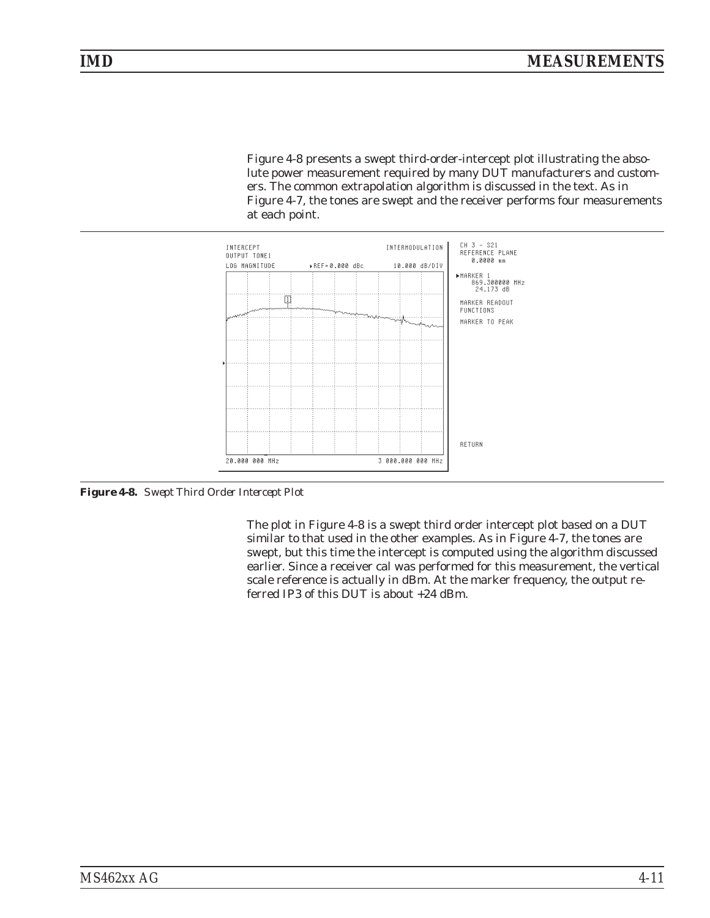Figure 4-8 presents a swept third-order-intercept plot illustrating the absolute power measurement required by many DUT manufacturers and customers. The common extrapolation algorithm is discussed in the text. As in Figure 4-7, the tones are swept and the receiver performs four measurements at each point.

*Figure 4-8. Swept Third Order Intercept Plot*

The plot in Figure 4-8 is a swept third order intercept plot based on a DUT similar to that used in the other examples. As in Figure 4-7, the tones are swept, but this time the intercept is computed using the algorithm discussed earlier. Since a receiver cal was performed for this measurement, the vertical scale reference is actually in dBm. At the marker frequency, the output referred IP3 of this DUT is about +24 dBm.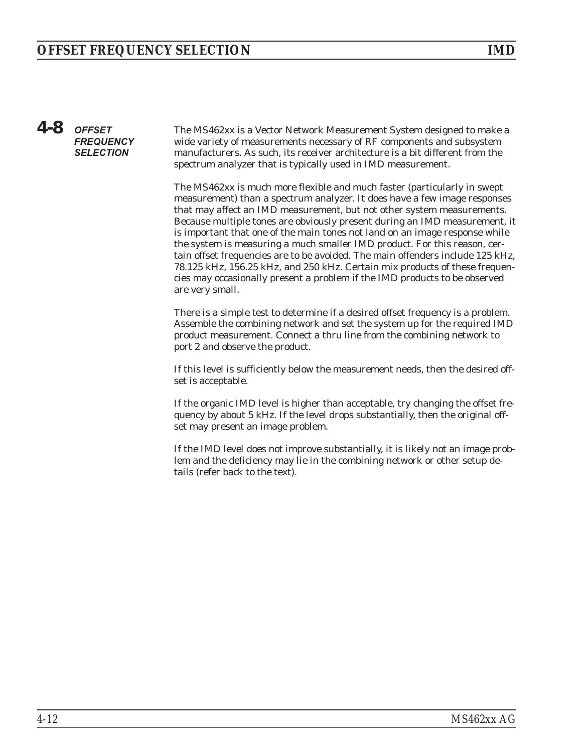## 4-8 OFFSET FREQUENCY SELECTION

The MS462xx is a Vector Network Measurement System designed to make a wide variety of measurements necessary of RF components and subsystem manufacturers. As such, its receiver architecture is a bit different from the spectrum analyzer that is typically used in IMD measurement.

The MS462xx is much more flexible and much faster (particularly in swept measurement) than a spectrum analyzer. It does have a few image responses that may affect an IMD measurement, but not other system measurements. Because multiple tones are obviously present during an IMD measurement, it is important that one of the main tones not land on an image response while the system is measuring a much smaller IMD product. For this reason, certain offset frequencies are to be avoided. The main offenders include 125 kHz, 78.125 kHz, 156.25 kHz, and 250 kHz. Certain mix products of these frequencies may occasionally present a problem if the IMD products to be observed are very small.

There is a simple test to determine if a desired offset frequency is a problem. Assemble the combining network and set the system up for the required IMD product measurement. Connect a thru line from the combining network to port 2 and observe the product.

If this level is sufficiently below the measurement needs, then the desired offset is acceptable.

If the organic IMD level is higher than acceptable, try changing the offset frequency by about 5 kHz. If the level drops substantially, then the original offset may present an image problem.

If the IMD level does not improve substantially, it is likely not an image problem and the deficiency may lie in the combining network or other setup details (refer back to the text).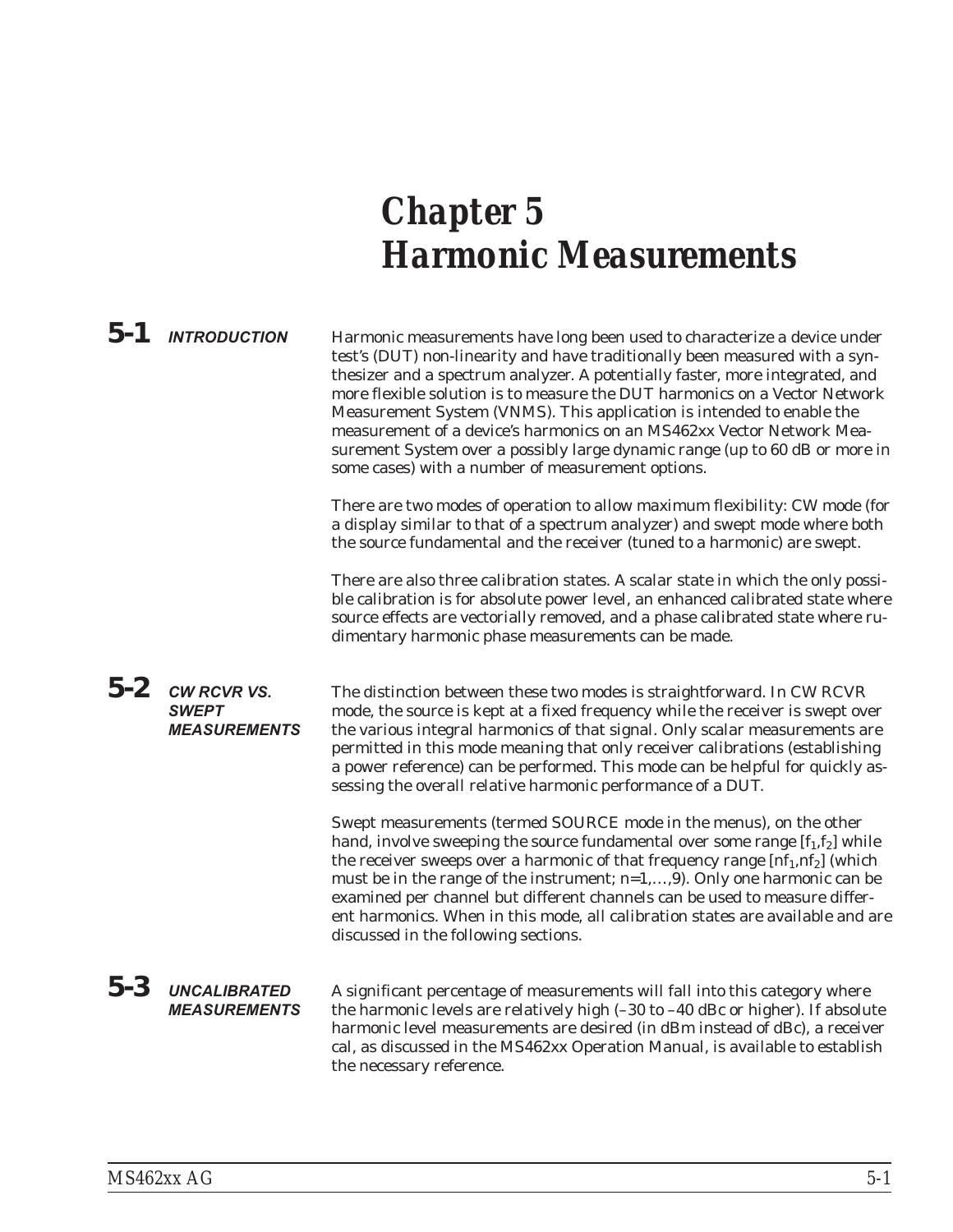# Chapter 5 Harmonic Measurements

## 5-1 INTRODUCTION

Harmonic measurements have long been used to characterize a device under test's (DUT) non-linearity and have traditionally been measured with a synthesizer and a spectrum analyzer. A potentially faster, more integrated, and more flexible solution is to measure the DUT harmonics on a Vector Network Measurement System (VNMS). This application is intended to enable the measurement of a device's harmonics on an MS462xx Vector Network Measurement System over a possibly large dynamic range (up to 60 dB or more in some cases) with a number of measurement options.

There are two modes of operation to allow maximum flexibility: CW mode (for a display similar to that of a spectrum analyzer) and swept mode where both the source fundamental and the receiver (tuned to a harmonic) are swept.

There are also three calibration states. A scalar state in which the only possible calibration is for absolute power level, an enhanced calibrated state where source effects are vectorially removed, and a phase calibrated state where rudimentary harmonic phase measurements can be made.

## 5-2 CW RCVR VS. SWEPT MEASUREMENTS

The distinction between these two modes is straightforward. In CW RCVR mode, the source is kept at a fixed frequency while the receiver is swept over the various integral harmonics of that signal. Only scalar measurements are permitted in this mode meaning that only receiver calibrations (establishing a power reference) can be performed. This mode can be helpful for quickly assessing the overall relative harmonic performance of a DUT.

Swept measurements (termed SOURCE mode in the menus), on the other hand, involve sweeping the source fundamental over some range $[f_1,f_2]$ while the receiver sweeps over a harmonic of that frequency range $[nf_1,nf_2]$ (which must be in the range of the instrument; $n=1,\ldots,9$). Only one harmonic can be examined per channel but different channels can be used to measure different harmonics. When in this mode, all calibration states are available and are discussed in the following sections.

## 5-3 UNCALIBRATED MEASUREMENTS

A significant percentage of measurements will fall into this category where the harmonic levels are relatively high (–30 to –40 dBc or higher). If absolute harmonic level measurements are desired (in dBm instead of dBc), a receiver cal, as discussed in the MS462xx Operation Manual, is available to establish the necessary reference.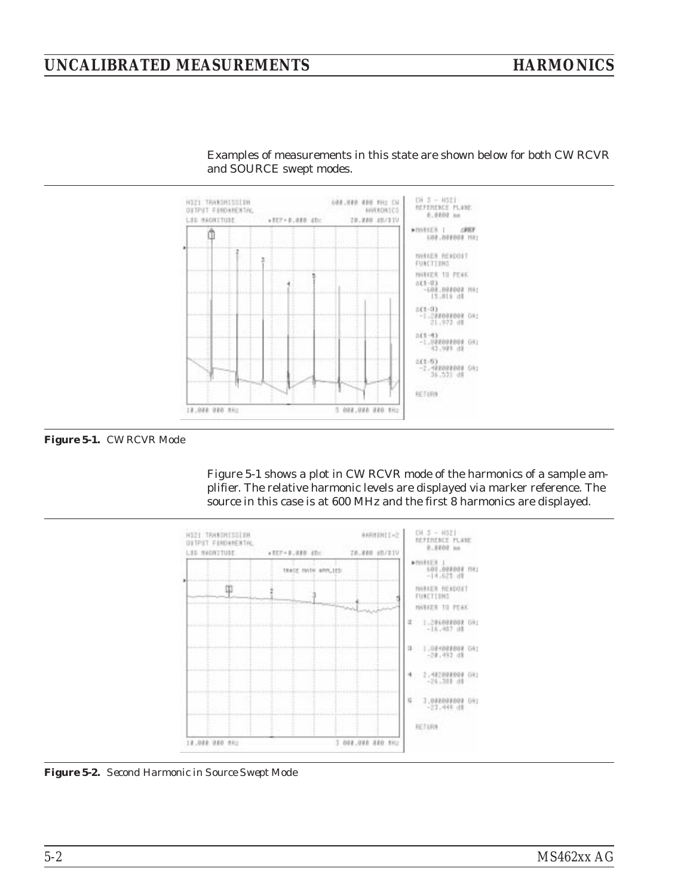Examples of measurements in this state are shown below for both CW RCVR and SOURCE swept modes.

**Figure 5-1.** CW RCVR Mode

Figure 5-1 shows a plot in CW RCVR mode of the harmonics of a sample amplifier. The relative harmonic levels are displayed via marker reference. The source in this case is at 600 MHz and the first 8 harmonics are displayed.

**Figure 5-2.** *Second Harmonic in Source Swept Mode*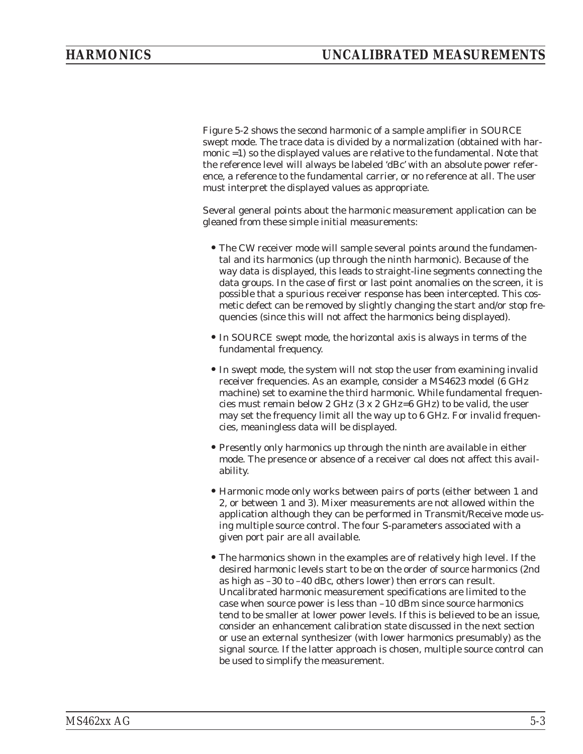Figure 5-2 shows the second harmonic of a sample amplifier in SOURCE swept mode. The trace data is divided by a normalization (obtained with harmonic =1) so the displayed values are relative to the fundamental. Note that the reference level will always be labeled 'dBc' with an absolute power reference, a reference to the fundamental carrier, or no reference at all. The user must interpret the displayed values as appropriate.

Several general points about the harmonic measurement application can be gleaned from these simple initial measurements:

- The CW receiver mode will sample several points around the fundamental and its harmonics (up through the ninth harmonic). Because of the way data is displayed, this leads to straight-line segments connecting the data groups. In the case of first or last point anomalies on the screen, it is possible that a spurious receiver response has been intercepted. This cosmetic defect can be removed by slightly changing the start and/or stop frequencies (since this will not affect the harmonics being displayed).

- In SOURCE swept mode, the horizontal axis is always in terms of the fundamental frequency.

- In swept mode, the system will not stop the user from examining invalid receiver frequencies. As an example, consider a MS4623 model (6 GHz machine) set to examine the third harmonic. While fundamental frequencies must remain below 2 GHz (3 x 2 GHz=6 GHz) to be valid, the user may set the frequency limit all the way up to 6 GHz. For invalid frequencies, meaningless data will be displayed.

- Presently only harmonics up through the ninth are available in either mode. The presence or absence of a receiver cal does not affect this availability.

- Harmonic mode only works between pairs of ports (either between 1 and 2, or between 1 and 3). Mixer measurements are not allowed within the application although they can be performed in Transmit/Receive mode using multiple source control. The four S-parameters associated with a given port pair are all available.

- The harmonics shown in the examples are of relatively high level. If the desired harmonic levels start to be on the order of source harmonics (2nd as high as –30 to –40 dBc, others lower) then errors can result. Uncalibrated harmonic measurement specifications are limited to the case when source power is less than –10 dBm since source harmonics tend to be smaller at lower power levels. If this is believed to be an issue, consider an enhancement calibration state discussed in the next section or use an external synthesizer (with lower harmonics presumably) as the signal source. If the latter approach is chosen, multiple source control can be used to simplify the measurement.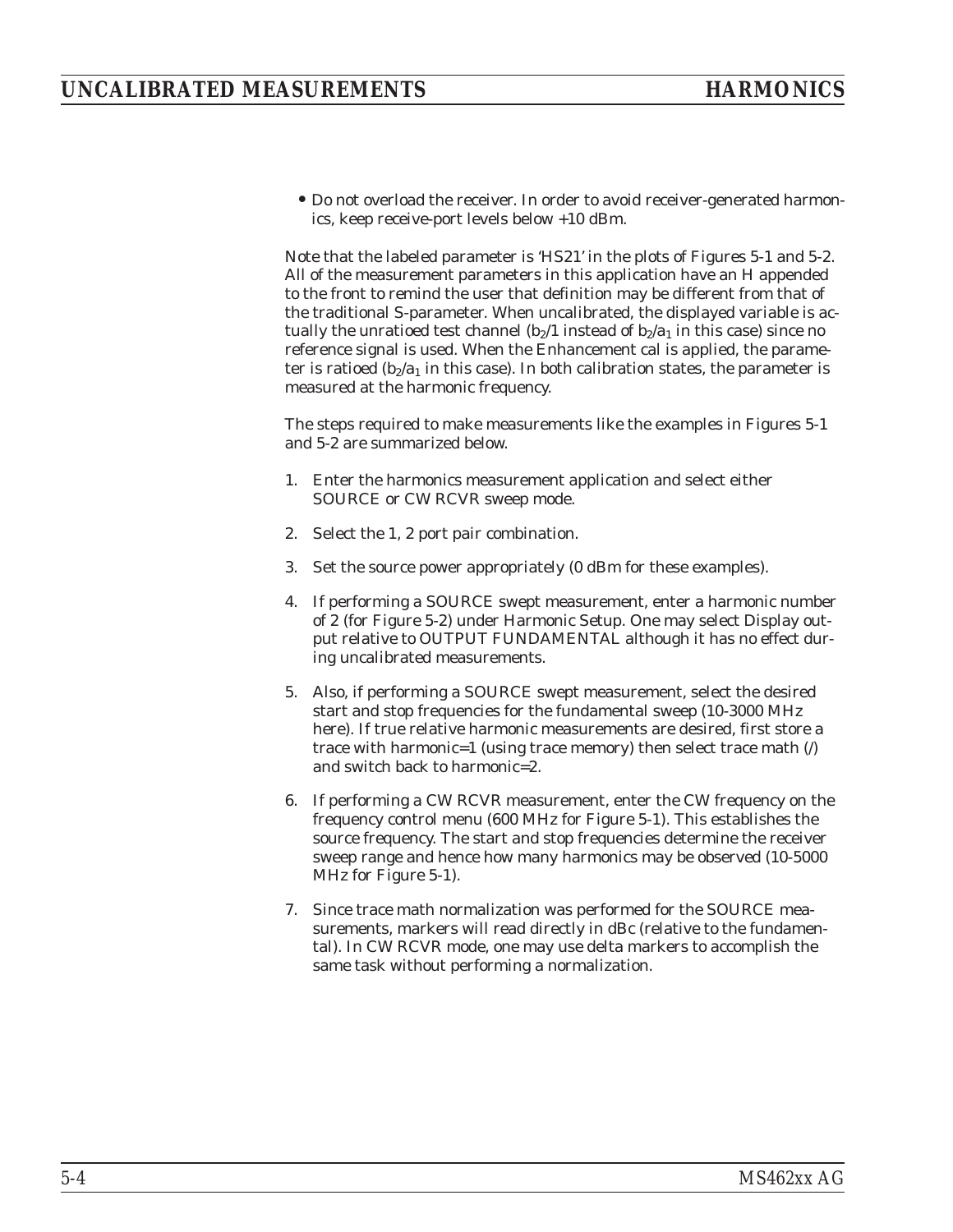- Do not overload the receiver. In order to avoid receiver-generated harmonics, keep receive-port levels below +10 dBm.

Note that the labeled parameter is 'HS21' in the plots of Figures 5-1 and 5-2. All of the measurement parameters in this application have an H appended to the front to remind the user that definition may be different from that of the traditional S-parameter. When uncalibrated, the displayed variable is actually the unratioed test channel ($b_2/1$ instead of $b_2/a_1$ in this case) since no reference signal is used. When the Enhancement cal is applied, the parameter is ratioed ($b_2/a_1$ in this case). In both calibration states, the parameter is measured at the harmonic frequency.

The steps required to make measurements like the examples in Figures 5-1 and 5-2 are summarized below.

1. Enter the harmonics measurement application and select either SOURCE or CW RCVR sweep mode.

2. Select the 1, 2 port pair combination.

3. Set the source power appropriately (0 dBm for these examples).

4. If performing a SOURCE swept measurement, enter a harmonic number of 2 (for Figure 5-2) under Harmonic Setup. One may select Display output relative to OUTPUT FUNDAMENTAL although it has no effect during uncalibrated measurements.

5. Also, if performing a SOURCE swept measurement, select the desired start and stop frequencies for the fundamental sweep (10-3000 MHz here). If true relative harmonic measurements are desired, first store a trace with harmonic=1 (using trace memory) then select trace math (/) and switch back to harmonic=2.

6. If performing a CW RCVR measurement, enter the CW frequency on the frequency control menu (600 MHz for Figure 5-1). This establishes the source frequency. The start and stop frequencies determine the receiver sweep range and hence how many harmonics may be observed (10-5000 MHz for Figure 5-1).

7. Since trace math normalization was performed for the SOURCE measurements, markers will read directly in dBc (relative to the fundamental). In CW RCVR mode, one may use delta markers to accomplish the same task without performing a normalization.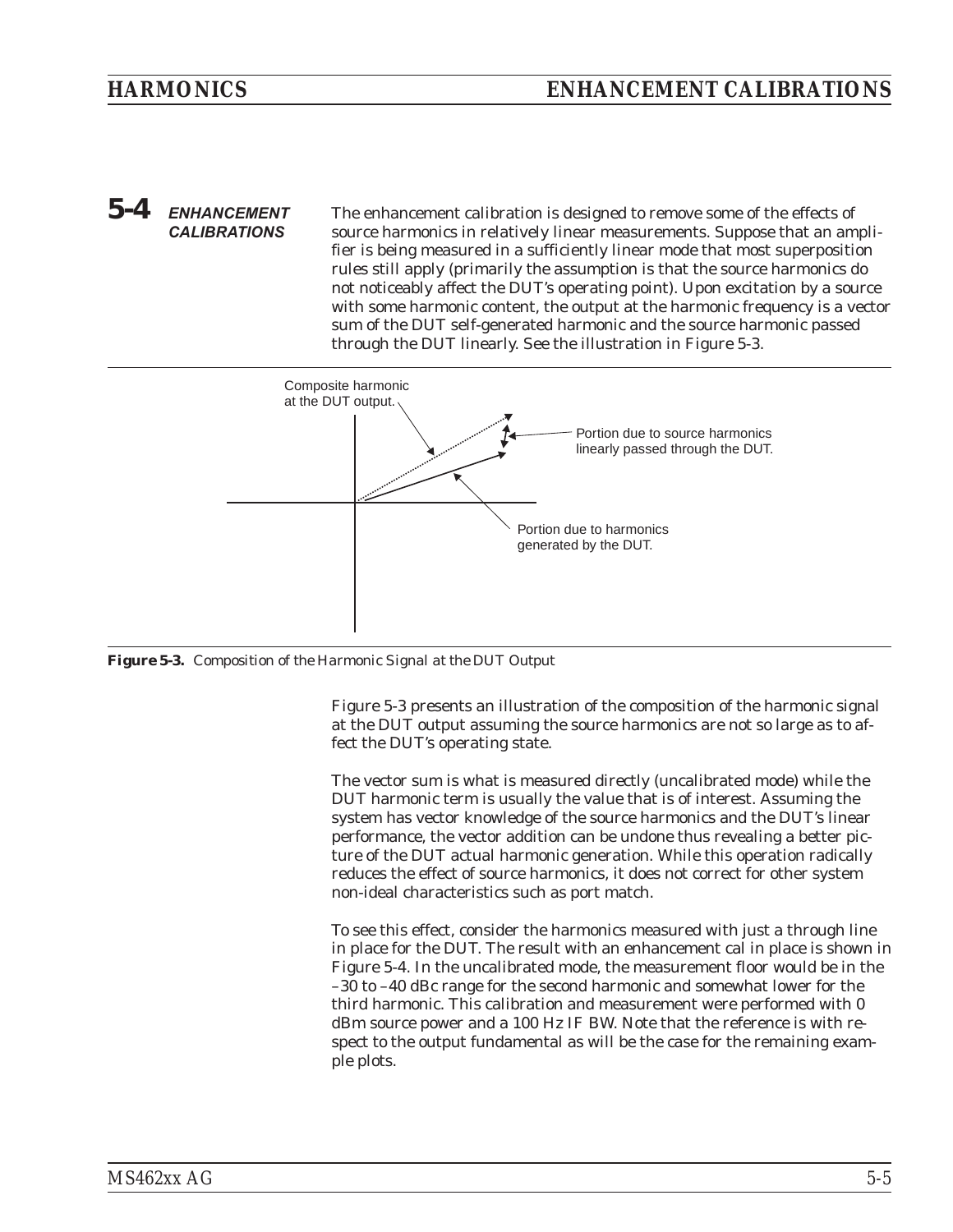## 5-4 ENHANCEMENT CALIBRATIONS

The enhancement calibration is designed to remove some of the effects of source harmonics in relatively linear measurements. Suppose that an amplifier is being measured in a sufficiently linear mode that most superposition rules still apply (primarily the assumption is that the source harmonics do not noticeably affect the DUT's operating point). Upon excitation by a source with some harmonic content, the output at the harmonic frequency is a vector sum of the DUT self-generated harmonic and the source harmonic passed through the DUT linearly. See the illustration in Figure 5-3.

Composite harmonic at the DUT output.

Portion due to source harmonics linearly passed through the DUT.

Portion due to harmonics generated by the DUT.

**Figure 5-3.** *Composition of the Harmonic Signal at the DUT Output*

Figure 5-3 presents an illustration of the composition of the harmonic signal at the DUT output assuming the source harmonics are not so large as to affect the DUT's operating state.

The vector sum is what is measured directly (uncalibrated mode) while the DUT harmonic term is usually the value that is of interest. Assuming the system has vector knowledge of the source harmonics and the DUT's linear performance, the vector addition can be undone thus revealing a better picture of the DUT actual harmonic generation. While this operation radically reduces the effect of source harmonics, it does not correct for other system non-ideal characteristics such as port match.

To see this effect, consider the harmonics measured with just a through line in place for the DUT. The result with an enhancement cal in place is shown in Figure 5-4. In the uncalibrated mode, the measurement floor would be in the –30 to –40 dBc range for the second harmonic and somewhat lower for the third harmonic. This calibration and measurement were performed with 0 dBm source power and a 100 Hz IF BW. Note that the reference is with respect to the output fundamental as will be the case for the remaining example plots.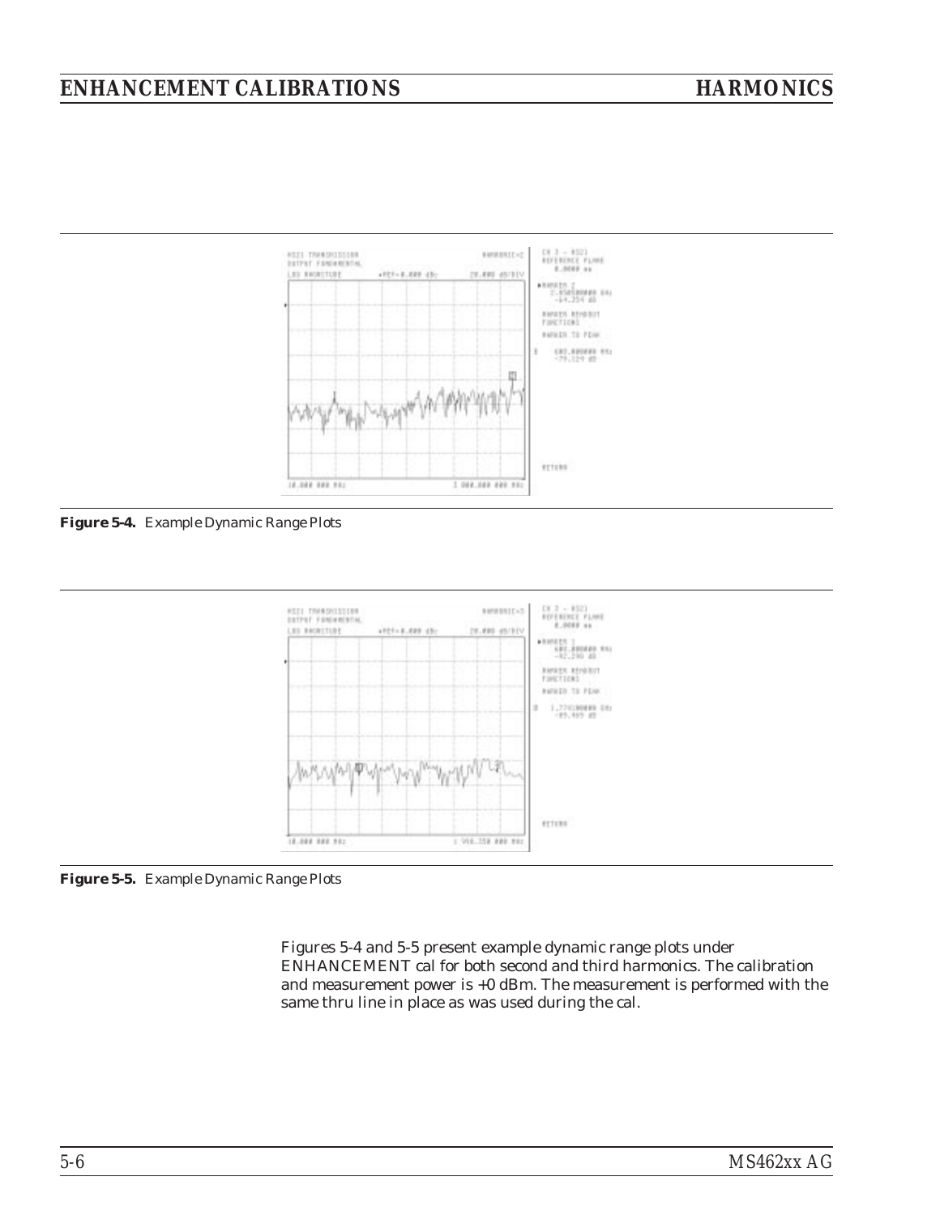Figure 5-4. Example Dynamic Range Plots

Figure 5-5. Example Dynamic Range Plots

Figures 5-4 and 5-5 present example dynamic range plots under ENHANCEMENT cal for both second and third harmonics. The calibration and measurement power is +0 dBm. The measurement is performed with the same thru line in place as was used during the cal.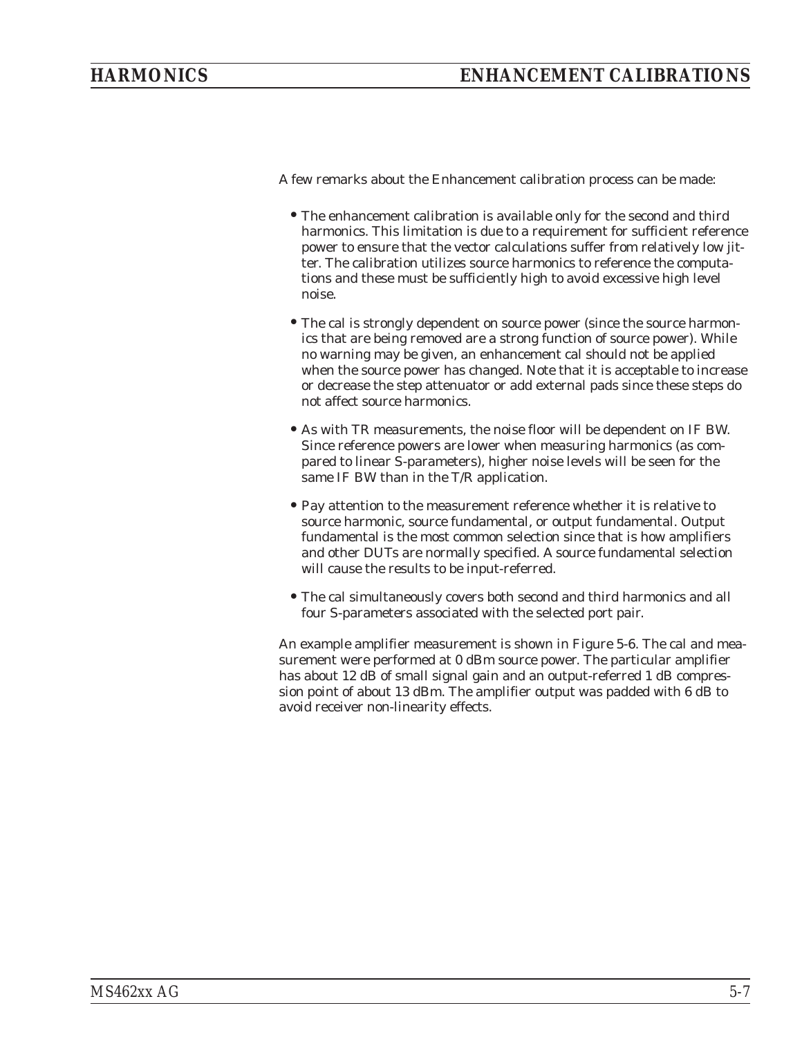A few remarks about the Enhancement calibration process can be made:

- The enhancement calibration is available only for the second and third harmonics. This limitation is due to a requirement for sufficient reference power to ensure that the vector calculations suffer from relatively low jitter. The calibration utilizes source harmonics to reference the computations and these must be sufficiently high to avoid excessive high level noise.
- The cal is strongly dependent on source power (since the source harmonics that are being removed are a strong function of source power). While no warning may be given, an enhancement cal should not be applied when the source power has changed. Note that it is acceptable to increase or decrease the step attenuator or add external pads since these steps do not affect source harmonics.
- As with TR measurements, the noise floor will be dependent on IF BW. Since reference powers are lower when measuring harmonics (as compared to linear S-parameters), higher noise levels will be seen for the same IF BW than in the T/R application.
- Pay attention to the measurement reference whether it is relative to source harmonic, source fundamental, or output fundamental. Output fundamental is the most common selection since that is how amplifiers and other DUTs are normally specified. A source fundamental selection will cause the results to be input-referred.
- The cal simultaneously covers both second and third harmonics and all four S-parameters associated with the selected port pair.

An example amplifier measurement is shown in Figure 5-6. The cal and measurement were performed at 0 dBm source power. The particular amplifier has about 12 dB of small signal gain and an output-referred 1 dB compression point of about 13 dBm. The amplifier output was padded with 6 dB to avoid receiver non-linearity effects.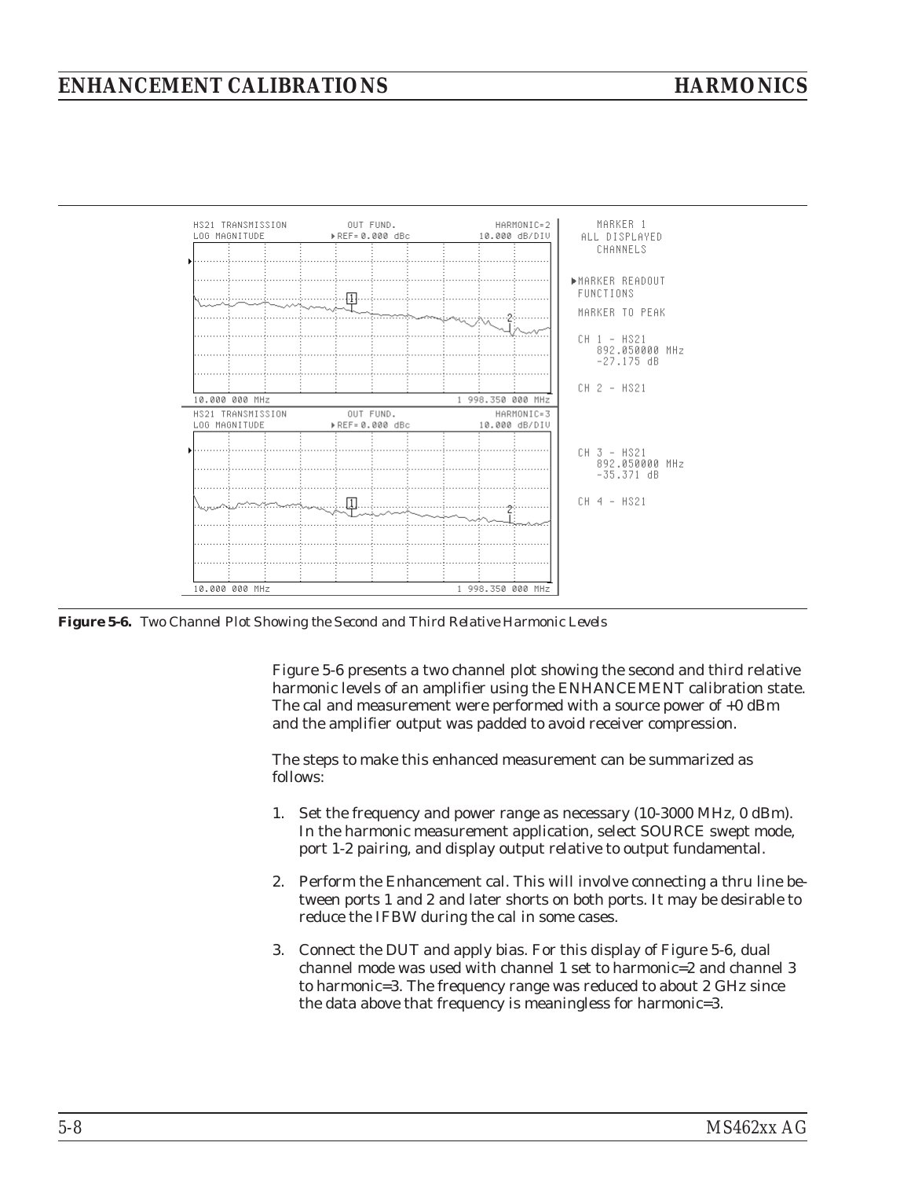Figure 5-6. Two Channel Plot Showing the Second and Third Relative Harmonic Levels

Figure 5-6 presents a two channel plot showing the second and third relative harmonic levels of an amplifier using the ENHANCEMENT calibration state. The cal and measurement were performed with a source power of +0 dBm and the amplifier output was padded to avoid receiver compression.

The steps to make this enhanced measurement can be summarized as follows:

1. Set the frequency and power range as necessary (10-3000 MHz, 0 dBm). In the harmonic measurement application, select SOURCE swept mode, port 1-2 pairing, and display output relative to output fundamental.
2. Perform the Enhancement cal. This will involve connecting a thru line between ports 1 and 2 and later shorts on both ports. It may be desirable to reduce the IFBW during the cal in some cases.
3. Connect the DUT and apply bias. For this display of Figure 5-6, dual channel mode was used with channel 1 set to harmonic=2 and channel 3 to harmonic=3. The frequency range was reduced to about 2 GHz since the data above that frequency is meaningless for harmonic=3.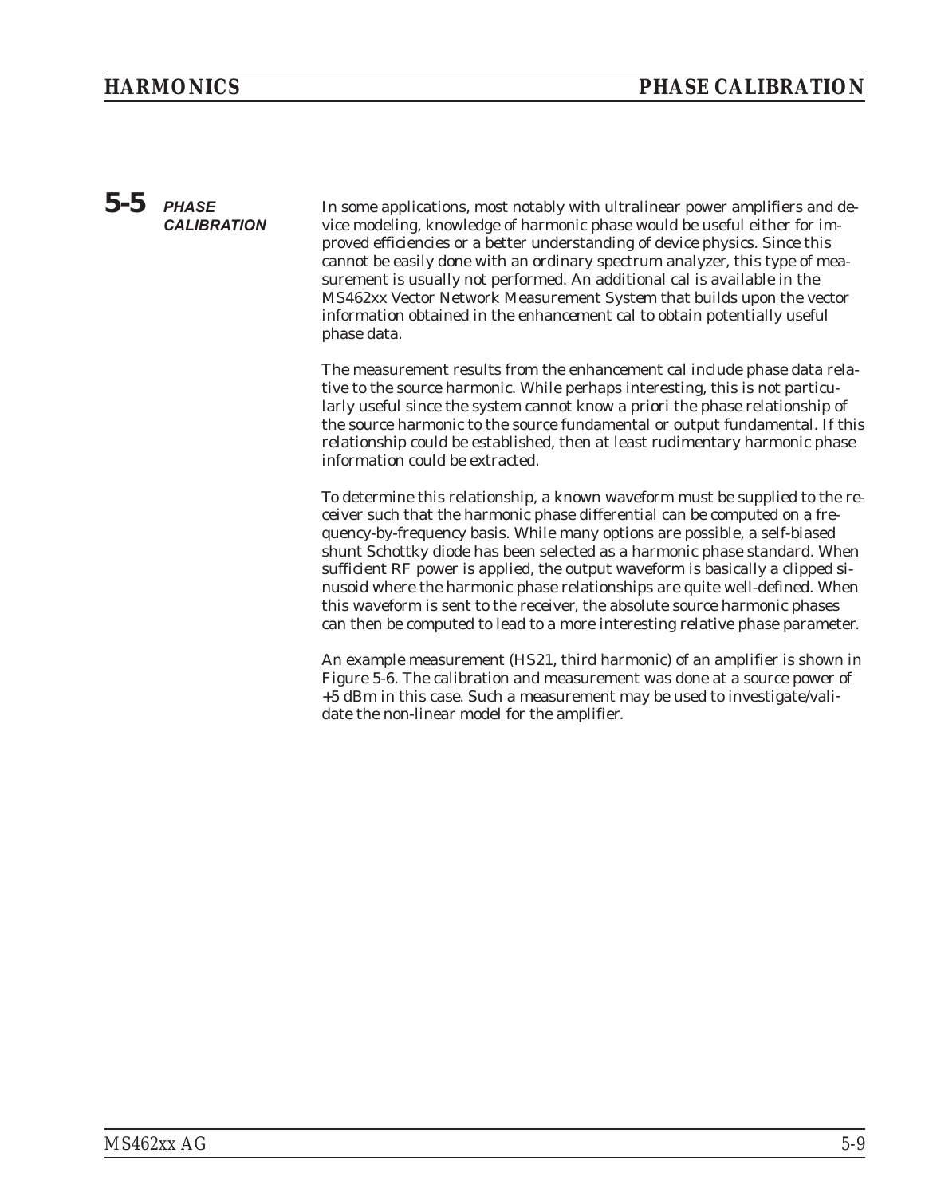## 5-5 PHASE CALIBRATION

In some applications, most notably with ultralinear power amplifiers and device modeling, knowledge of harmonic phase would be useful either for improved efficiencies or a better understanding of device physics. Since this cannot be easily done with an ordinary spectrum analyzer, this type of measurement is usually not performed. An additional cal is available in the MS462xx Vector Network Measurement System that builds upon the vector information obtained in the enhancement cal to obtain potentially useful phase data.

The measurement results from the enhancement cal include phase data relative to the source harmonic. While perhaps interesting, this is not particularly useful since the system cannot know a priori the phase relationship of the source harmonic to the source fundamental or output fundamental. If this relationship could be established, then at least rudimentary harmonic phase information could be extracted.

To determine this relationship, a known waveform must be supplied to the receiver such that the harmonic phase differential can be computed on a frequency-by-frequency basis. While many options are possible, a self-biased shunt Schottky diode has been selected as a harmonic phase standard. When sufficient RF power is applied, the output waveform is basically a clipped sinusoid where the harmonic phase relationships are quite well-defined. When this waveform is sent to the receiver, the absolute source harmonic phases can then be computed to lead to a more interesting relative phase parameter.

An example measurement (HS21, third harmonic) of an amplifier is shown in Figure 5-6. The calibration and measurement was done at a source power of +5 dBm in this case. Such a measurement may be used to investigate/validate the non-linear model for the amplifier.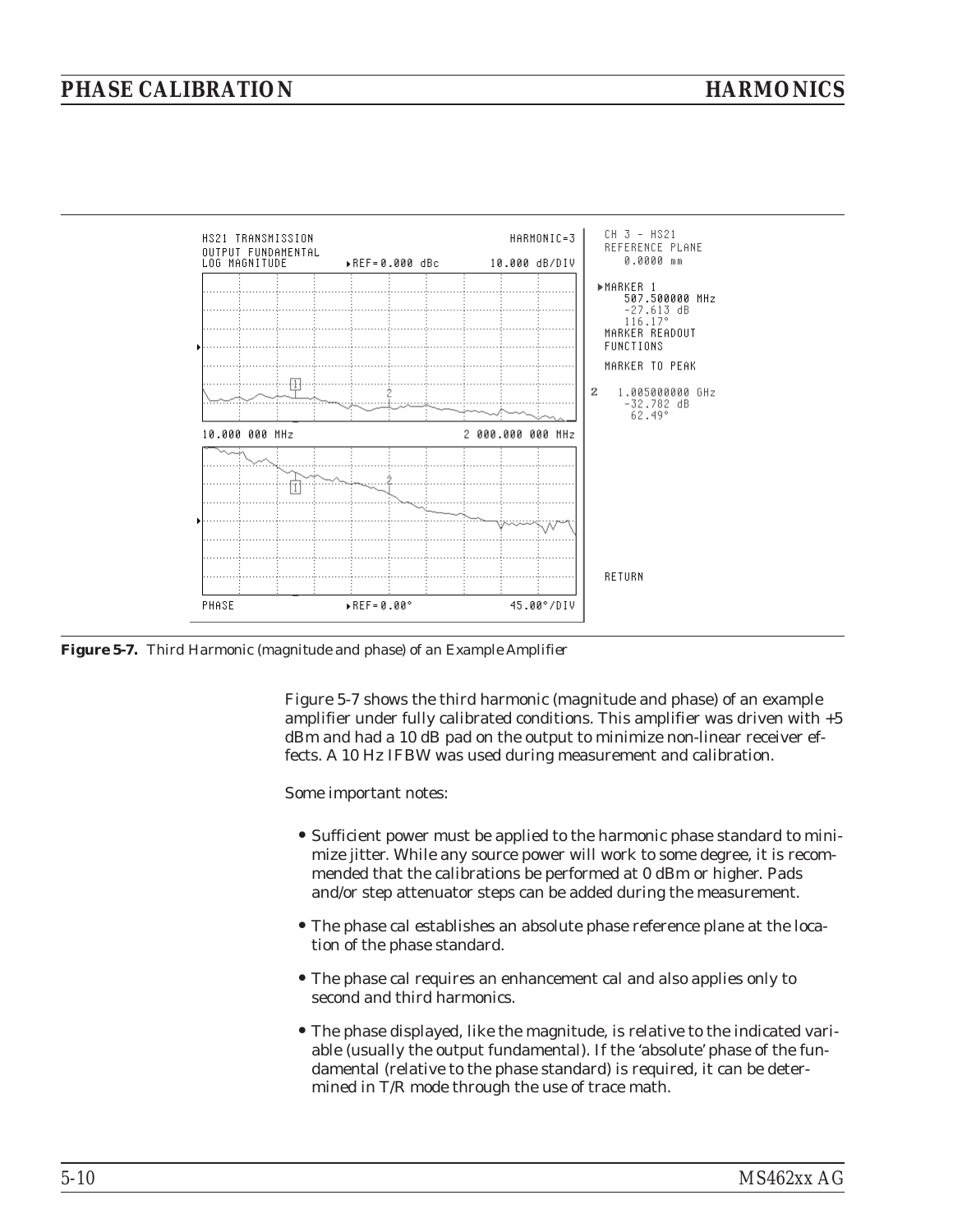**Figure 5-7.** *Third Harmonic (magnitude and phase) of an Example Amplifier*

Figure 5-7 shows the third harmonic (magnitude and phase) of an example amplifier under fully calibrated conditions. This amplifier was driven with +5 dBm and had a 10 dB pad on the output to minimize non-linear receiver effects. A 10 Hz IFBW was used during measurement and calibration.

Some important notes:

- Sufficient power must be applied to the harmonic phase standard to minimize jitter. While any source power will work to some degree, it is recommended that the calibrations be performed at 0 dBm or higher. Pads and/or step attenuator steps can be added during the measurement.
- The phase cal establishes an absolute phase reference plane at the location of the phase standard.
- The phase cal requires an enhancement cal and also applies only to second and third harmonics.
- The phase displayed, like the magnitude, is relative to the indicated variable (usually the output fundamental). If the 'absolute' phase of the fundamental (relative to the phase standard) is required, it can be determined in T/R mode through the use of trace math.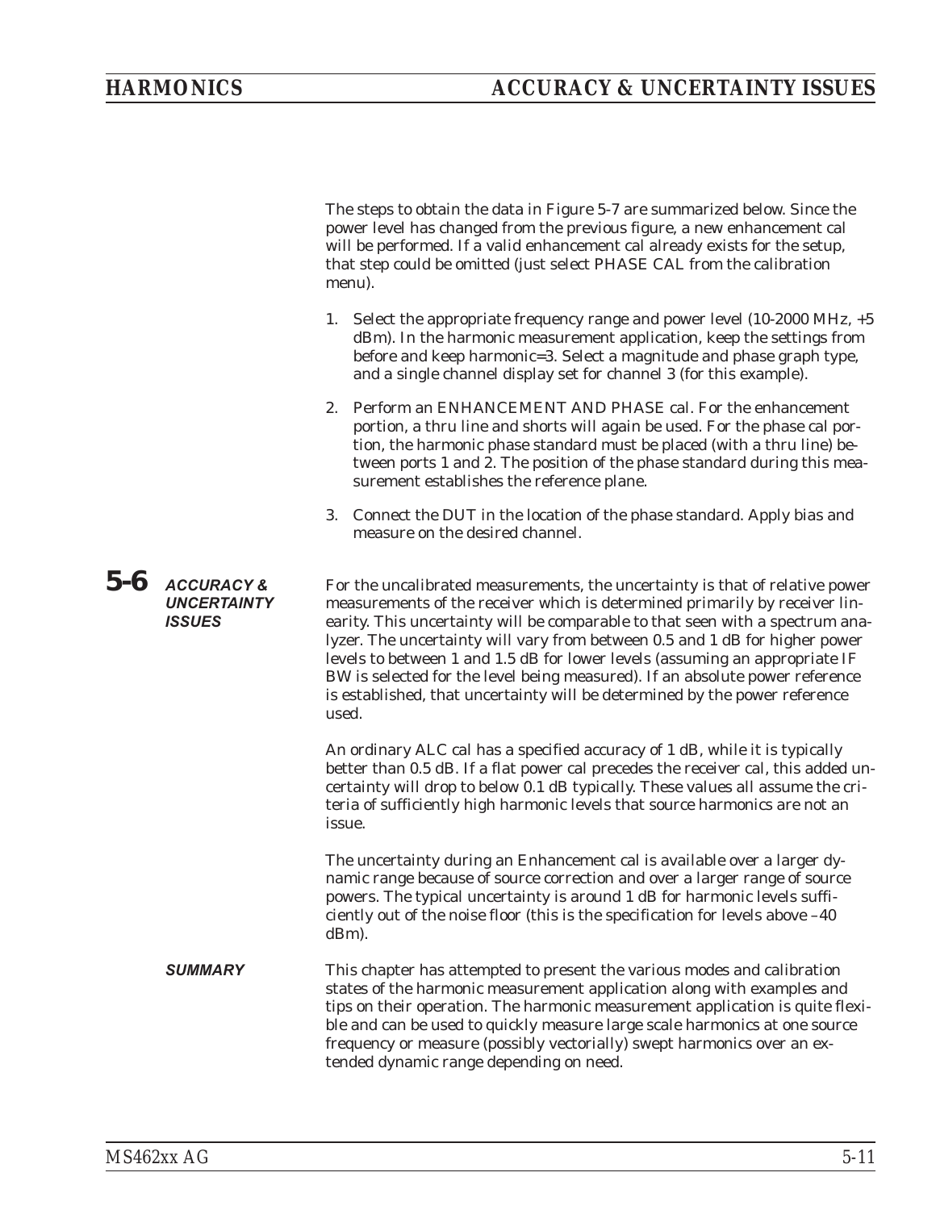The steps to obtain the data in Figure 5-7 are summarized below. Since the power level has changed from the previous figure, a new enhancement cal will be performed. If a valid enhancement cal already exists for the setup, that step could be omitted (just select PHASE CAL from the calibration menu).

1. Select the appropriate frequency range and power level (10-2000 MHz, +5 dBm). In the harmonic measurement application, keep the settings from before and keep harmonic=3. Select a magnitude and phase graph type, and a single channel display set for channel 3 (for this example).
2. Perform an ENHANCEMENT AND PHASE cal. For the enhancement portion, a thru line and shorts will again be used. For the phase cal portion, the harmonic phase standard must be placed (with a thru line) between ports 1 and 2. The position of the phase standard during this measurement establishes the reference plane.
3. Connect the DUT in the location of the phase standard. Apply bias and measure on the desired channel.

## 5-6 ACCURACY & UNCERTAINTY ISSUES

For the uncalibrated measurements, the uncertainty is that of relative power measurements of the receiver which is determined primarily by receiver linearity. This uncertainty will be comparable to that seen with a spectrum analyzer. The uncertainty will vary from between 0.5 and 1 dB for higher power levels to between 1 and 1.5 dB for lower levels (assuming an appropriate IF BW is selected for the level being measured). If an absolute power reference is established, that uncertainty will be determined by the power reference used.

An ordinary ALC cal has a specified accuracy of 1 dB, while it is typically better than 0.5 dB. If a flat power cal precedes the receiver cal, this added uncertainty will drop to below 0.1 dB typically. These values all assume the criteria of sufficiently high harmonic levels that source harmonics are not an issue.

The uncertainty during an Enhancement cal is available over a larger dynamic range because of source correction and over a larger range of source powers. The typical uncertainty is around 1 dB for harmonic levels sufficiently out of the noise floor (this is the specification for levels above –40 dBm).

### SUMMARY

This chapter has attempted to present the various modes and calibration states of the harmonic measurement application along with examples and tips on their operation. The harmonic measurement application is quite flexible and can be used to quickly measure large scale harmonics at one source frequency or measure (possibly vectorially) swept harmonics over an extended dynamic range depending on need.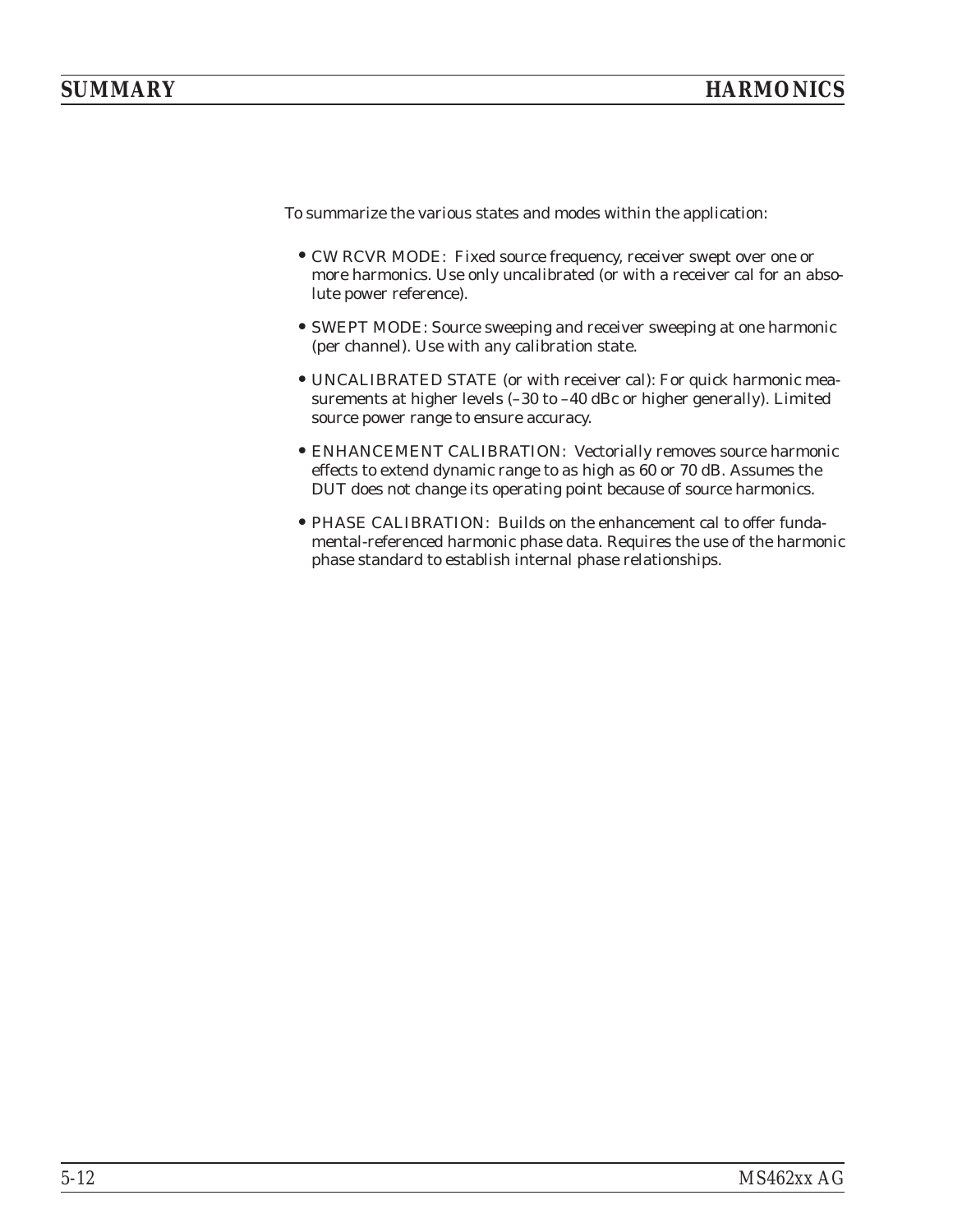## SUMMARY

To summarize the various states and modes within the application:

- CW RCVR MODE: Fixed source frequency, receiver swept over one or more harmonics. Use only uncalibrated (or with a receiver cal for an absolute power reference).

- SWEPT MODE: Source sweeping and receiver sweeping at one harmonic (per channel). Use with any calibration state.

- UNCALIBRATED STATE (or with receiver cal): For quick harmonic measurements at higher levels (–30 to –40 dBc or higher generally). Limited source power range to ensure accuracy.

- ENHANCEMENT CALIBRATION: Vectorially removes source harmonic effects to extend dynamic range to as high as 60 or 70 dB. Assumes the DUT does not change its operating point because of source harmonics.

- PHASE CALIBRATION: Builds on the enhancement cal to offer fundamental-referenced harmonic phase data. Requires the use of the harmonic phase standard to establish internal phase relationships.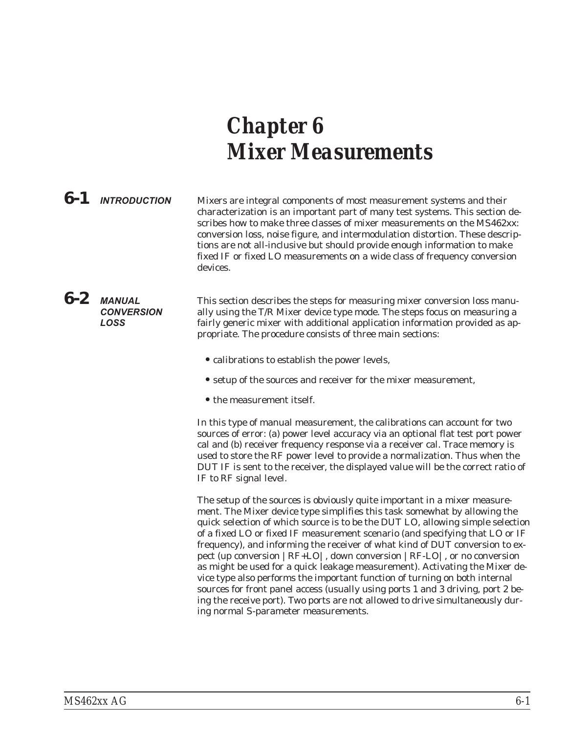# Chapter 6
# Mixer Measurements

## 6-1 INTRODUCTION

Mixers are integral components of most measurement systems and their characterization is an important part of many test systems. This section describes how to make three classes of mixer measurements on the MS462xx: conversion loss, noise figure, and intermodulation distortion. These descriptions are not all-inclusive but should provide enough information to make fixed IF or fixed LO measurements on a wide class of frequency conversion devices.

## 6-2 MANUAL CONVERSION LOSS

This section describes the steps for measuring mixer conversion loss manually using the T/R Mixer device type mode. The steps focus on measuring a fairly generic mixer with additional application information provided as appropriate. The procedure consists of three main sections:

- calibrations to establish the power levels,
- setup of the sources and receiver for the mixer measurement,
- the measurement itself.

In this type of manual measurement, the calibrations can account for two sources of error: (a) power level accuracy via an optional flat test port power cal and (b) receiver frequency response via a receiver cal. Trace memory is used to store the RF power level to provide a normalization. Thus when the DUT IF is sent to the receiver, the displayed value will be the correct ratio of IF to RF signal level.

The setup of the sources is obviously quite important in a mixer measurement. The Mixer device type simplifies this task somewhat by allowing the quick selection of which source is to be the DUT LO, allowing simple selection of a fixed LO or fixed IF measurement scenario (and specifying that LO or IF frequency), and informing the receiver of what kind of DUT conversion to expect (up conversion |RF+LO|, down conversion |RF-LO|, or no conversion as might be used for a quick leakage measurement). Activating the Mixer device type also performs the important function of turning on both internal sources for front panel access (usually using ports 1 and 3 driving, port 2 being the receive port). Two ports are not allowed to drive simultaneously during normal S-parameter measurements.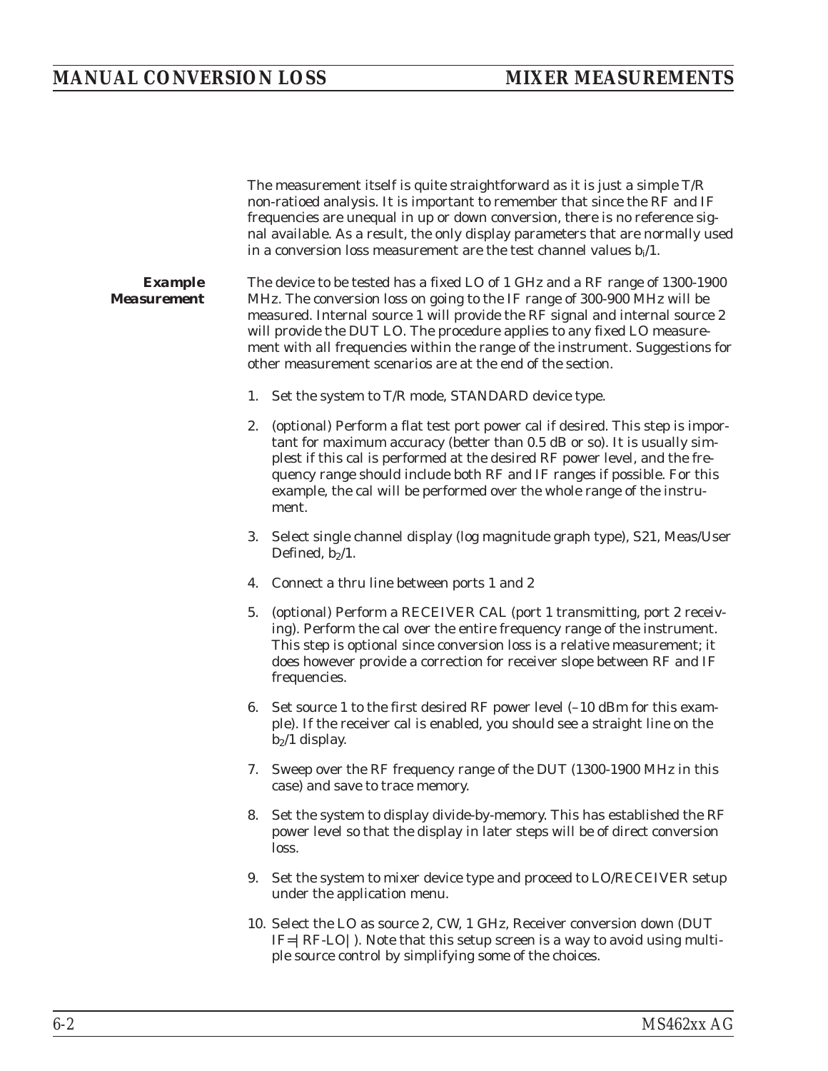The measurement itself is quite straightforward as it is just a simple T/R non-ratioed analysis. It is important to remember that since the RF and IF frequencies are unequal in up or down conversion, there is no reference signal available. As a result, the only display parameters that are normally used in a conversion loss measurement are the test channel values $b_i/1$.

***Example Measurement***

The device to be tested has a fixed LO of 1 GHz and a RF range of 1300-1900 MHz. The conversion loss on going to the IF range of 300-900 MHz will be measured. Internal source 1 will provide the RF signal and internal source 2 will provide the DUT LO. The procedure applies to any fixed LO measurement with all frequencies within the range of the instrument. Suggestions for other measurement scenarios are at the end of the section.

1. Set the system to T/R mode, STANDARD device type.

2. (optional) Perform a flat test port power cal if desired. This step is important for maximum accuracy (better than 0.5 dB or so). It is usually simplest if this cal is performed at the desired RF power level, and the frequency range should include both RF and IF ranges if possible. For this example, the cal will be performed over the whole range of the instrument.

3. Select single channel display (log magnitude graph type), S21, Meas/User Defined, $b_2/1$.

4. Connect a thru line between ports 1 and 2

5. (optional) Perform a RECEIVER CAL (port 1 transmitting, port 2 receiving). Perform the cal over the entire frequency range of the instrument. This step is optional since conversion loss is a relative measurement; it does however provide a correction for receiver slope between RF and IF frequencies.

6. Set source 1 to the first desired RF power level (–10 dBm for this example). If the receiver cal is enabled, you should see a straight line on the $b_2/1$ display.

7. Sweep over the RF frequency range of the DUT (1300-1900 MHz in this case) and save to trace memory.

8. Set the system to display divide-by-memory. This has established the RF power level so that the display in later steps will be of direct conversion loss.

9. Set the system to mixer device type and proceed to LO/RECEIVER setup under the application menu.

10. Select the LO as source 2, CW, 1 GHz, Receiver conversion down (DUT IF=|RF-LO|). Note that this setup screen is a way to avoid using multiple source control by simplifying some of the choices.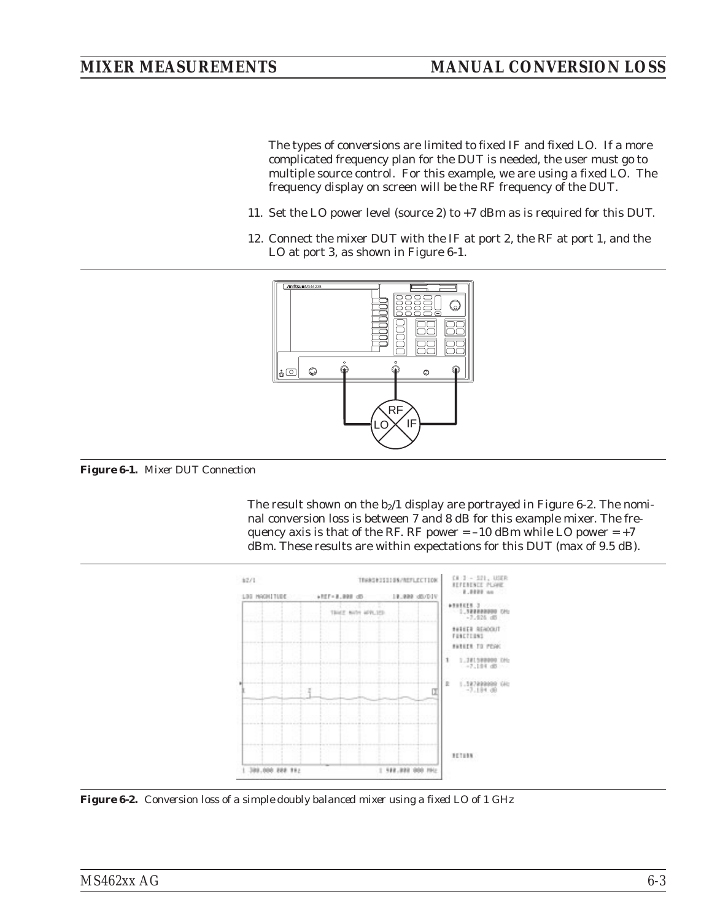The types of conversions are limited to fixed IF and fixed LO. If a more complicated frequency plan for the DUT is needed, the user must go to multiple source control. For this example, we are using a fixed LO. The frequency display on screen will be the RF frequency of the DUT.

11. Set the LO power level (source 2) to +7 dBm as is required for this DUT.

12. Connect the mixer DUT with the IF at port 2, the RF at port 1, and the LO at port 3, as shown in Figure 6-1.

**Figure 6-1.** *Mixer DUT Connection*

The result shown on the $b_2/1$ display are portrayed in Figure 6-2. The nominal conversion loss is between 7 and 8 dB for this example mixer. The frequency axis is that of the RF. RF power = –10 dBm while LO power = +7 dBm. These results are within expectations for this DUT (max of 9.5 dB).

**Figure 6-2.** *Conversion loss of a simple doubly balanced mixer using a fixed LO of 1 GHz*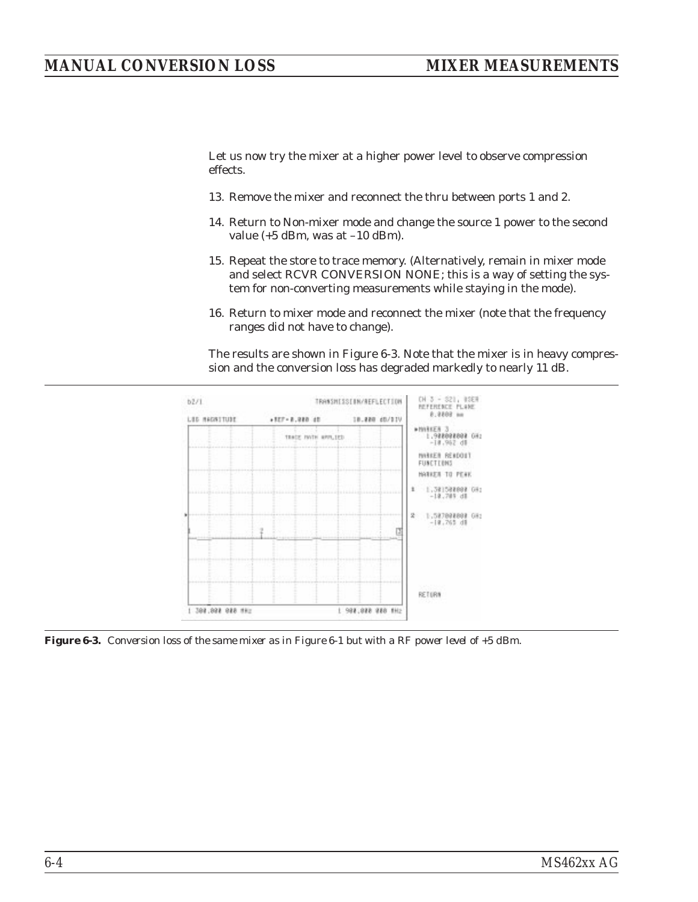Let us now try the mixer at a higher power level to observe compression effects.

13. Remove the mixer and reconnect the thru between ports 1 and 2.

14. Return to Non-mixer mode and change the source 1 power to the second value (+5 dBm, was at –10 dBm).

15. Repeat the store to trace memory. (Alternatively, remain in mixer mode and select RCVR CONVERSION NONE; this is a way of setting the system for non-converting measurements while staying in the mode).

16. Return to mixer mode and reconnect the mixer (note that the frequency ranges did not have to change).

The results are shown in Figure 6-3. Note that the mixer is in heavy compression and the conversion loss has degraded markedly to nearly 11 dB.

**Figure 6-3.** *Conversion loss of the same mixer as in Figure 6-1 but with a RF power level of +5 dBm.*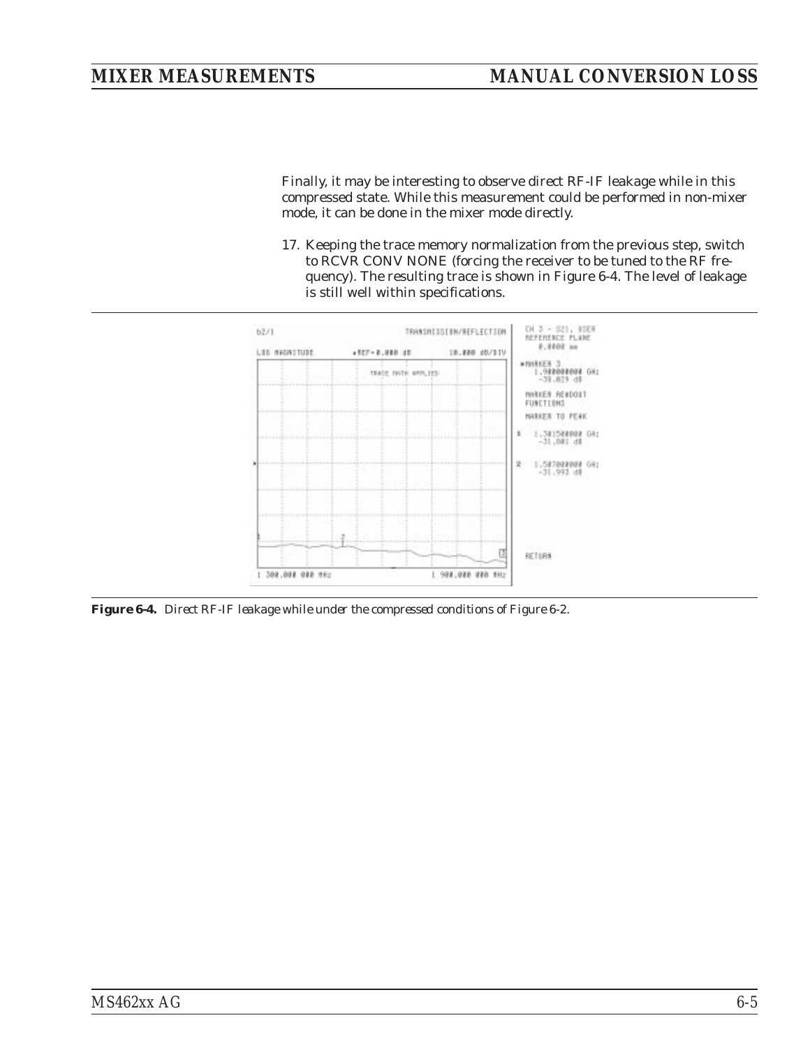Finally, it may be interesting to observe direct RF-IF leakage while in this compressed state. While this measurement could be performed in non-mixer mode, it can be done in the mixer mode directly.

17. Keeping the trace memory normalization from the previous step, switch to RCVR CONV NONE (forcing the receiver to be tuned to the RF frequency). The resulting trace is shown in Figure 6-4. The level of leakage is still well within specifications.

***Figure 6-4.*** *Direct RF-IF leakage while under the compressed conditions of Figure 6-2.*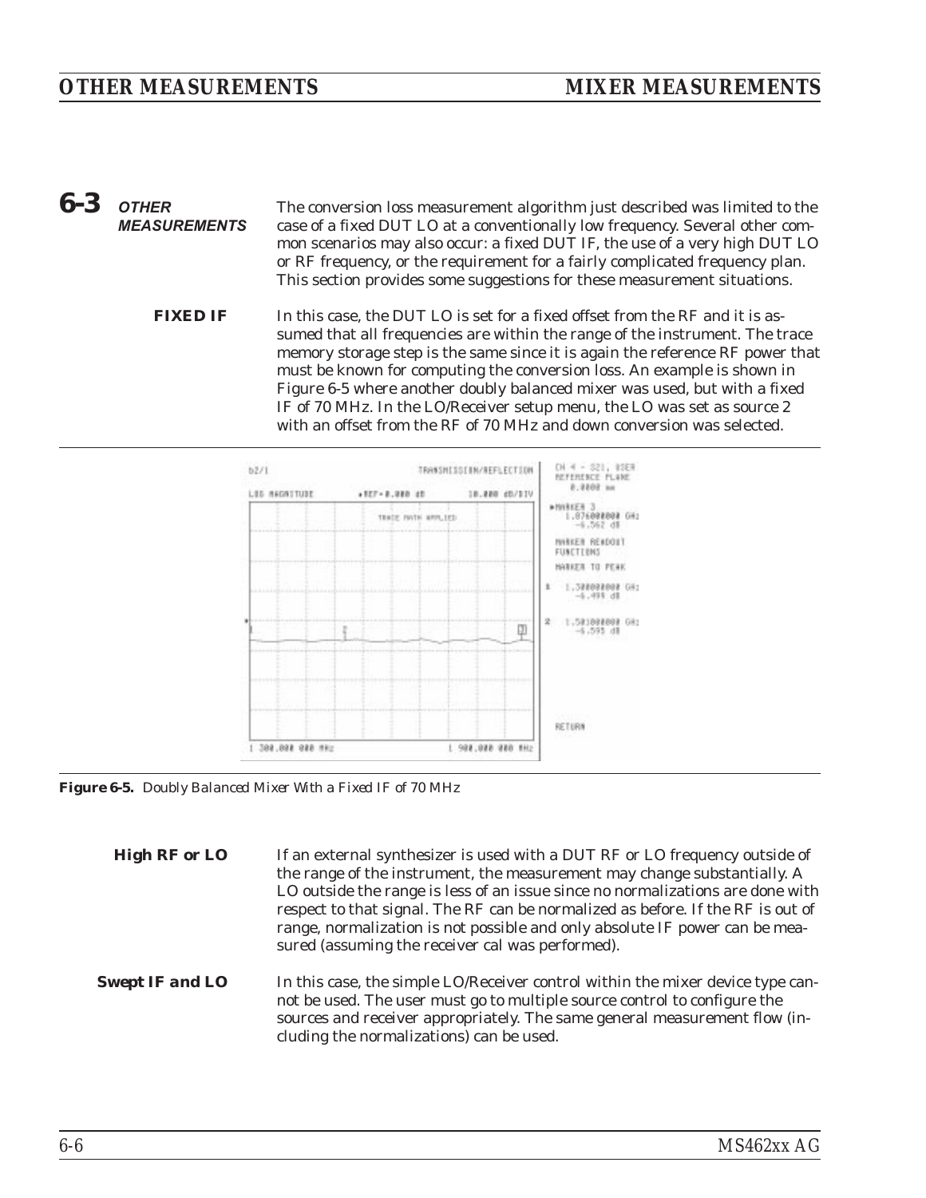## 6-3 OTHER MEASUREMENTS

The conversion loss measurement algorithm just described was limited to the case of a fixed DUT LO at a conventionally low frequency. Several other common scenarios may also occur: a fixed DUT IF, the use of a very high DUT LO or RF frequency, or the requirement for a fairly complicated frequency plan. This section provides some suggestions for these measurement situations.

### FIXED IF

In this case, the DUT LO is set for a fixed offset from the RF and it is assumed that all frequencies are within the range of the instrument. The trace memory storage step is the same since it is again the reference RF power that must be known for computing the conversion loss. An example is shown in Figure 6-5 where another doubly balanced mixer was used, but with a fixed IF of 70 MHz. In the LO/Receiver setup menu, the LO was set as source 2 with an offset from the RF of 70 MHz and down conversion was selected.

**Figure 6-5.** *Doubly Balanced Mixer With a Fixed IF of 70 MHz*

### High RF or LO

If an external synthesizer is used with a DUT RF or LO frequency outside of the range of the instrument, the measurement may change substantially. A LO outside the range is less of an issue since no normalizations are done with respect to that signal. The RF can be normalized as before. If the RF is out of range, normalization is not possible and only absolute IF power can be measured (assuming the receiver cal was performed).

### Swept IF and LO

In this case, the simple LO/Receiver control within the mixer device type cannot be used. The user must go to multiple source control to configure the sources and receiver appropriately. The same general measurement flow (including the normalizations) can be used.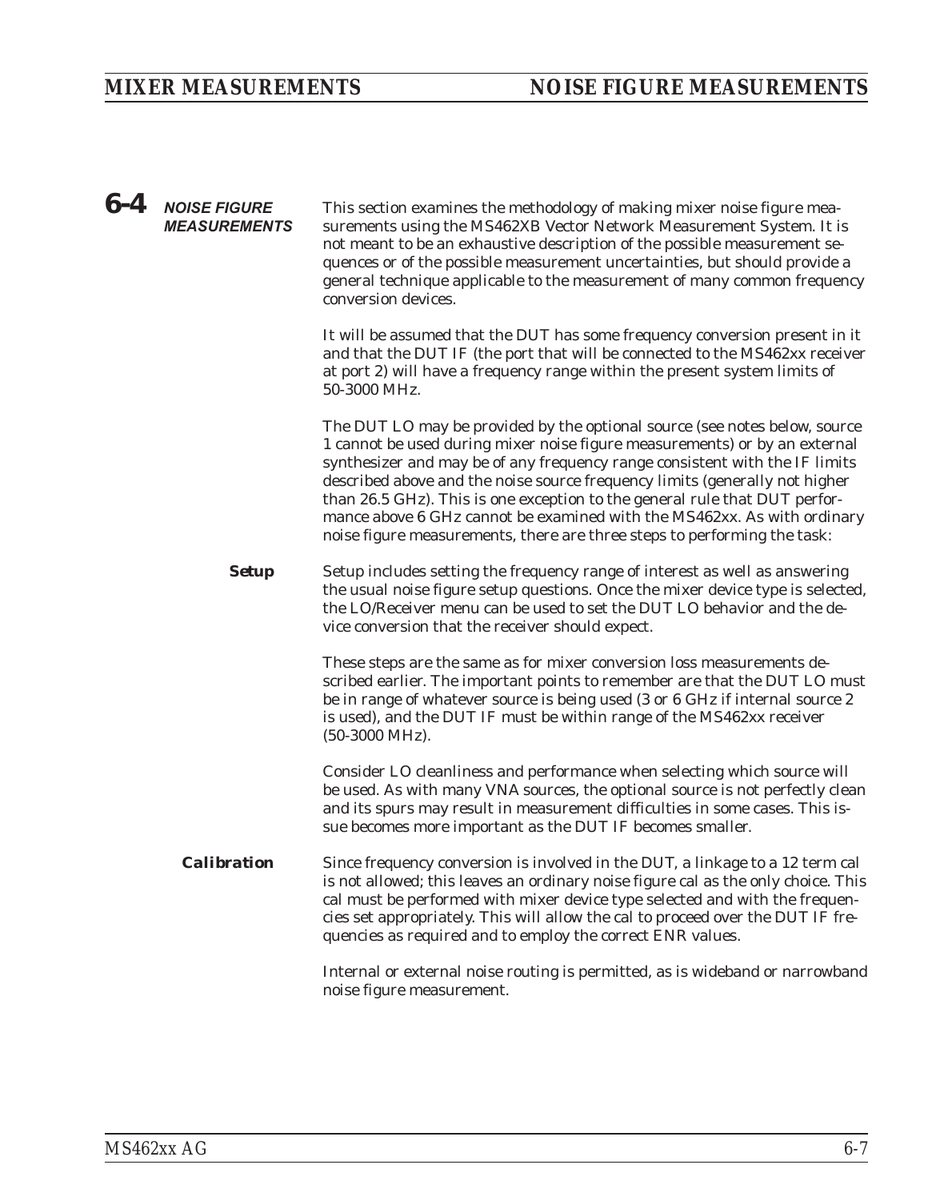## 6-4 NOISE FIGURE MEASUREMENTS

This section examines the methodology of making mixer noise figure measurements using the MS462XB Vector Network Measurement System. It is not meant to be an exhaustive description of the possible measurement sequences or of the possible measurement uncertainties, but should provide a general technique applicable to the measurement of many common frequency conversion devices.

It will be assumed that the DUT has some frequency conversion present in it and that the DUT IF (the port that will be connected to the MS462xx receiver at port 2) will have a frequency range within the present system limits of 50-3000 MHz.

The DUT LO may be provided by the optional source (see notes below, source 1 cannot be used during mixer noise figure measurements) or by an external synthesizer and may be of any frequency range consistent with the IF limits described above and the noise source frequency limits (generally not higher than 26.5 GHz). This is one exception to the general rule that DUT performance above 6 GHz cannot be examined with the MS462xx. As with ordinary noise figure measurements, there are three steps to performing the task:

### Setup

Setup includes setting the frequency range of interest as well as answering the usual noise figure setup questions. Once the mixer device type is selected, the LO/Receiver menu can be used to set the DUT LO behavior and the device conversion that the receiver should expect.

These steps are the same as for mixer conversion loss measurements described earlier. The important points to remember are that the DUT LO must be in range of whatever source is being used (3 or 6 GHz if internal source 2 is used), and the DUT IF must be within range of the MS462xx receiver (50-3000 MHz).

Consider LO cleanliness and performance when selecting which source will be used. As with many VNA sources, the optional source is not perfectly clean and its spurs may result in measurement difficulties in some cases. This issue becomes more important as the DUT IF becomes smaller.

### Calibration

Since frequency conversion is involved in the DUT, a linkage to a 12 term cal is not allowed; this leaves an ordinary noise figure cal as the only choice. This cal must be performed with mixer device type selected and with the frequencies set appropriately. This will allow the cal to proceed over the DUT IF frequencies as required and to employ the correct ENR values.

Internal or external noise routing is permitted, as is wideband or narrowband noise figure measurement.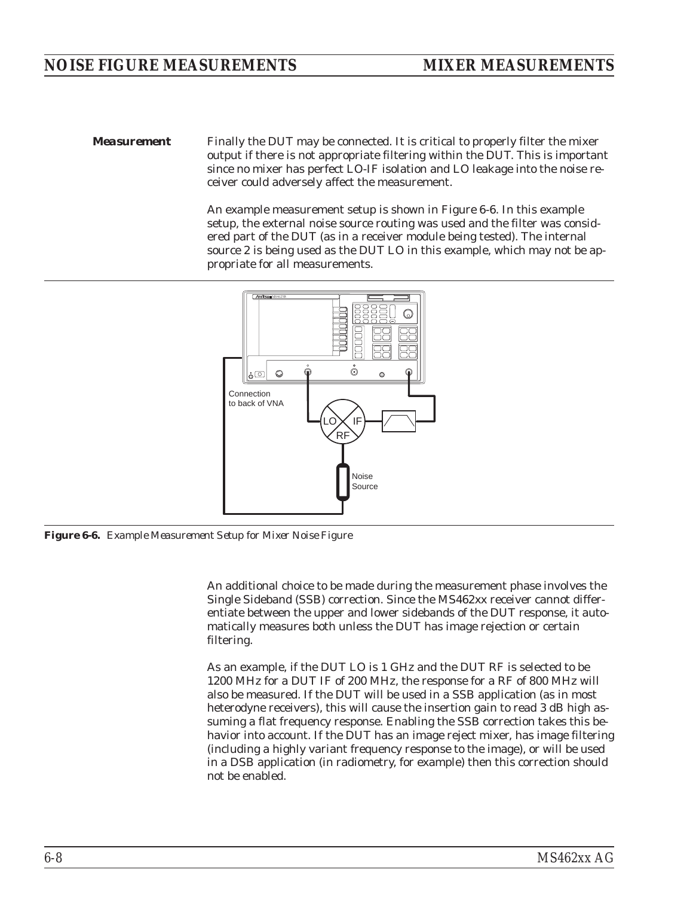**Measurement**

Finally the DUT may be connected. It is critical to properly filter the mixer output if there is not appropriate filtering within the DUT. This is important since no mixer has perfect LO-IF isolation and LO leakage into the noise receiver could adversely affect the measurement.

An example measurement setup is shown in Figure 6-6. In this example setup, the external noise source routing was used and the filter was considered part of the DUT (as in a receiver module being tested). The internal source 2 is being used as the DUT LO in this example, which may not be appropriate for all measurements.

**Figure 6-6.** *Example Measurement Setup for Mixer Noise Figure*

An additional choice to be made during the measurement phase involves the Single Sideband (SSB) correction. Since the MS462xx receiver cannot differentiate between the upper and lower sidebands of the DUT response, it automatically measures both unless the DUT has image rejection or certain filtering.

As an example, if the DUT LO is 1 GHz and the DUT RF is selected to be 1200 MHz for a DUT IF of 200 MHz, the response for a RF of 800 MHz will also be measured. If the DUT will be used in a SSB application (as in most heterodyne receivers), this will cause the insertion gain to read 3 dB high assuming a flat frequency response. Enabling the SSB correction takes this behavior into account. If the DUT has an image reject mixer, has image filtering (including a highly variant frequency response to the image), or will be used in a DSB application (in radiometry, for example) then this correction should not be enabled.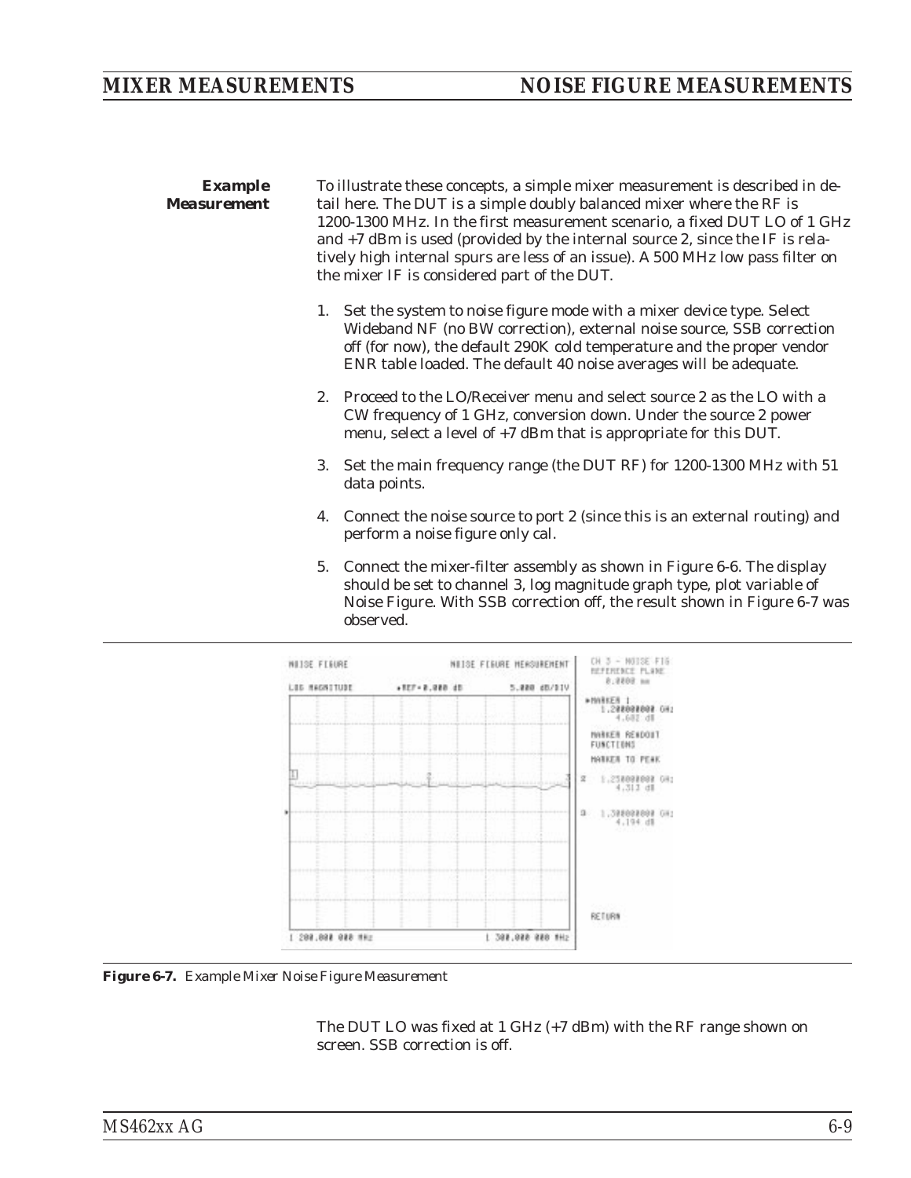**Example Measurement**

To illustrate these concepts, a simple mixer measurement is described in detail here. The DUT is a simple doubly balanced mixer where the RF is 1200-1300 MHz. In the first measurement scenario, a fixed DUT LO of 1 GHz and +7 dBm is used (provided by the internal source 2, since the IF is relatively high internal spurs are less of an issue). A 500 MHz low pass filter on the mixer IF is considered part of the DUT.

1. Set the system to noise figure mode with a mixer device type. Select Wideband NF (no BW correction), external noise source, SSB correction off (for now), the default 290K cold temperature and the proper vendor ENR table loaded. The default 40 noise averages will be adequate.

2. Proceed to the LO/Receiver menu and select source 2 as the LO with a CW frequency of 1 GHz, conversion down. Under the source 2 power menu, select a level of +7 dBm that is appropriate for this DUT.

3. Set the main frequency range (the DUT RF) for 1200-1300 MHz with 51 data points.

4. Connect the noise source to port 2 (since this is an external routing) and perform a noise figure only cal.

5. Connect the mixer-filter assembly as shown in Figure 6-6. The display should be set to channel 3, log magnitude graph type, plot variable of Noise Figure. With SSB correction off, the result shown in Figure 6-7 was observed.

**Figure 6-7.** *Example Mixer Noise Figure Measurement*

The DUT LO was fixed at 1 GHz (+7 dBm) with the RF range shown on screen. SSB correction is off.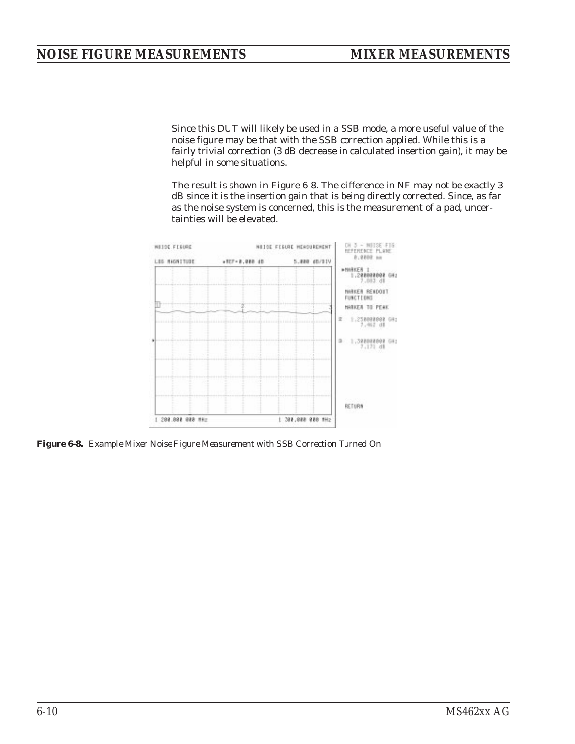Since this DUT will likely be used in a SSB mode, a more useful value of the noise figure may be that with the SSB correction applied. While this is a fairly trivial correction (3 dB decrease in calculated insertion gain), it may be helpful in some situations.

The result is shown in Figure 6-8. The difference in NF may not be exactly 3 dB since it is the insertion gain that is being directly corrected. Since, as far as the noise system is concerned, this is the measurement of a pad, uncertainties will be elevated.

**Figure 6-8.** *Example Mixer Noise Figure Measurement with SSB Correction Turned On*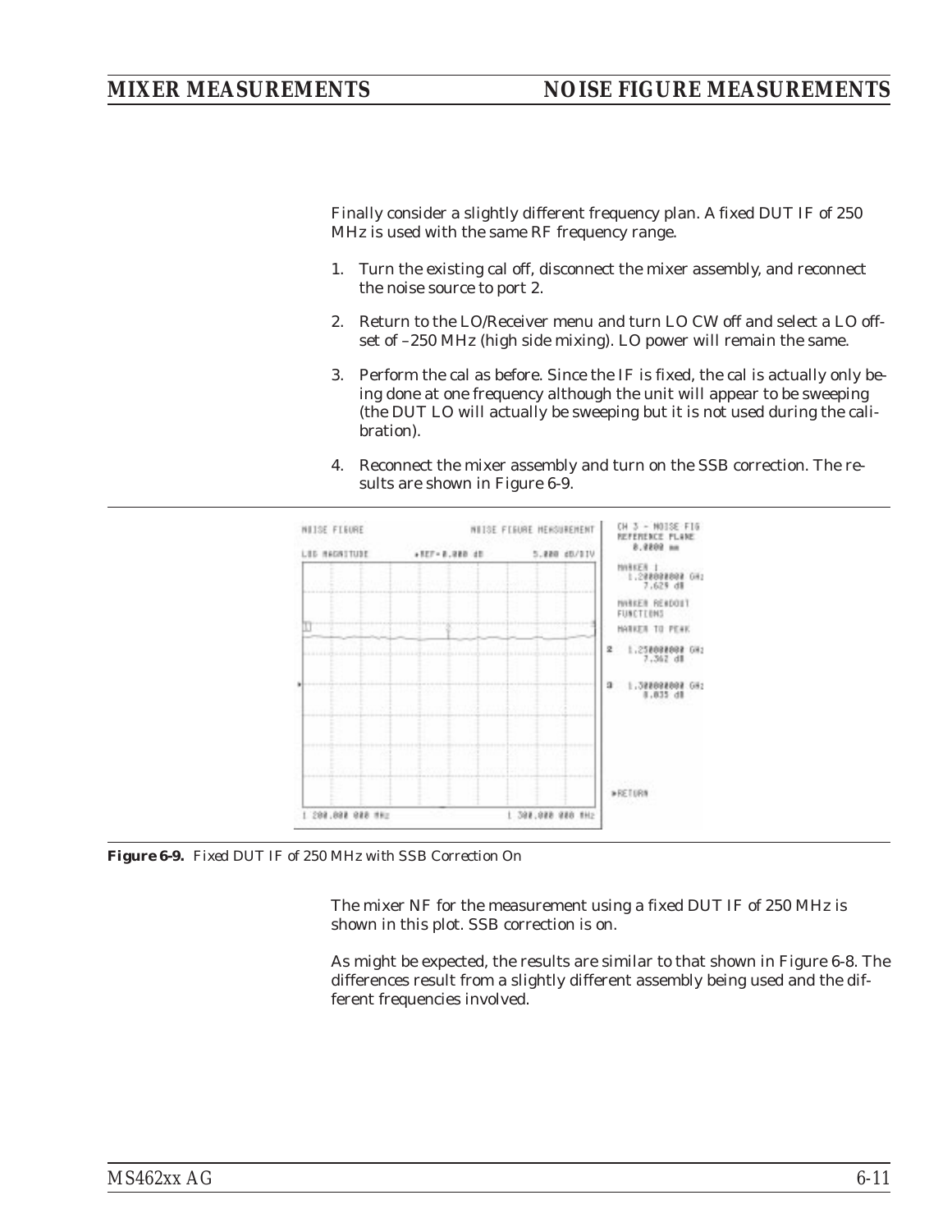Finally consider a slightly different frequency plan. A fixed DUT IF of 250 MHz is used with the same RF frequency range.

1. Turn the existing cal off, disconnect the mixer assembly, and reconnect the noise source to port 2.
2. Return to the LO/Receiver menu and turn LO CW off and select a LO offset of –250 MHz (high side mixing). LO power will remain the same.
3. Perform the cal as before. Since the IF is fixed, the cal is actually only being done at one frequency although the unit will appear to be sweeping (the DUT LO will actually be sweeping but it is not used during the calibration).
4. Reconnect the mixer assembly and turn on the SSB correction. The results are shown in Figure 6-9.

***Figure 6-9.*** *Fixed DUT IF of 250 MHz with SSB Correction On*

The mixer NF for the measurement using a fixed DUT IF of 250 MHz is shown in this plot. SSB correction is on.

As might be expected, the results are similar to that shown in Figure 6-8. The differences result from a slightly different assembly being used and the different frequencies involved.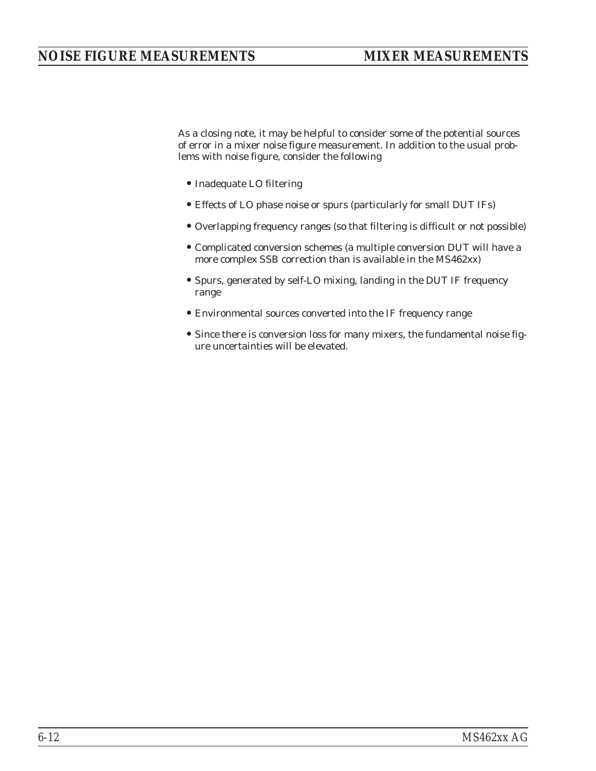As a closing note, it may be helpful to consider some of the potential sources of error in a mixer noise figure measurement. In addition to the usual problems with noise figure, consider the following

- Inadequate LO filtering
- Effects of LO phase noise or spurs (particularly for small DUT IFs)
- Overlapping frequency ranges (so that filtering is difficult or not possible)
- Complicated conversion schemes (a multiple conversion DUT will have a more complex SSB correction than is available in the MS462xx)
- Spurs, generated by self-LO mixing, landing in the DUT IF frequency range
- Environmental sources converted into the IF frequency range
- Since there is conversion loss for many mixers, the fundamental noise figure uncertainties will be elevated.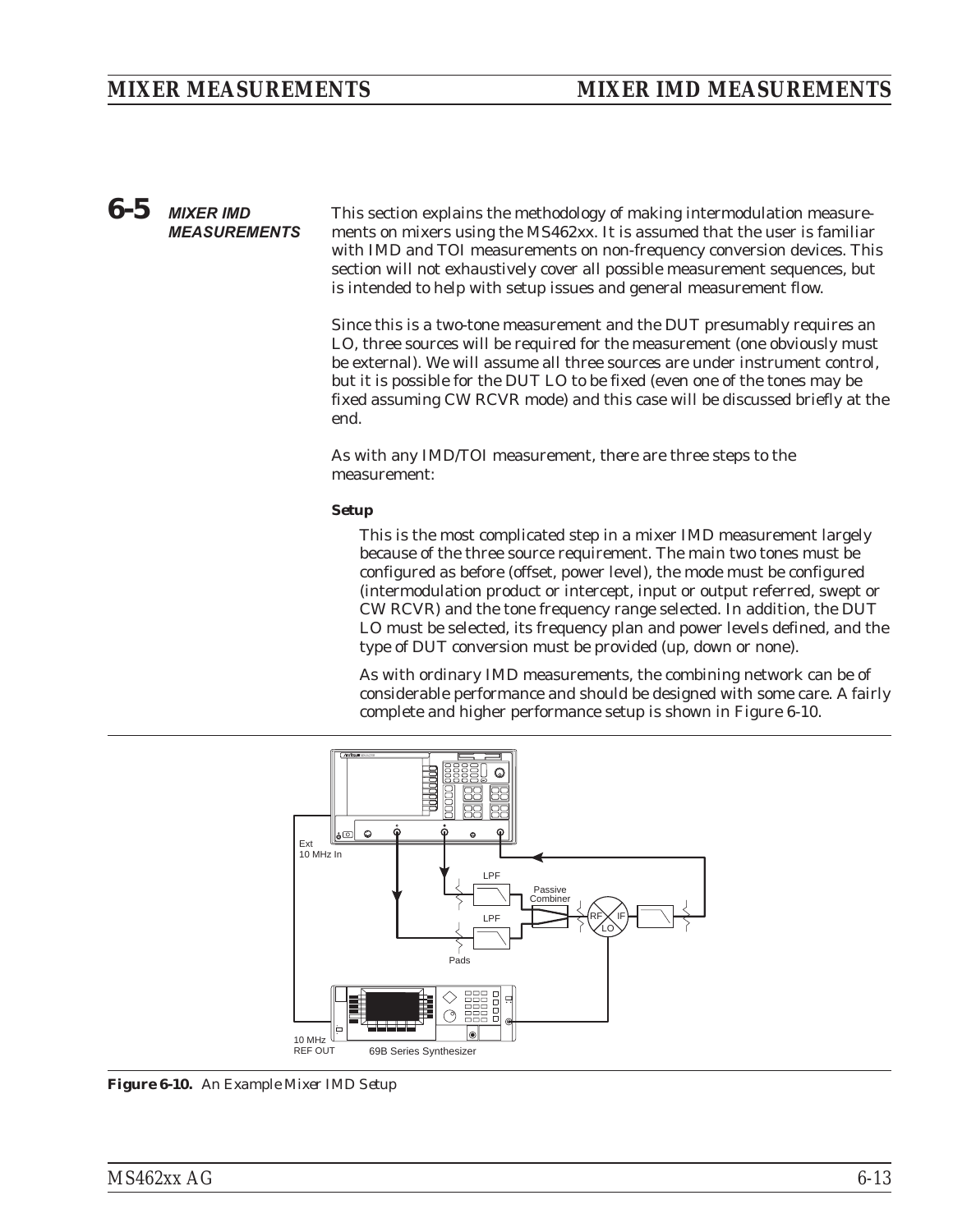## 6-5 MIXER IMD MEASUREMENTS

This section explains the methodology of making intermodulation measurements on mixers using the MS462xx. It is assumed that the user is familiar with IMD and TOI measurements on non-frequency conversion devices. This section will not exhaustively cover all possible measurement sequences, but is intended to help with setup issues and general measurement flow.

Since this is a two-tone measurement and the DUT presumably requires an LO, three sources will be required for the measurement (one obviously must be external). We will assume all three sources are under instrument control, but it is possible for the DUT LO to be fixed (even one of the tones may be fixed assuming CW RCVR mode) and this case will be discussed briefly at the end.

As with any IMD/TOI measurement, there are three steps to the measurement:

**Setup**

This is the most complicated step in a mixer IMD measurement largely because of the three source requirement. The main two tones must be configured as before (offset, power level), the mode must be configured (intermodulation product or intercept, input or output referred, swept or CW RCVR) and the tone frequency range selected. In addition, the DUT LO must be selected, its frequency plan and power levels defined, and the type of DUT conversion must be provided (up, down or none).

As with ordinary IMD measurements, the combining network can be of considerable performance and should be designed with some care. A fairly complete and higher performance setup is shown in Figure 6-10.

**Figure 6-10.** An Example Mixer IMD Setup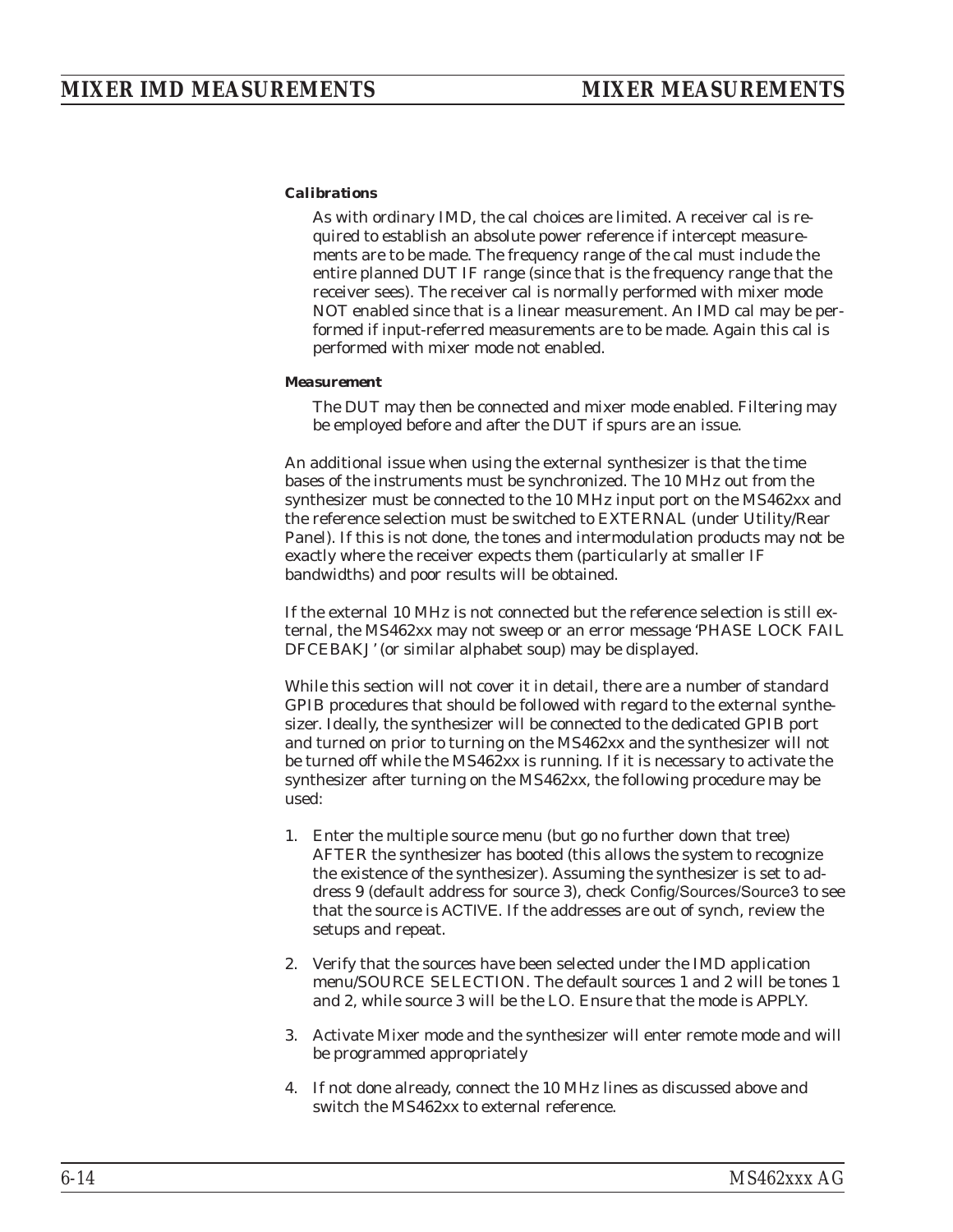***Calibrations***

As with ordinary IMD, the cal choices are limited. A receiver cal is required to establish an absolute power reference if intercept measurements are to be made. The frequency range of the cal must include the entire planned DUT IF range (since that is the frequency range that the receiver sees). The receiver cal is normally performed with mixer mode NOT enabled since that is a linear measurement. An IMD cal may be performed if input-referred measurements are to be made. Again this cal is performed with mixer mode not enabled.

***Measurement***

The DUT may then be connected and mixer mode enabled. Filtering may be employed before and after the DUT if spurs are an issue.

An additional issue when using the external synthesizer is that the time bases of the instruments must be synchronized. The 10 MHz out from the synthesizer must be connected to the 10 MHz input port on the MS462xx and the reference selection must be switched to EXTERNAL (under Utility/Rear Panel). If this is not done, the tones and intermodulation products may not be exactly where the receiver expects them (particularly at smaller IF bandwidths) and poor results will be obtained.

If the external 10 MHz is not connected but the reference selection is still external, the MS462xx may not sweep or an error message 'PHASE LOCK FAIL DFCEBAKJ' (or similar alphabet soup) may be displayed.

While this section will not cover it in detail, there are a number of standard GPIB procedures that should be followed with regard to the external synthesizer. Ideally, the synthesizer will be connected to the dedicated GPIB port and turned on prior to turning on the MS462xx and the synthesizer will not be turned off while the MS462xx is running. If it is necessary to activate the synthesizer after turning on the MS462xx, the following procedure may be used:

1. Enter the multiple source menu (but go no further down that tree) AFTER the synthesizer has booted (this allows the system to recognize the existence of the synthesizer). Assuming the synthesizer is set to address 9 (default address for source 3), check Config/Sources/Source3 to see that the source is ACTIVE. If the addresses are out of synch, review the setups and repeat.

2. Verify that the sources have been selected under the IMD application menu/SOURCE SELECTION. The default sources 1 and 2 will be tones 1 and 2, while source 3 will be the LO. Ensure that the mode is APPLY.

3. Activate Mixer mode and the synthesizer will enter remote mode and will be programmed appropriately

4. If not done already, connect the 10 MHz lines as discussed above and switch the MS462xx to external reference.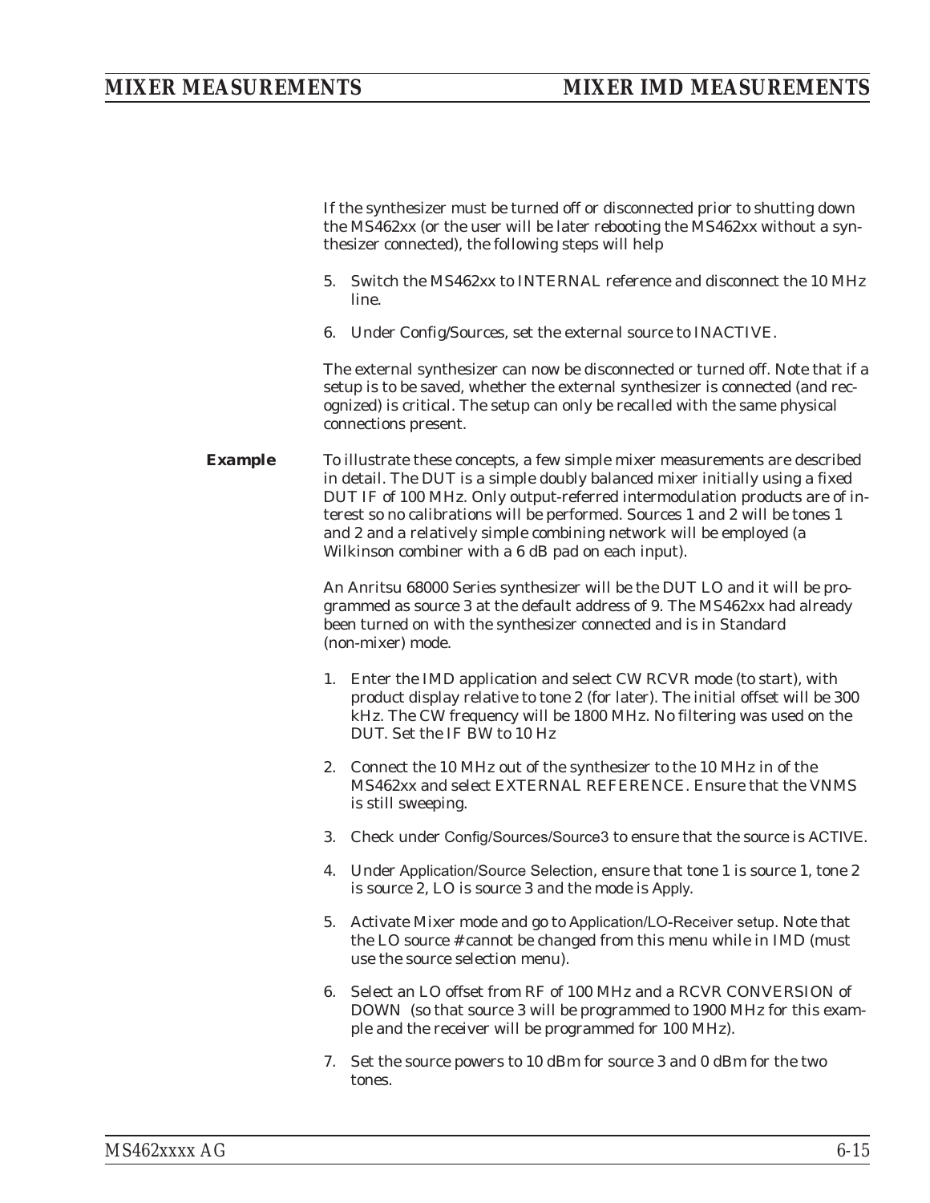If the synthesizer must be turned off or disconnected prior to shutting down the MS462xx (or the user will be later rebooting the MS462xx without a synthesizer connected), the following steps will help

5. Switch the MS462xx to INTERNAL reference and disconnect the 10 MHz line.

6. Under Config/Sources, set the external source to INACTIVE.

The external synthesizer can now be disconnected or turned off. Note that if a setup is to be saved, whether the external synthesizer is connected (and recognized) is critical. The setup can only be recalled with the same physical connections present.

**Example**

To illustrate these concepts, a few simple mixer measurements are described in detail. The DUT is a simple doubly balanced mixer initially using a fixed DUT IF of 100 MHz. Only output-referred intermodulation products are of interest so no calibrations will be performed. Sources 1 and 2 will be tones 1 and 2 and a relatively simple combining network will be employed (a Wilkinson combiner with a 6 dB pad on each input).

An Anritsu 68000 Series synthesizer will be the DUT LO and it will be programmed as source 3 at the default address of 9. The MS462xx had already been turned on with the synthesizer connected and is in Standard (non-mixer) mode.

1. Enter the IMD application and select CW RCVR mode (to start), with product display relative to tone 2 (for later). The initial offset will be 300 kHz. The CW frequency will be 1800 MHz. No filtering was used on the DUT. Set the IF BW to 10 Hz

2. Connect the 10 MHz out of the synthesizer to the 10 MHz in of the MS462xx and select EXTERNAL REFERENCE. Ensure that the VNMS is still sweeping.

3. Check under Config/Sources/Source3 to ensure that the source is ACTIVE.

4. Under Application/Source Selection, ensure that tone 1 is source 1, tone 2 is source 2, LO is source 3 and the mode is Apply.

5. Activate Mixer mode and go to Application/LO-Receiver setup. Note that the LO source # cannot be changed from this menu while in IMD (must use the source selection menu).

6. Select an LO offset from RF of 100 MHz and a RCVR CONVERSION of DOWN (so that source 3 will be programmed to 1900 MHz for this example and the receiver will be programmed for 100 MHz).

7. Set the source powers to 10 dBm for source 3 and 0 dBm for the two tones.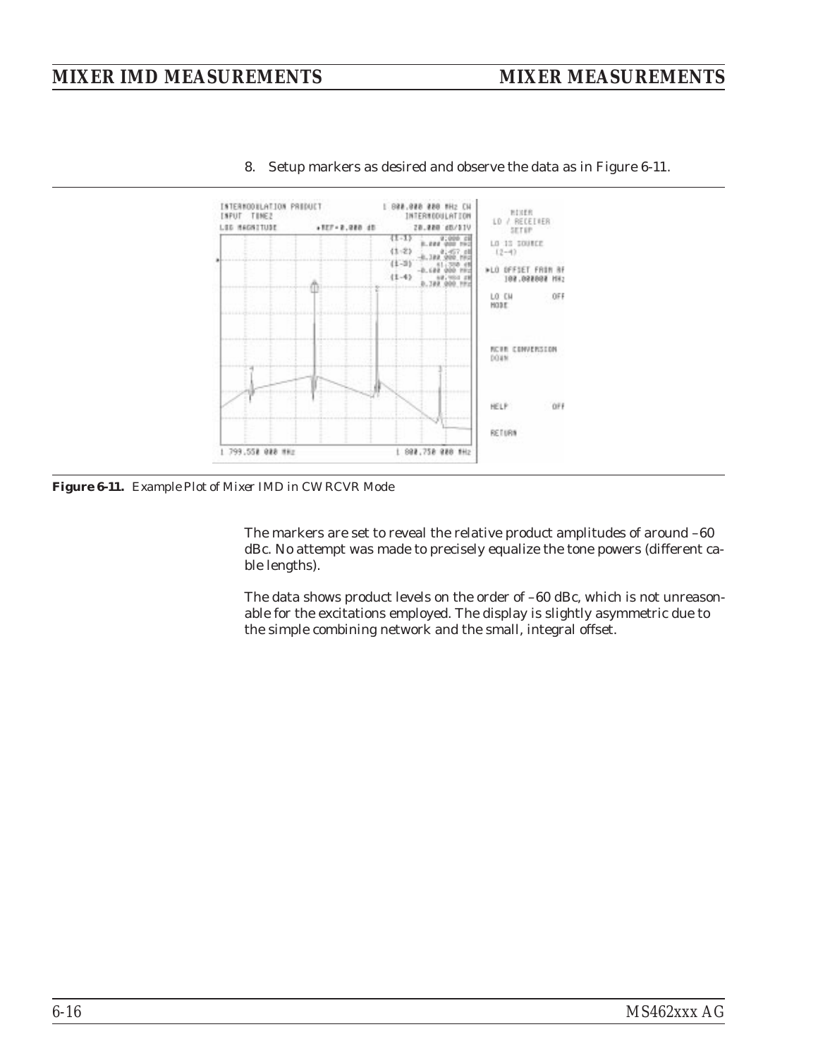8. Setup markers as desired and observe the data as in Figure 6-11.

**Figure 6-11.** *Example Plot of Mixer IMD in CW RCVR Mode*

The markers are set to reveal the relative product amplitudes of around –60 dBc. No attempt was made to precisely equalize the tone powers (different cable lengths).

The data shows product levels on the order of –60 dBc, which is not unreasonable for the excitations employed. The display is slightly asymmetric due to the simple combining network and the small, integral offset.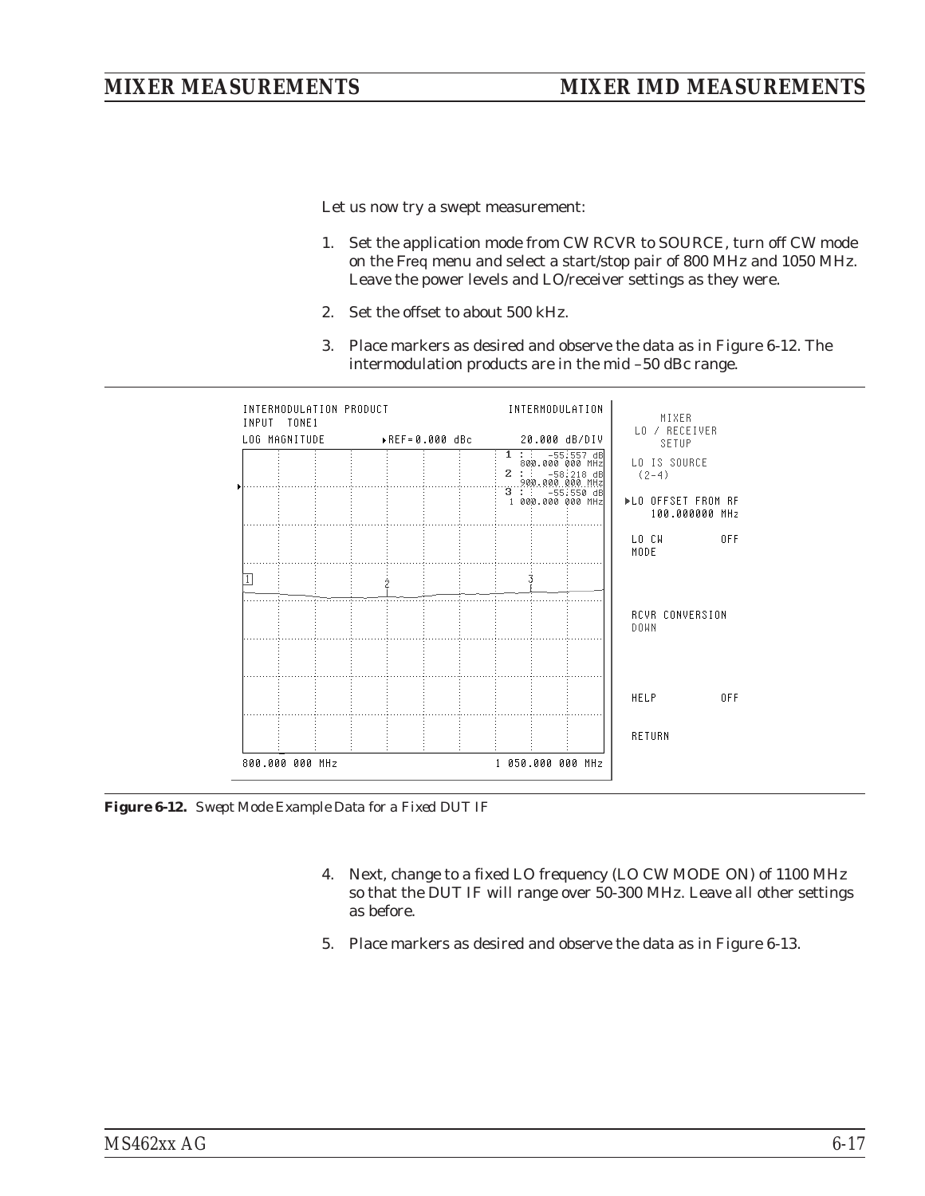Let us now try a swept measurement:

1. Set the application mode from CW RCVR to SOURCE, turn off CW mode on the Freq menu and select a start/stop pair of 800 MHz and 1050 MHz. Leave the power levels and LO/receiver settings as they were.

2. Set the offset to about 500 kHz.

3. Place markers as desired and observe the data as in Figure 6-12. The intermodulation products are in the mid –50 dBc range.

```
INTERMODULATION PRODUCT                    INTERMODULATION
INPUT  TONE1
LOG MAGNITUDE        ▸REF= 0.000 dBc          20.000 dB/DIV

1 :   -55.557 dB    800.000 000 MHz
2 :   -58.218 dB    900.000 000 MHz
3 :   -55.550 dB  1 000.000 000 MHz

800.000 000 MHz                            1 050.000 000 MHz
```

```
MIXER
LO / RECEIVER
SETUP

LO IS SOURCE
(2-4)

▸LO OFFSET FROM RF
  100.000000 MHz

LO CW           OFF
MODE

RCVR CONVERSION
DOWN

HELP            OFF

RETURN
```

**Figure 6-12.** *Swept Mode Example Data for a Fixed DUT IF*

4. Next, change to a fixed LO frequency (LO CW MODE ON) of 1100 MHz so that the DUT IF will range over 50-300 MHz. Leave all other settings as before.

5. Place markers as desired and observe the data as in Figure 6-13.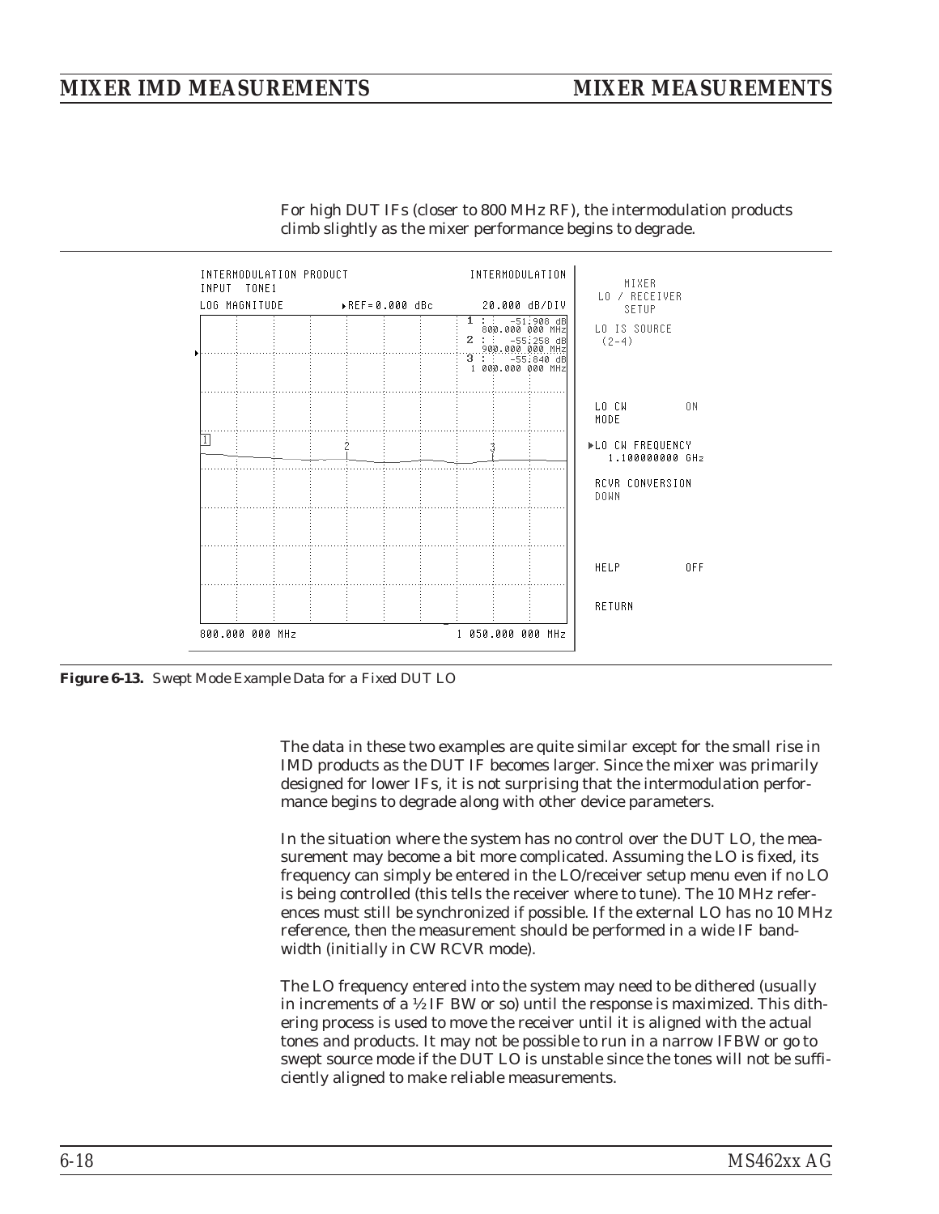For high DUT IFs (closer to 800 MHz RF), the intermodulation products climb slightly as the mixer performance begins to degrade.

```
INTERMODULATION PRODUCT                          INTERMODULATION
INPUT  TONE1
LOG MAGNITUDE          ▸REF=0.000 dBc           20.000 dB/DIV
                                          1 :    -51.908 dB
                                              800.000 000 MHz
                                          2 :    -55.258 dB
                                              900.000 000 MHz
                                          3 :    -55.840 dB
                                            1 000.000 000 MHz

800.000 000 MHz                                1 050.000 000 MHz
```

```
MIXER
LO / RECEIVER
SETUP

LO IS SOURCE
(2-4)

LO CW          ON
MODE

▸LO CW FREQUENCY
  1.100000000 GHz

RCVR CONVERSION
DOWN

HELP           OFF

RETURN
```

***Figure 6-13.*** *Swept Mode Example Data for a Fixed DUT LO*

The data in these two examples are quite similar except for the small rise in IMD products as the DUT IF becomes larger. Since the mixer was primarily designed for lower IFs, it is not surprising that the intermodulation performance begins to degrade along with other device parameters.

In the situation where the system has no control over the DUT LO, the measurement may become a bit more complicated. Assuming the LO is fixed, its frequency can simply be entered in the LO/receiver setup menu even if no LO is being controlled (this tells the receiver where to tune). The 10 MHz references must still be synchronized if possible. If the external LO has no 10 MHz reference, then the measurement should be performed in a wide IF bandwidth (initially in CW RCVR mode).

The LO frequency entered into the system may need to be dithered (usually in increments of a ½ IF BW or so) until the response is maximized. This dithering process is used to move the receiver until it is aligned with the actual tones and products. It may not be possible to run in a narrow IFBW or go to swept source mode if the DUT LO is unstable since the tones will not be sufficiently aligned to make reliable measurements.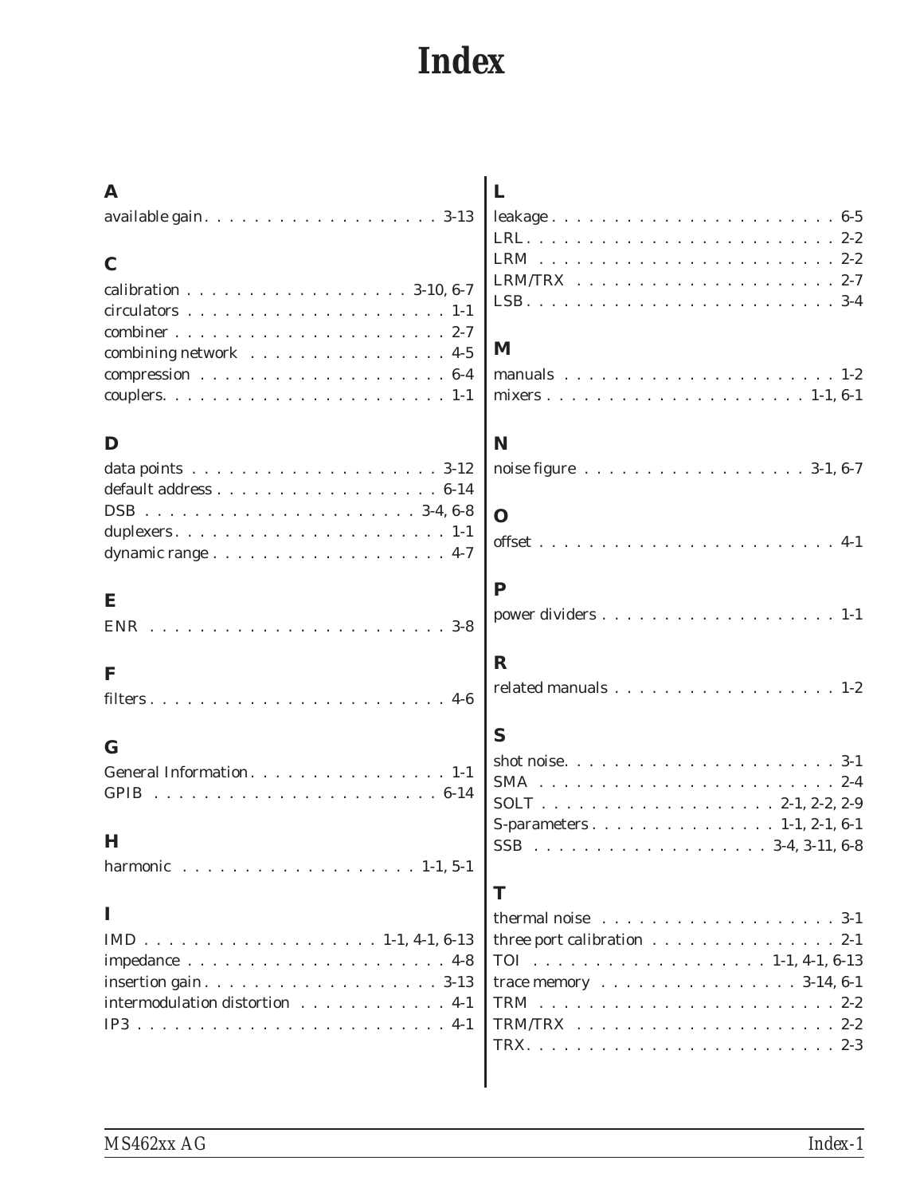# Index

## A

available gain . . . . . . . . . . . . . . . . . . . 3-13

## C

calibration . . . . . . . . . . . . . . . . . . 3-10, 6-7
circulators . . . . . . . . . . . . . . . . . . . . . 1-1
combiner . . . . . . . . . . . . . . . . . . . . . . 2-7
combining network . . . . . . . . . . . . . . . . 4-5
compression . . . . . . . . . . . . . . . . . . . . 6-4
couplers. . . . . . . . . . . . . . . . . . . . . . . 1-1

## D

data points . . . . . . . . . . . . . . . . . . . . 3-12
default address . . . . . . . . . . . . . . . . . . 6-14
DSB . . . . . . . . . . . . . . . . . . . . . 3-4, 6-8
duplexers. . . . . . . . . . . . . . . . . . . . . . 1-1
dynamic range . . . . . . . . . . . . . . . . . . . 4-7

## E

ENR . . . . . . . . . . . . . . . . . . . . . . . . 3-8

## F

filters . . . . . . . . . . . . . . . . . . . . . . . 4-6

## G

General Information. . . . . . . . . . . . . . . . 1-1
GPIB . . . . . . . . . . . . . . . . . . . . . . . 6-14

## H

harmonic . . . . . . . . . . . . . . . . . . 1-1, 5-1

## I

IMD . . . . . . . . . . . . . . . . . . . 1-1, 4-1, 6-13
impedance . . . . . . . . . . . . . . . . . . . . . 4-8
insertion gain. . . . . . . . . . . . . . . . . . . 3-13
intermodulation distortion . . . . . . . . . . . . 4-1
IP3 . . . . . . . . . . . . . . . . . . . . . . . . . 4-1

## L

leakage . . . . . . . . . . . . . . . . . . . . . . . 6-5
LRL. . . . . . . . . . . . . . . . . . . . . . . . . 2-2
LRM . . . . . . . . . . . . . . . . . . . . . . . . 2-2
LRM/TRX . . . . . . . . . . . . . . . . . . . . . 2-7
LSB. . . . . . . . . . . . . . . . . . . . . . . . . 3-4

## M

manuals . . . . . . . . . . . . . . . . . . . . . . 1-2
mixers . . . . . . . . . . . . . . . . . . . . 1-1, 6-1

## N

noise figure . . . . . . . . . . . . . . . . . 3-1, 6-7

## O

offset . . . . . . . . . . . . . . . . . . . . . . . 4-1

## P

power dividers . . . . . . . . . . . . . . . . . . 1-1

## R

related manuals . . . . . . . . . . . . . . . . . . 1-2

## S

shot noise. . . . . . . . . . . . . . . . . . . . . 3-1
SMA . . . . . . . . . . . . . . . . . . . . . . . . 2-4
SOLT . . . . . . . . . . . . . . . . . . 2-1, 2-2, 2-9
S-parameters . . . . . . . . . . . . . . . 1-1, 2-1, 6-1
SSB . . . . . . . . . . . . . . . . . . . 3-4, 3-11, 6-8

## T

thermal noise . . . . . . . . . . . . . . . . . . . 3-1
three port calibration . . . . . . . . . . . . . . . 2-1
TOI . . . . . . . . . . . . . . . . . . . 1-1, 4-1, 6-13
trace memory . . . . . . . . . . . . . . . . 3-14, 6-1
TRM . . . . . . . . . . . . . . . . . . . . . . . . 2-2
TRM/TRX . . . . . . . . . . . . . . . . . . . . . 2-2
TRX. . . . . . . . . . . . . . . . . . . . . . . . . 2-3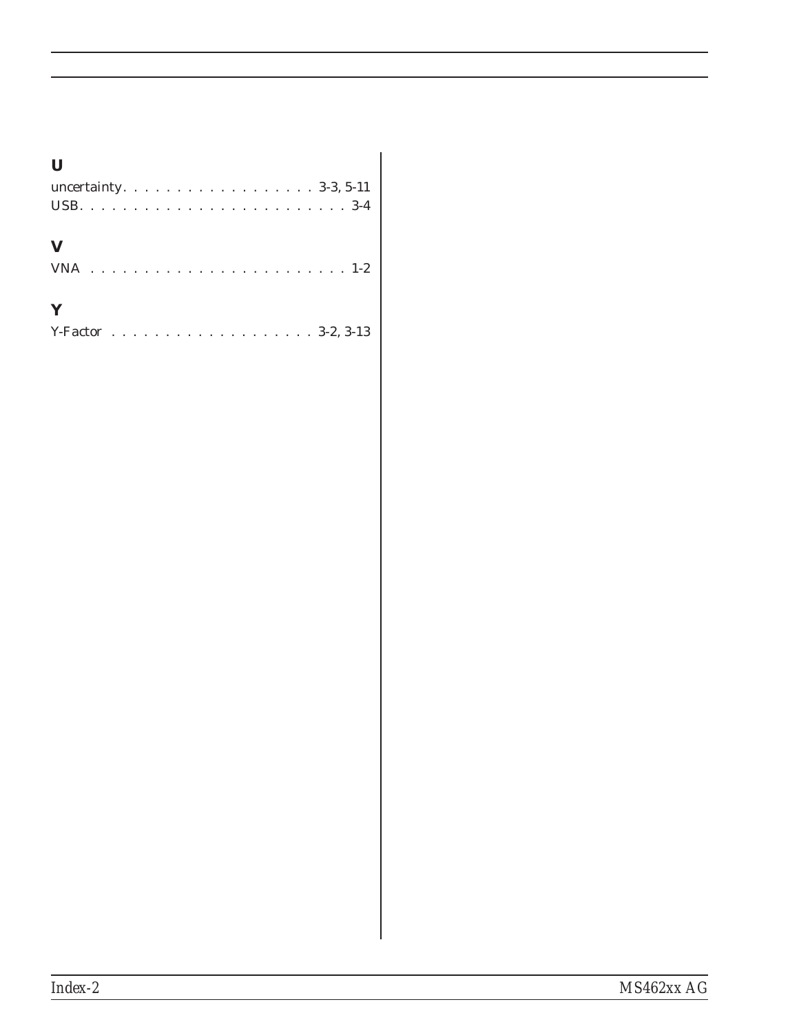## U

uncertainty . . . . . . . . . . . . . . . . . . 3-3, 5-11
USB. . . . . . . . . . . . . . . . . . . . . . . . . 3-4

## V

VNA . . . . . . . . . . . . . . . . . . . . . . . . 1-2

## Y

Y-Factor . . . . . . . . . . . . . . . . . . . 3-2, 3-13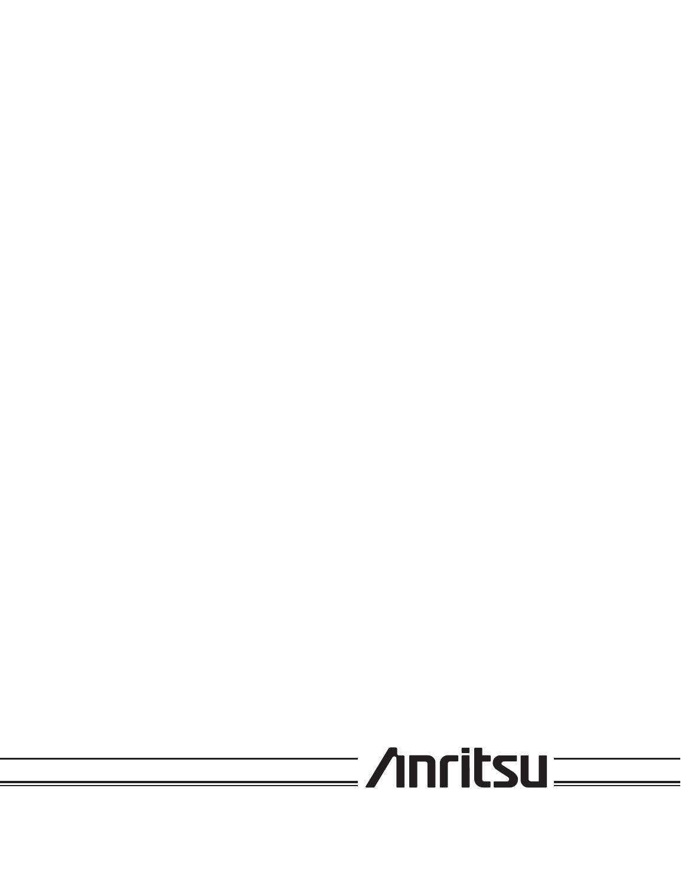Anritsu